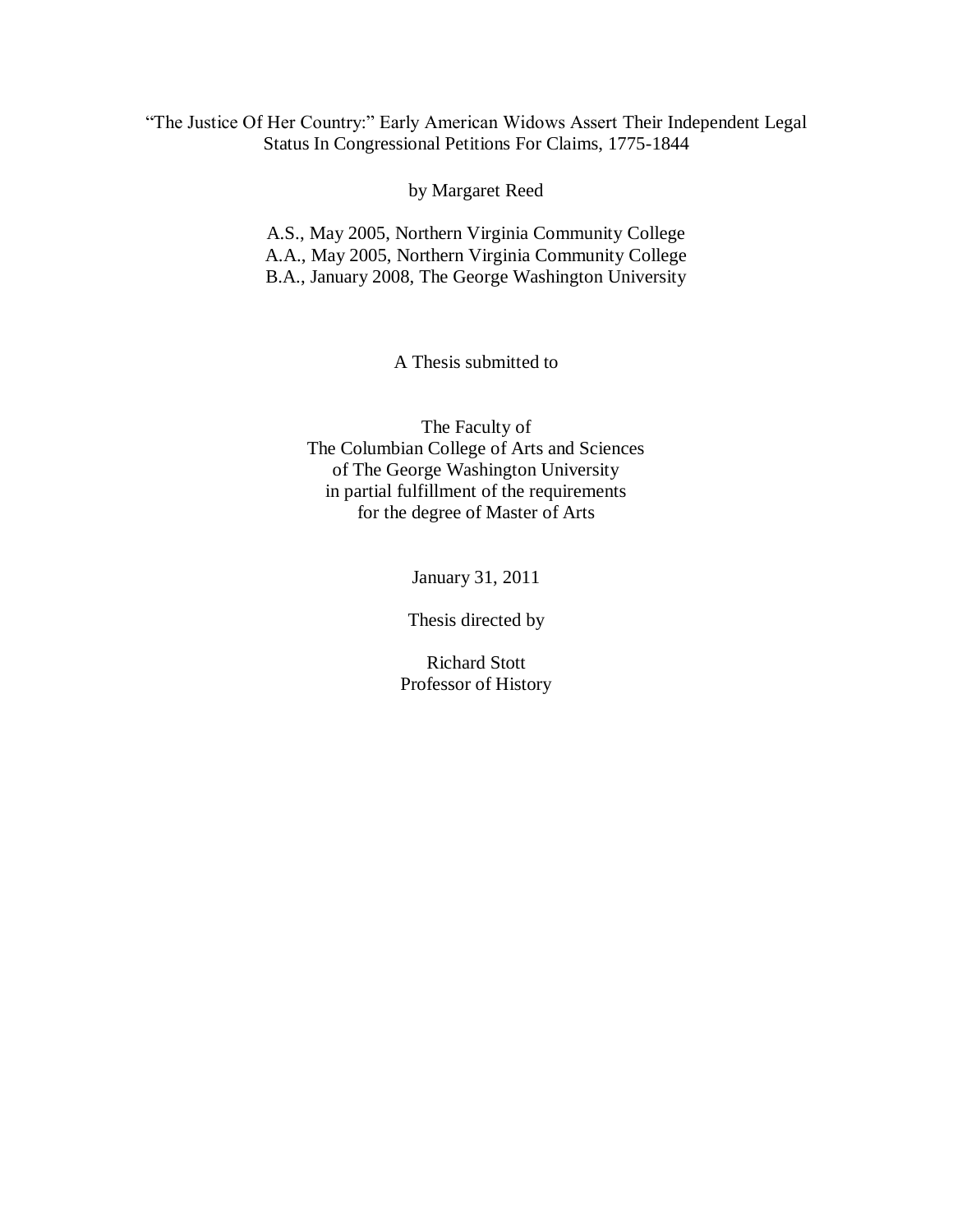# "The Justice Of Her Country:" Early American Widows Assert Their Independent Legal Status In Congressional Petitions For Claims, 1775-1844

by Margaret Reed

A.S., May 2005, Northern Virginia Community College
A.A., May 2005, Northern Virginia Community College
B.A., January 2008, The George Washington University

A Thesis submitted to

The Faculty of
The Columbian College of Arts and Sciences
of The George Washington University
in partial fulfillment of the requirements
for the degree of Master of Arts

January 31, 2011

Thesis directed by

Richard Stott
Professor of History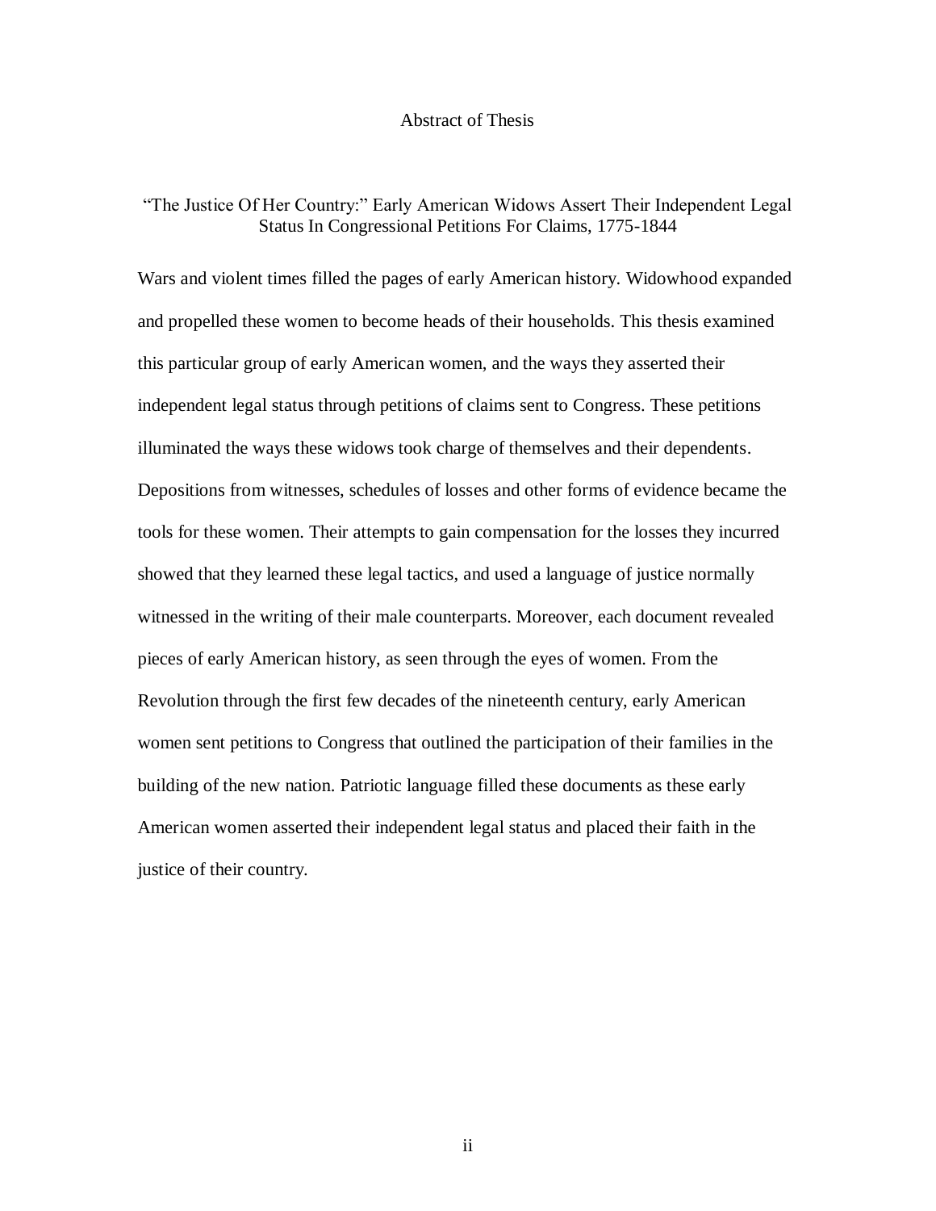# Abstract of Thesis

## "The Justice Of Her Country:" Early American Widows Assert Their Independent Legal Status In Congressional Petitions For Claims, 1775-1844

Wars and violent times filled the pages of early American history. Widowhood expanded and propelled these women to become heads of their households. This thesis examined this particular group of early American women, and the ways they asserted their independent legal status through petitions of claims sent to Congress. These petitions illuminated the ways these widows took charge of themselves and their dependents. Depositions from witnesses, schedules of losses and other forms of evidence became the tools for these women. Their attempts to gain compensation for the losses they incurred showed that they learned these legal tactics, and used a language of justice normally witnessed in the writing of their male counterparts. Moreover, each document revealed pieces of early American history, as seen through the eyes of women. From the Revolution through the first few decades of the nineteenth century, early American women sent petitions to Congress that outlined the participation of their families in the building of the new nation. Patriotic language filled these documents as these early American women asserted their independent legal status and placed their faith in the justice of their country.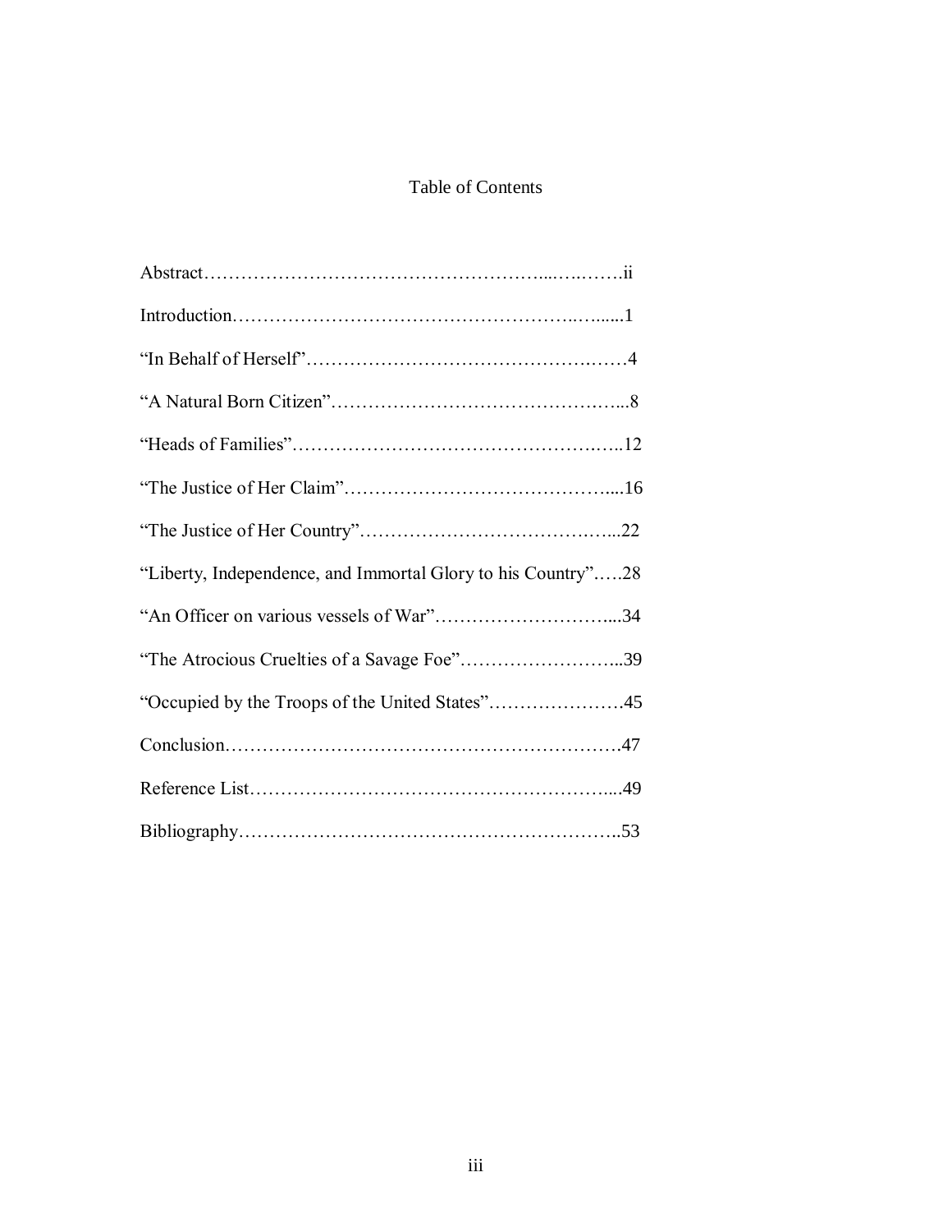# Table of Contents

Abstract……………………………………………………...….…….ii

Introduction………………………………………………..….....1

"In Behalf of Herself"…………………………………….……4

"A Natural Born Citizen"……………………………………...8

"Heads of Families"……………………………………….…..12

"The Justice of Her Claim"…………………………………....16

"The Justice of Her Country"………………………….…...22

"Liberty, Independence, and Immortal Glory to his Country"…..28

"An Officer on various vessels of War"……………………....34

"The Atrocious Cruelties of a Savage Foe"……………………..39

"Occupied by the Troops of the United States"………………….45

Conclusion……………………………………………………….47

Reference List…………………………………………………....49

Bibliography……………………………………………………..53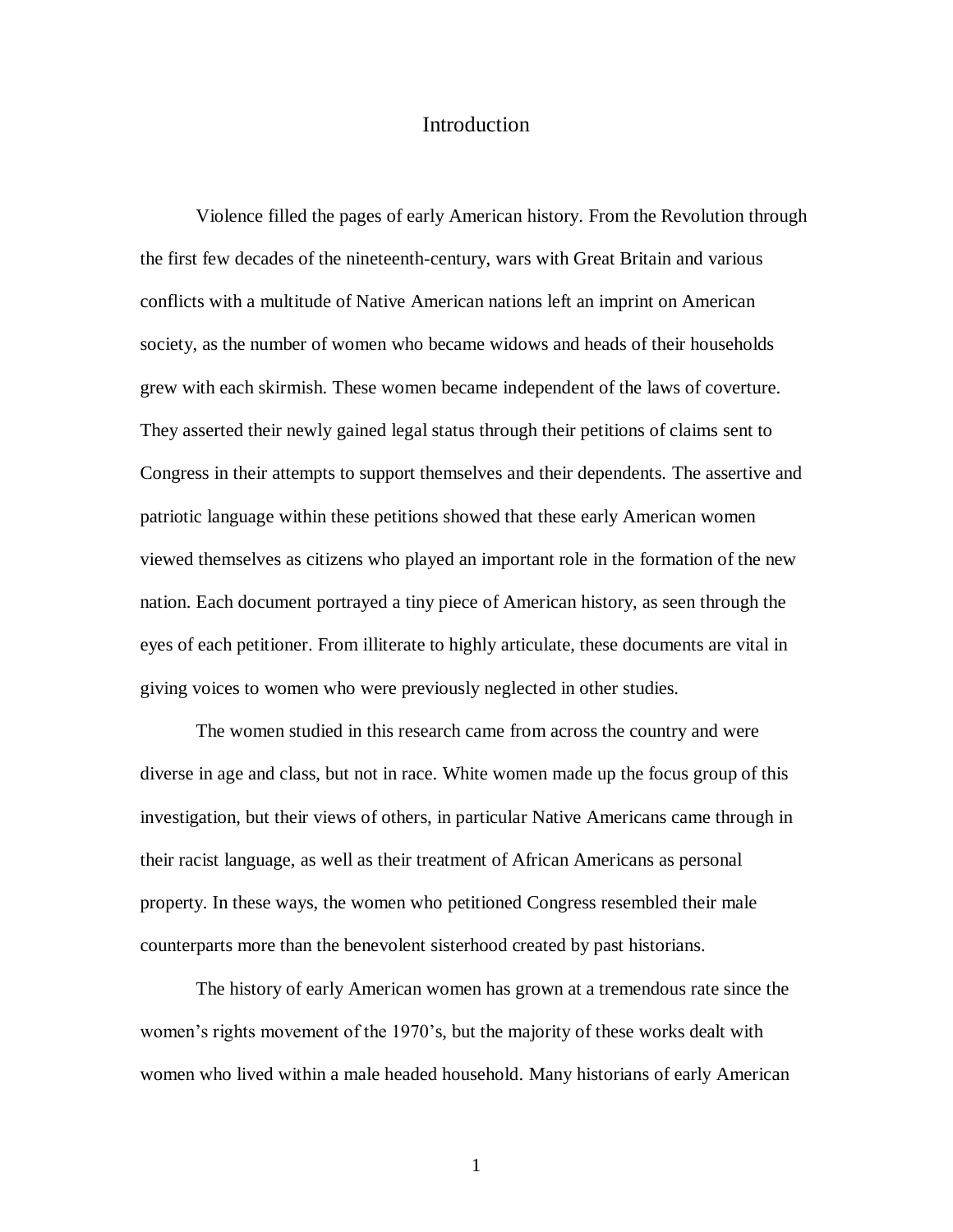# Introduction

Violence filled the pages of early American history. From the Revolution through the first few decades of the nineteenth-century, wars with Great Britain and various conflicts with a multitude of Native American nations left an imprint on American society, as the number of women who became widows and heads of their households grew with each skirmish. These women became independent of the laws of coverture. They asserted their newly gained legal status through their petitions of claims sent to Congress in their attempts to support themselves and their dependents. The assertive and patriotic language within these petitions showed that these early American women viewed themselves as citizens who played an important role in the formation of the new nation. Each document portrayed a tiny piece of American history, as seen through the eyes of each petitioner. From illiterate to highly articulate, these documents are vital in giving voices to women who were previously neglected in other studies.

The women studied in this research came from across the country and were diverse in age and class, but not in race. White women made up the focus group of this investigation, but their views of others, in particular Native Americans came through in their racist language, as well as their treatment of African Americans as personal property. In these ways, the women who petitioned Congress resembled their male counterparts more than the benevolent sisterhood created by past historians.

The history of early American women has grown at a tremendous rate since the women's rights movement of the 1970's, but the majority of these works dealt with women who lived within a male headed household. Many historians of early American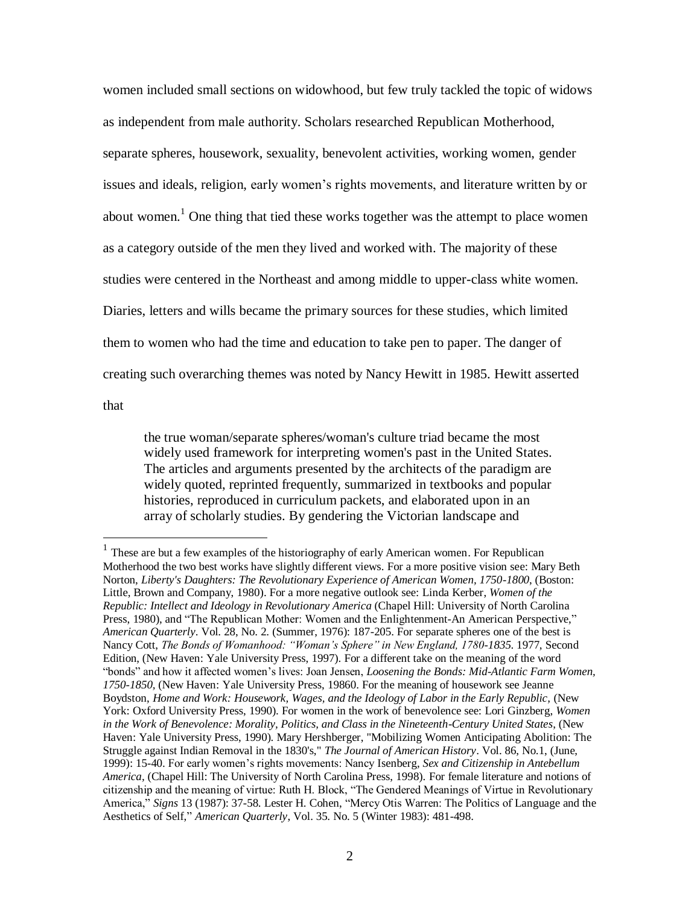women included small sections on widowhood, but few truly tackled the topic of widows as independent from male authority. Scholars researched Republican Motherhood, separate spheres, housework, sexuality, benevolent activities, working women, gender issues and ideals, religion, early women's rights movements, and literature written by or about women.[1] One thing that tied these works together was the attempt to place women as a category outside of the men they lived and worked with. The majority of these studies were centered in the Northeast and among middle to upper-class white women. Diaries, letters and wills became the primary sources for these studies, which limited them to women who had the time and education to take pen to paper. The danger of creating such overarching themes was noted by Nancy Hewitt in 1985. Hewitt asserted that

> the true woman/separate spheres/woman's culture triad became the most widely used framework for interpreting women's past in the United States. The articles and arguments presented by the architects of the paradigm are widely quoted, reprinted frequently, summarized in textbooks and popular histories, reproduced in curriculum packets, and elaborated upon in an array of scholarly studies. By gendering the Victorian landscape and

---

[1] These are but a few examples of the historiography of early American women. For Republican Motherhood the two best works have slightly different views. For a more positive vision see: Mary Beth Norton, *Liberty's Daughters: The Revolutionary Experience of American Women, 1750-1800*, (Boston: Little, Brown and Company, 1980). For a more negative outlook see: Linda Kerber, *Women of the Republic: Intellect and Ideology in Revolutionary America* (Chapel Hill: University of North Carolina Press, 1980), and "The Republican Mother: Women and the Enlightenment-An American Perspective," *American Quarterly*. Vol. 28, No. 2. (Summer, 1976): 187-205. For separate spheres one of the best is Nancy Cott, *The Bonds of Womanhood: "Woman's Sphere" in New England, 1780-1835*. 1977, Second Edition, (New Haven: Yale University Press, 1997). For a different take on the meaning of the word "bonds" and how it affected women's lives: Joan Jensen, *Loosening the Bonds: Mid-Atlantic Farm Women, 1750-1850*, (New Haven: Yale University Press, 19860. For the meaning of housework see Jeanne Boydston, *Home and Work: Housework, Wages, and the Ideology of Labor in the Early Republic*, (New York: Oxford University Press, 1990). For women in the work of benevolence see: Lori Ginzberg, *Women in the Work of Benevolence: Morality, Politics, and Class in the Nineteenth-Century United States*, (New Haven: Yale University Press, 1990). Mary Hershberger, "Mobilizing Women Anticipating Abolition: The Struggle against Indian Removal in the 1830's," *The Journal of American History*. Vol. 86, No.1, (June, 1999): 15-40. For early women's rights movements: Nancy Isenberg, *Sex and Citizenship in Antebellum America*, (Chapel Hill: The University of North Carolina Press, 1998). For female literature and notions of citizenship and the meaning of virtue: Ruth H. Block, "The Gendered Meanings of Virtue in Revolutionary America," *Signs* 13 (1987): 37-58. Lester H. Cohen, "Mercy Otis Warren: The Politics of Language and the Aesthetics of Self," *American Quarterly*, Vol. 35. No. 5 (Winter 1983): 481-498.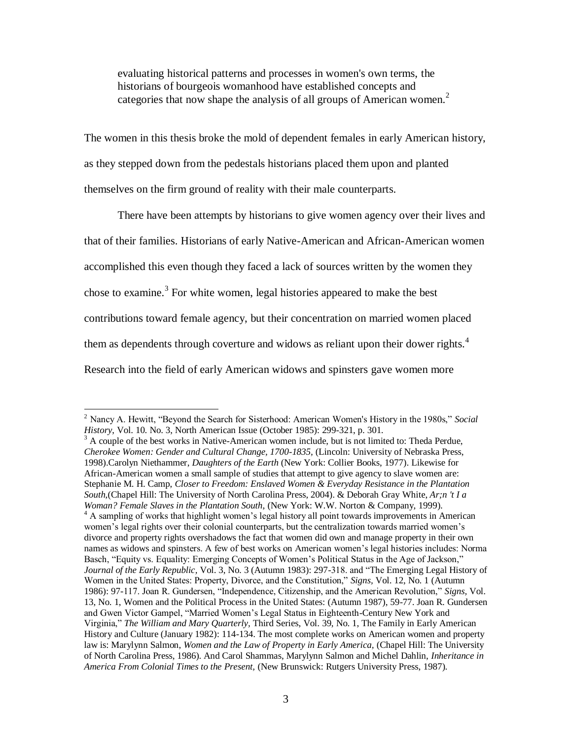> evaluating historical patterns and processes in women's own terms, the historians of bourgeois womanhood have established concepts and categories that now shape the analysis of all groups of American women.[2]

The women in this thesis broke the mold of dependent females in early American history, as they stepped down from the pedestals historians placed them upon and planted themselves on the firm ground of reality with their male counterparts.

There have been attempts by historians to give women agency over their lives and that of their families. Historians of early Native-American and African-American women accomplished this even though they faced a lack of sources written by the women they chose to examine.[3] For white women, legal histories appeared to make the best contributions toward female agency, but their concentration on married women placed them as dependents through coverture and widows as reliant upon their dower rights.[4] Research into the field of early American widows and spinsters gave women more

---

[2] Nancy A. Hewitt, "Beyond the Search for Sisterhood: American Women's History in the 1980s," *Social History*, Vol. 10. No. 3, North American Issue (October 1985): 299-321, p. 301.

[3] A couple of the best works in Native-American women include, but is not limited to: Theda Perdue, *Cherokee Women: Gender and Cultural Change, 1700-1835,* (Lincoln: University of Nebraska Press, 1998).Carolyn Niethammer, *Daughters of the Earth* (New York: Collier Books, 1977). Likewise for African-American women a small sample of studies that attempt to give agency to slave women are: Stephanie M. H. Camp, *Closer to Freedom: Enslaved Women & Everyday Resistance in the Plantation South,*(Chapel Hill: The University of North Carolina Press, 2004). & Deborah Gray White, *Ar;n 't I a Woman? Female Slaves in the Plantation South*, (New York: W.W. Norton & Company, 1999).

[4] A sampling of works that highlight women's legal history all point towards improvements in American women's legal rights over their colonial counterparts, but the centralization towards married women's divorce and property rights overshadows the fact that women did own and manage property in their own names as widows and spinsters. A few of best works on American women's legal histories includes: Norma Basch, "Equity vs. Equality: Emerging Concepts of Women's Political Status in the Age of Jackson," *Journal of the Early Republic*, Vol. 3, No. 3 (Autumn 1983): 297-318. and "The Emerging Legal History of Women in the United States: Property, Divorce, and the Constitution," *Signs,* Vol. 12, No. 1 (Autumn 1986): 97-117. Joan R. Gundersen, "Independence, Citizenship, and the American Revolution," *Signs,* Vol. 13, No. 1, Women and the Political Process in the United States: (Autumn 1987), 59-77. Joan R. Gundersen and Gwen Victor Gampel, "Married Women's Legal Status in Eighteenth-Century New York and Virginia," *The William and Mary Quarterly,* Third Series, Vol. 39, No. 1, The Family in Early American History and Culture (January 1982): 114-134. The most complete works on American women and property law is: Marylynn Salmon, *Women and the Law of Property in Early America,* (Chapel Hill: The University of North Carolina Press, 1986). And Carol Shammas, Marylynn Salmon and Michel Dahlin, *Inheritance in America From Colonial Times to the Present,* (New Brunswick: Rutgers University Press, 1987).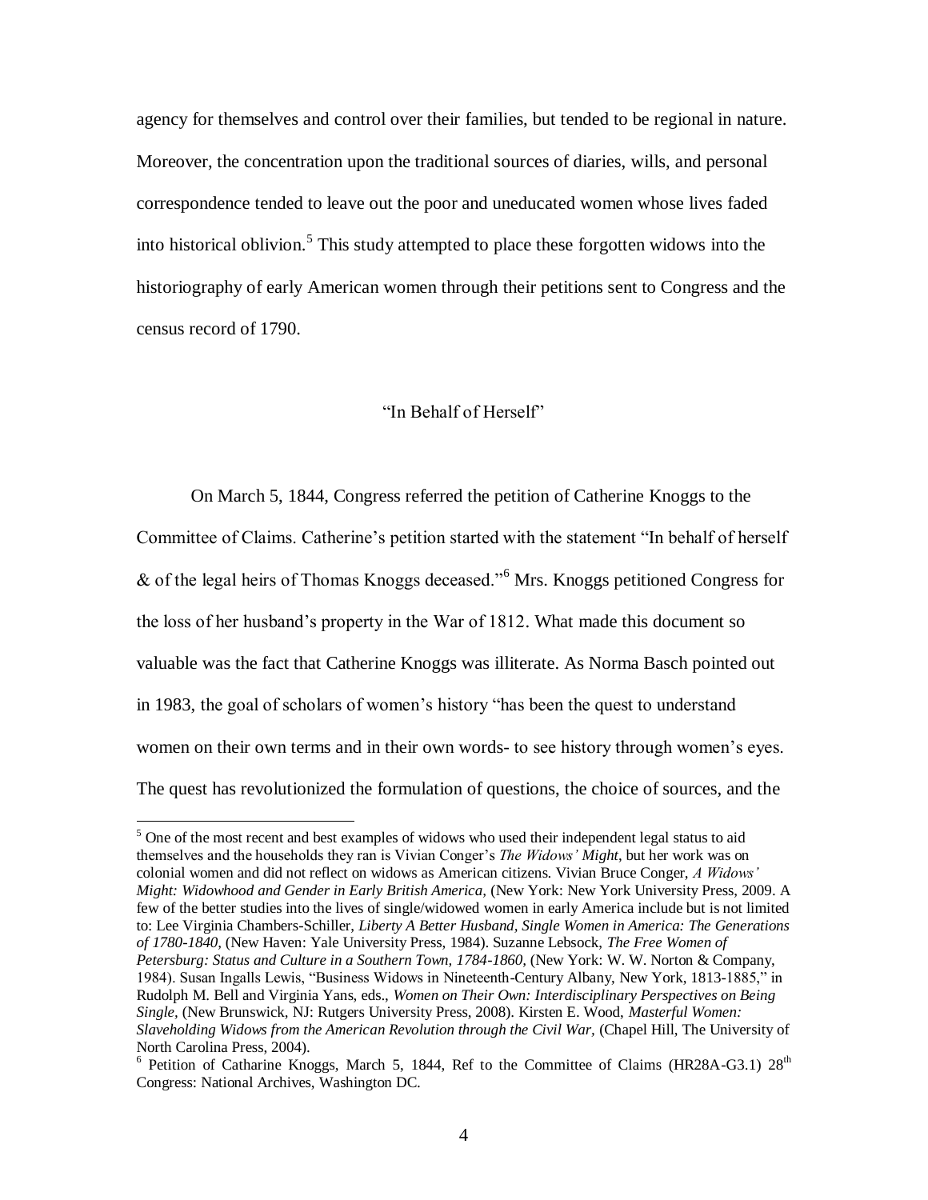agency for themselves and control over their families, but tended to be regional in nature. Moreover, the concentration upon the traditional sources of diaries, wills, and personal correspondence tended to leave out the poor and uneducated women whose lives faded into historical oblivion.[5] This study attempted to place these forgotten widows into the historiography of early American women through their petitions sent to Congress and the census record of 1790.

## "In Behalf of Herself"

On March 5, 1844, Congress referred the petition of Catherine Knoggs to the Committee of Claims. Catherine's petition started with the statement "In behalf of herself & of the legal heirs of Thomas Knoggs deceased."[6] Mrs. Knoggs petitioned Congress for the loss of her husband's property in the War of 1812. What made this document so valuable was the fact that Catherine Knoggs was illiterate. As Norma Basch pointed out in 1983, the goal of scholars of women's history "has been the quest to understand women on their own terms and in their own words- to see history through women's eyes. The quest has revolutionized the formulation of questions, the choice of sources, and the

---

[5] One of the most recent and best examples of widows who used their independent legal status to aid themselves and the households they ran is Vivian Conger's *The Widows' Might*, but her work was on colonial women and did not reflect on widows as American citizens. Vivian Bruce Conger, *A Widows' Might: Widowhood and Gender in Early British America*, (New York: New York University Press, 2009. A few of the better studies into the lives of single/widowed women in early America include but is not limited to: Lee Virginia Chambers-Schiller, *Liberty A Better Husband, Single Women in America: The Generations of 1780-1840,* (New Haven: Yale University Press, 1984). Suzanne Lebsock, *The Free Women of Petersburg: Status and Culture in a Southern Town, 1784-1860*, (New York: W. W. Norton & Company, 1984). Susan Ingalls Lewis, "Business Widows in Nineteenth-Century Albany, New York, 1813-1885," in Rudolph M. Bell and Virginia Yans, eds., *Women on Their Own: Interdisciplinary Perspectives on Being Single,* (New Brunswick, NJ: Rutgers University Press, 2008). Kirsten E. Wood, *Masterful Women: Slaveholding Widows from the American Revolution through the Civil War,* (Chapel Hill, The University of North Carolina Press, 2004).

[6] Petition of Catharine Knoggs, March 5, 1844, Ref to the Committee of Claims (HR28A-G3.1) 28th Congress: National Archives, Washington DC.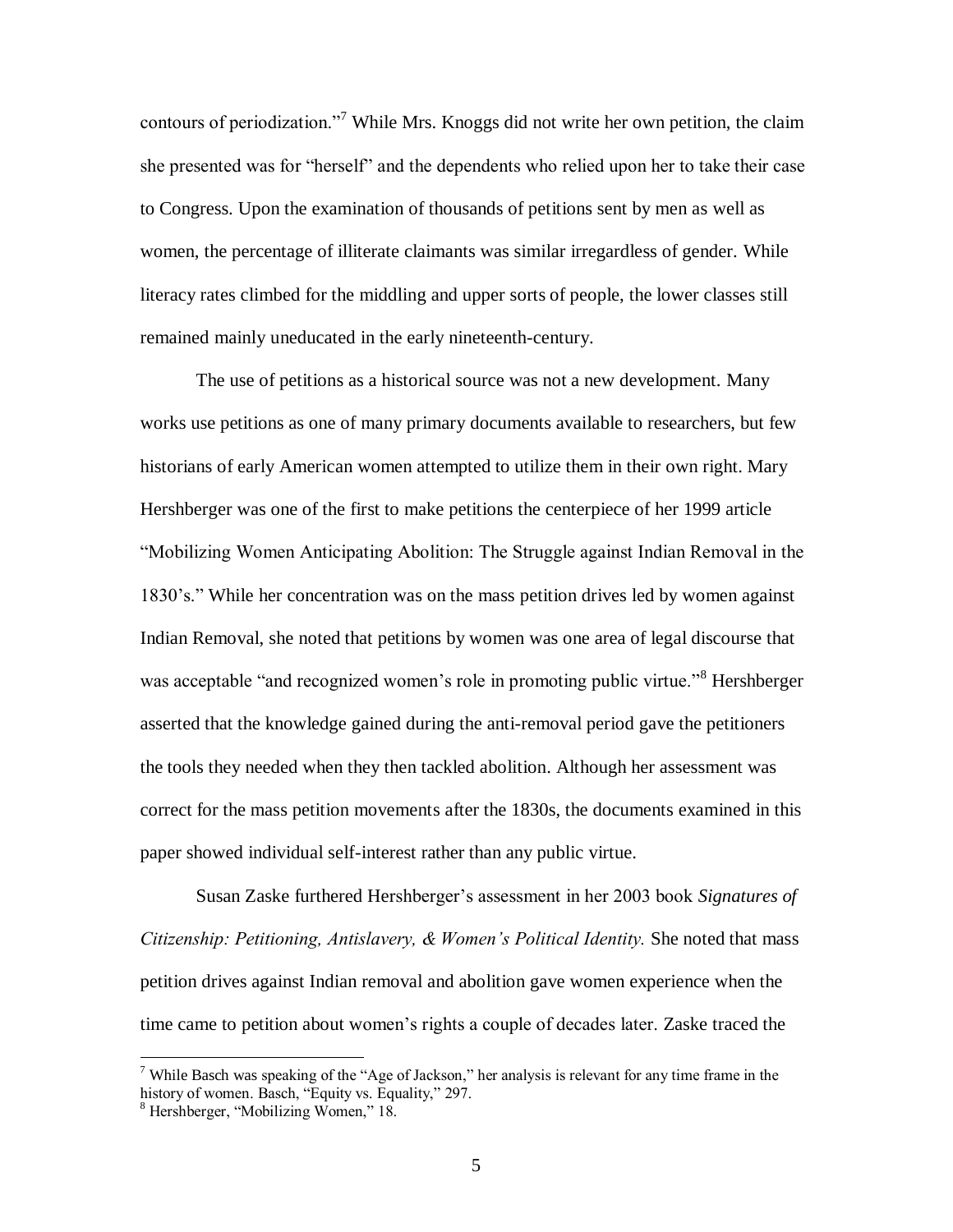contours of periodization."[7] While Mrs. Knoggs did not write her own petition, the claim she presented was for "herself" and the dependents who relied upon her to take their case to Congress. Upon the examination of thousands of petitions sent by men as well as women, the percentage of illiterate claimants was similar irregardless of gender. While literacy rates climbed for the middling and upper sorts of people, the lower classes still remained mainly uneducated in the early nineteenth-century.

The use of petitions as a historical source was not a new development. Many works use petitions as one of many primary documents available to researchers, but few historians of early American women attempted to utilize them in their own right. Mary Hershberger was one of the first to make petitions the centerpiece of her 1999 article "Mobilizing Women Anticipating Abolition: The Struggle against Indian Removal in the 1830's." While her concentration was on the mass petition drives led by women against Indian Removal, she noted that petitions by women was one area of legal discourse that was acceptable "and recognized women's role in promoting public virtue."[8] Hershberger asserted that the knowledge gained during the anti-removal period gave the petitioners the tools they needed when they then tackled abolition. Although her assessment was correct for the mass petition movements after the 1830s, the documents examined in this paper showed individual self-interest rather than any public virtue.

Susan Zaske furthered Hershberger's assessment in her 2003 book *Signatures of Citizenship: Petitioning, Antislavery, & Women's Political Identity.* She noted that mass petition drives against Indian removal and abolition gave women experience when the time came to petition about women's rights a couple of decades later. Zaske traced the

---

[7] While Basch was speaking of the "Age of Jackson," her analysis is relevant for any time frame in the history of women. Basch, "Equity vs. Equality," 297.

[8] Hershberger, "Mobilizing Women," 18.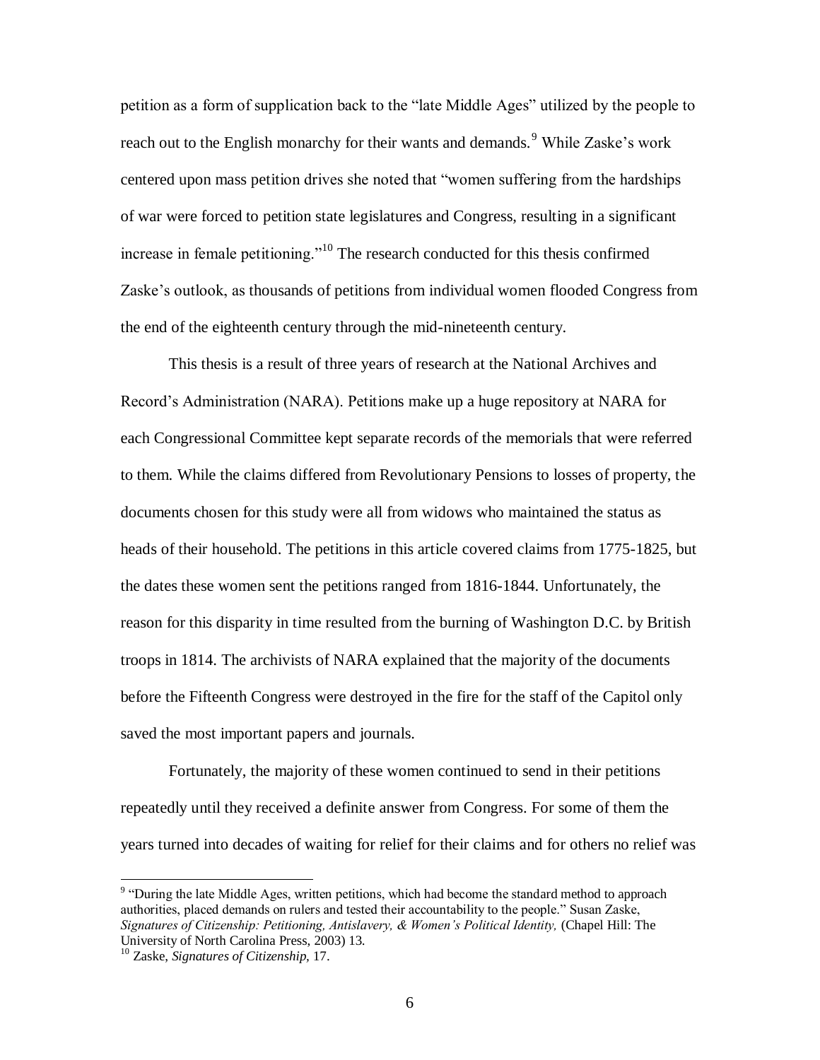petition as a form of supplication back to the "late Middle Ages" utilized by the people to reach out to the English monarchy for their wants and demands.[9] While Zaske's work centered upon mass petition drives she noted that "women suffering from the hardships of war were forced to petition state legislatures and Congress, resulting in a significant increase in female petitioning."[10] The research conducted for this thesis confirmed Zaske's outlook, as thousands of petitions from individual women flooded Congress from the end of the eighteenth century through the mid-nineteenth century.

This thesis is a result of three years of research at the National Archives and Record's Administration (NARA). Petitions make up a huge repository at NARA for each Congressional Committee kept separate records of the memorials that were referred to them. While the claims differed from Revolutionary Pensions to losses of property, the documents chosen for this study were all from widows who maintained the status as heads of their household. The petitions in this article covered claims from 1775-1825, but the dates these women sent the petitions ranged from 1816-1844. Unfortunately, the reason for this disparity in time resulted from the burning of Washington D.C. by British troops in 1814. The archivists of NARA explained that the majority of the documents before the Fifteenth Congress were destroyed in the fire for the staff of the Capitol only saved the most important papers and journals.

Fortunately, the majority of these women continued to send in their petitions repeatedly until they received a definite answer from Congress. For some of them the years turned into decades of waiting for relief for their claims and for others no relief was

---

[9] "During the late Middle Ages, written petitions, which had become the standard method to approach authorities, placed demands on rulers and tested their accountability to the people." Susan Zaske, *Signatures of Citizenship: Petitioning, Antislavery, & Women's Political Identity,* (Chapel Hill: The University of North Carolina Press, 2003) 13.

[10] Zaske, *Signatures of Citizenship,* 17.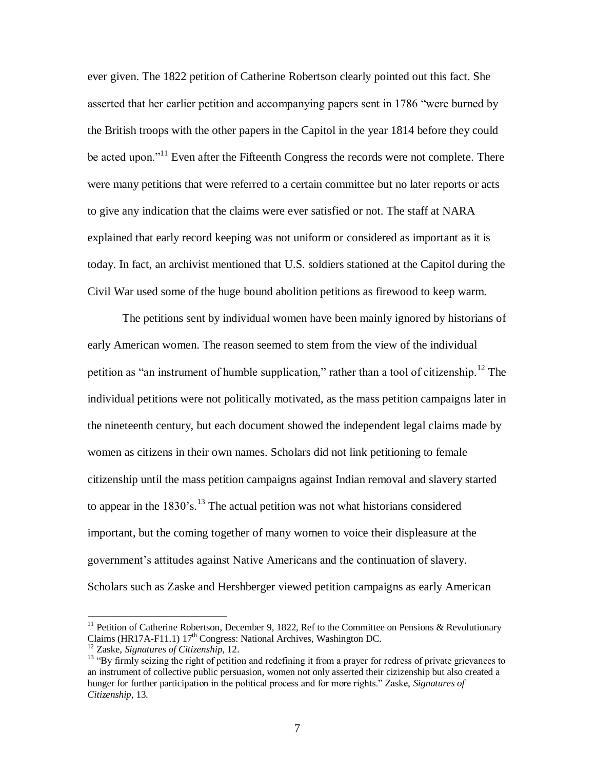ever given. The 1822 petition of Catherine Robertson clearly pointed out this fact. She asserted that her earlier petition and accompanying papers sent in 1786 "were burned by the British troops with the other papers in the Capitol in the year 1814 before they could be acted upon."[11] Even after the Fifteenth Congress the records were not complete. There were many petitions that were referred to a certain committee but no later reports or acts to give any indication that the claims were ever satisfied or not. The staff at NARA explained that early record keeping was not uniform or considered as important as it is today. In fact, an archivist mentioned that U.S. soldiers stationed at the Capitol during the Civil War used some of the huge bound abolition petitions as firewood to keep warm.

The petitions sent by individual women have been mainly ignored by historians of early American women. The reason seemed to stem from the view of the individual petition as "an instrument of humble supplication," rather than a tool of citizenship.[12] The individual petitions were not politically motivated, as the mass petition campaigns later in the nineteenth century, but each document showed the independent legal claims made by women as citizens in their own names. Scholars did not link petitioning to female citizenship until the mass petition campaigns against Indian removal and slavery started to appear in the 1830's.[13] The actual petition was not what historians considered important, but the coming together of many women to voice their displeasure at the government's attitudes against Native Americans and the continuation of slavery. Scholars such as Zaske and Hershberger viewed petition campaigns as early American

[11] Petition of Catherine Robertson, December 9, 1822, Ref to the Committee on Pensions & Revolutionary Claims (HR17A-F11.1) 17th Congress: National Archives, Washington DC.

[12] Zaske, *Signatures of Citizenship*, 12.

[13] "By firmly seizing the right of petition and redefining it from a prayer for redress of private grievances to an instrument of collective public persuasion, women not only asserted their cizizenship but also created a hunger for further participation in the political process and for more rights." Zaske, *Signatures of Citizenship*, 13.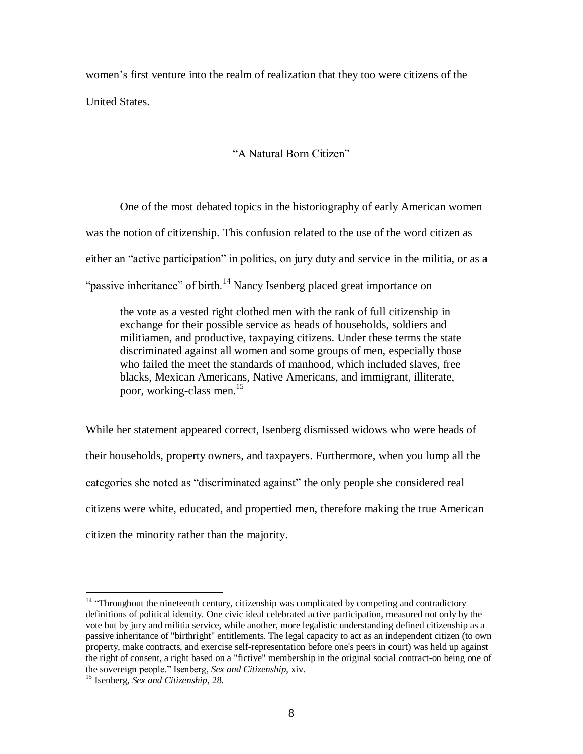women's first venture into the realm of realization that they too were citizens of the United States.

## "A Natural Born Citizen"

One of the most debated topics in the historiography of early American women was the notion of citizenship. This confusion related to the use of the word citizen as either an "active participation" in politics, on jury duty and service in the militia, or as a "passive inheritance" of birth.[14] Nancy Isenberg placed great importance on

> the vote as a vested right clothed men with the rank of full citizenship in exchange for their possible service as heads of households, soldiers and militiamen, and productive, taxpaying citizens. Under these terms the state discriminated against all women and some groups of men, especially those who failed the meet the standards of manhood, which included slaves, free blacks, Mexican Americans, Native Americans, and immigrant, illiterate, poor, working-class men.[15]

While her statement appeared correct, Isenberg dismissed widows who were heads of their households, property owners, and taxpayers. Furthermore, when you lump all the categories she noted as "discriminated against" the only people she considered real citizens were white, educated, and propertied men, therefore making the true American citizen the minority rather than the majority.

---

[14] "Throughout the nineteenth century, citizenship was complicated by competing and contradictory definitions of political identity. One civic ideal celebrated active participation, measured not only by the vote but by jury and militia service, while another, more legalistic understanding defined citizenship as a passive inheritance of "birthright" entitlements. The legal capacity to act as an independent citizen (to own property, make contracts, and exercise self-representation before one's peers in court) was held up against the right of consent, a right based on a "fictive" membership in the original social contract-on being one of the sovereign people." Isenberg, *Sex and Citizenship*, xiv.

[15] Isenberg, *Sex and Citizenship*, 28.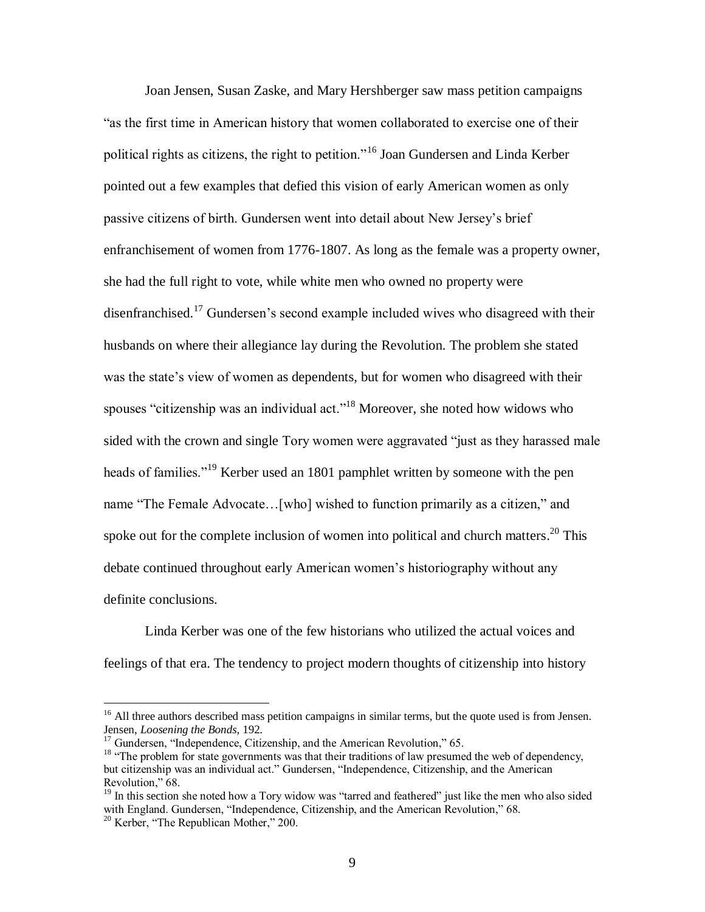Joan Jensen, Susan Zaske, and Mary Hershberger saw mass petition campaigns "as the first time in American history that women collaborated to exercise one of their political rights as citizens, the right to petition."[16] Joan Gundersen and Linda Kerber pointed out a few examples that defied this vision of early American women as only passive citizens of birth. Gundersen went into detail about New Jersey's brief enfranchisement of women from 1776-1807. As long as the female was a property owner, she had the full right to vote, while white men who owned no property were disenfranchised.[17] Gundersen's second example included wives who disagreed with their husbands on where their allegiance lay during the Revolution. The problem she stated was the state's view of women as dependents, but for women who disagreed with their spouses "citizenship was an individual act."[18] Moreover, she noted how widows who sided with the crown and single Tory women were aggravated "just as they harassed male heads of families."[19] Kerber used an 1801 pamphlet written by someone with the pen name "The Female Advocate…[who] wished to function primarily as a citizen," and spoke out for the complete inclusion of women into political and church matters.[20] This debate continued throughout early American women's historiography without any definite conclusions.

Linda Kerber was one of the few historians who utilized the actual voices and feelings of that era. The tendency to project modern thoughts of citizenship into history

---

[16] All three authors described mass petition campaigns in similar terms, but the quote used is from Jensen. Jensen, *Loosening the Bonds,* 192.

[17] Gundersen, "Independence, Citizenship, and the American Revolution," 65.

[18] "The problem for state governments was that their traditions of law presumed the web of dependency, but citizenship was an individual act." Gundersen, "Independence, Citizenship, and the American Revolution," 68.

[19] In this section she noted how a Tory widow was "tarred and feathered" just like the men who also sided with England. Gundersen, "Independence, Citizenship, and the American Revolution," 68.

[20] Kerber, "The Republican Mother," 200.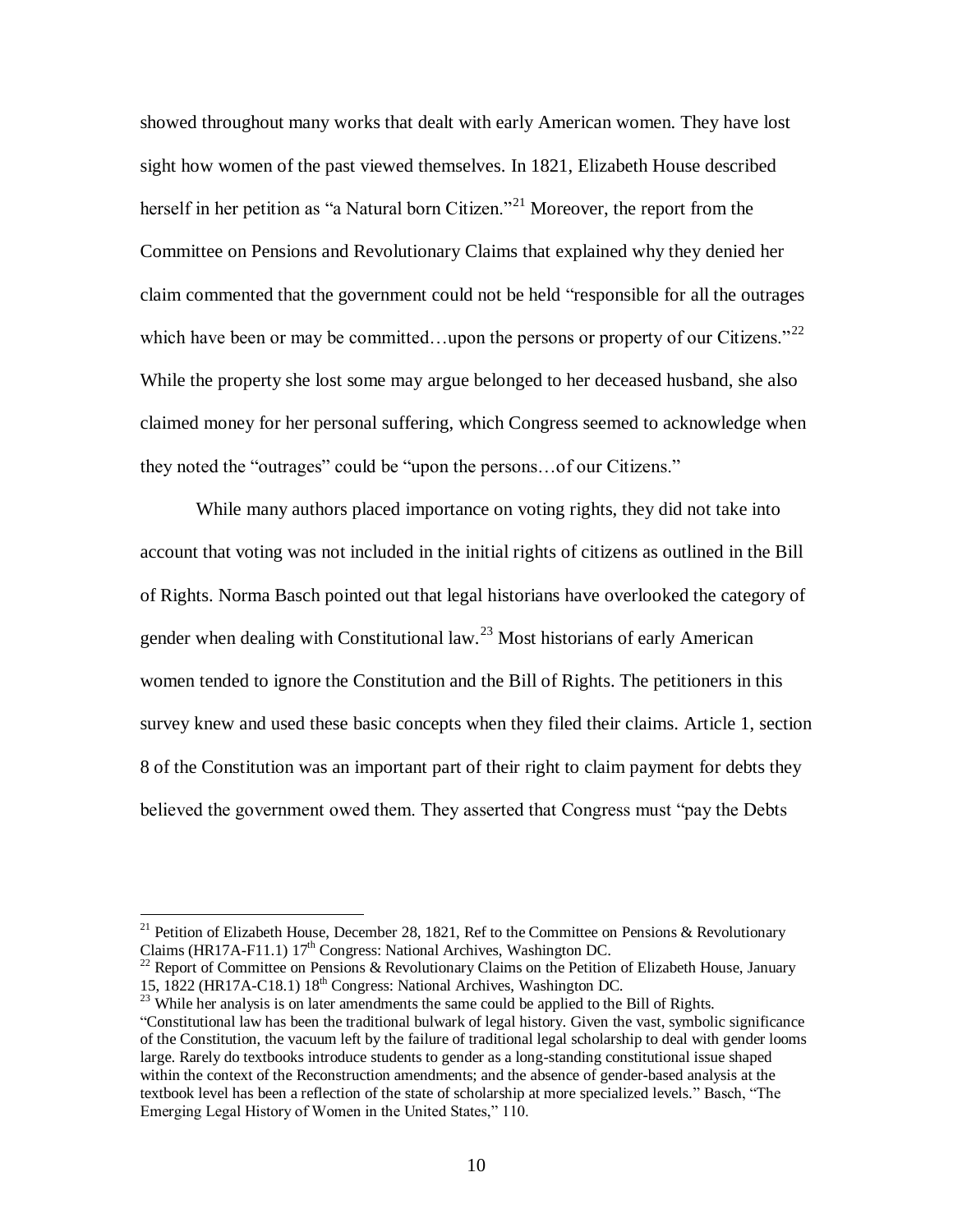showed throughout many works that dealt with early American women. They have lost sight how women of the past viewed themselves. In 1821, Elizabeth House described herself in her petition as "a Natural born Citizen."[21] Moreover, the report from the Committee on Pensions and Revolutionary Claims that explained why they denied her claim commented that the government could not be held "responsible for all the outrages which have been or may be committed…upon the persons or property of our Citizens."[22] While the property she lost some may argue belonged to her deceased husband, she also claimed money for her personal suffering, which Congress seemed to acknowledge when they noted the "outrages" could be "upon the persons…of our Citizens."

While many authors placed importance on voting rights, they did not take into account that voting was not included in the initial rights of citizens as outlined in the Bill of Rights. Norma Basch pointed out that legal historians have overlooked the category of gender when dealing with Constitutional law.[23] Most historians of early American women tended to ignore the Constitution and the Bill of Rights. The petitioners in this survey knew and used these basic concepts when they filed their claims. Article 1, section 8 of the Constitution was an important part of their right to claim payment for debts they believed the government owed them. They asserted that Congress must "pay the Debts

---

[21] Petition of Elizabeth House, December 28, 1821, Ref to the Committee on Pensions & Revolutionary Claims (HR17A-F11.1) 17th Congress: National Archives, Washington DC.

[22] Report of Committee on Pensions & Revolutionary Claims on the Petition of Elizabeth House, January 15, 1822 (HR17A-C18.1) 18th Congress: National Archives, Washington DC.

[23] While her analysis is on later amendments the same could be applied to the Bill of Rights. "Constitutional law has been the traditional bulwark of legal history. Given the vast, symbolic significance of the Constitution, the vacuum left by the failure of traditional legal scholarship to deal with gender looms large. Rarely do textbooks introduce students to gender as a long-standing constitutional issue shaped within the context of the Reconstruction amendments; and the absence of gender-based analysis at the textbook level has been a reflection of the state of scholarship at more specialized levels." Basch, "The Emerging Legal History of Women in the United States," 110.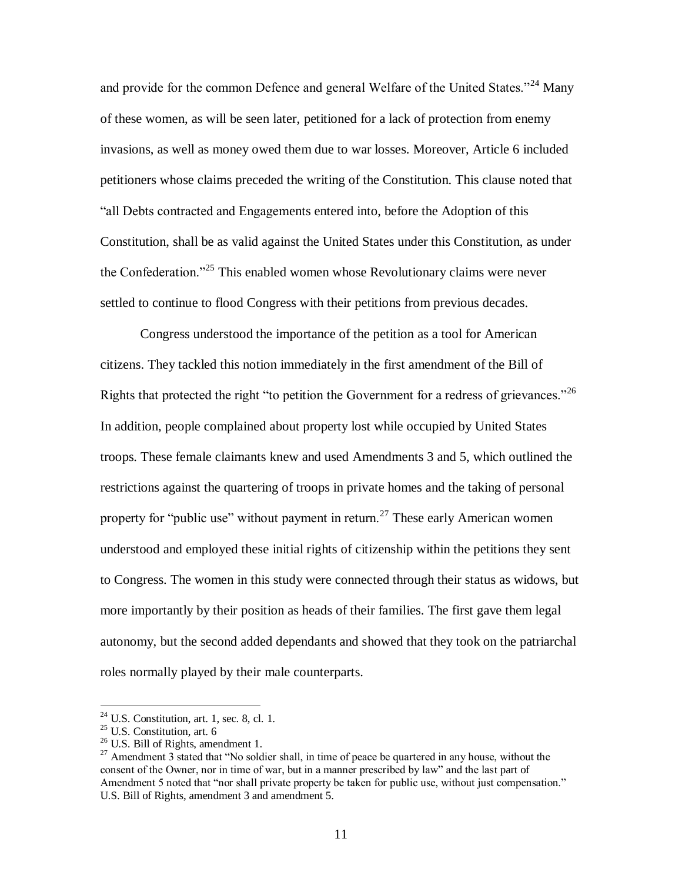and provide for the common Defence and general Welfare of the United States."[24] Many of these women, as will be seen later, petitioned for a lack of protection from enemy invasions, as well as money owed them due to war losses. Moreover, Article 6 included petitioners whose claims preceded the writing of the Constitution. This clause noted that "all Debts contracted and Engagements entered into, before the Adoption of this Constitution, shall be as valid against the United States under this Constitution, as under the Confederation."[25] This enabled women whose Revolutionary claims were never settled to continue to flood Congress with their petitions from previous decades.

Congress understood the importance of the petition as a tool for American citizens. They tackled this notion immediately in the first amendment of the Bill of Rights that protected the right "to petition the Government for a redress of grievances."[26] In addition, people complained about property lost while occupied by United States troops. These female claimants knew and used Amendments 3 and 5, which outlined the restrictions against the quartering of troops in private homes and the taking of personal property for "public use" without payment in return.[27] These early American women understood and employed these initial rights of citizenship within the petitions they sent to Congress. The women in this study were connected through their status as widows, but more importantly by their position as heads of their families. The first gave them legal autonomy, but the second added dependants and showed that they took on the patriarchal roles normally played by their male counterparts.

---

[24] U.S. Constitution, art. 1, sec. 8, cl. 1.

[25] U.S. Constitution, art. 6

[26] U.S. Bill of Rights, amendment 1.

[27] Amendment 3 stated that "No soldier shall, in time of peace be quartered in any house, without the consent of the Owner, nor in time of war, but in a manner prescribed by law" and the last part of Amendment 5 noted that "nor shall private property be taken for public use, without just compensation." U.S. Bill of Rights, amendment 3 and amendment 5.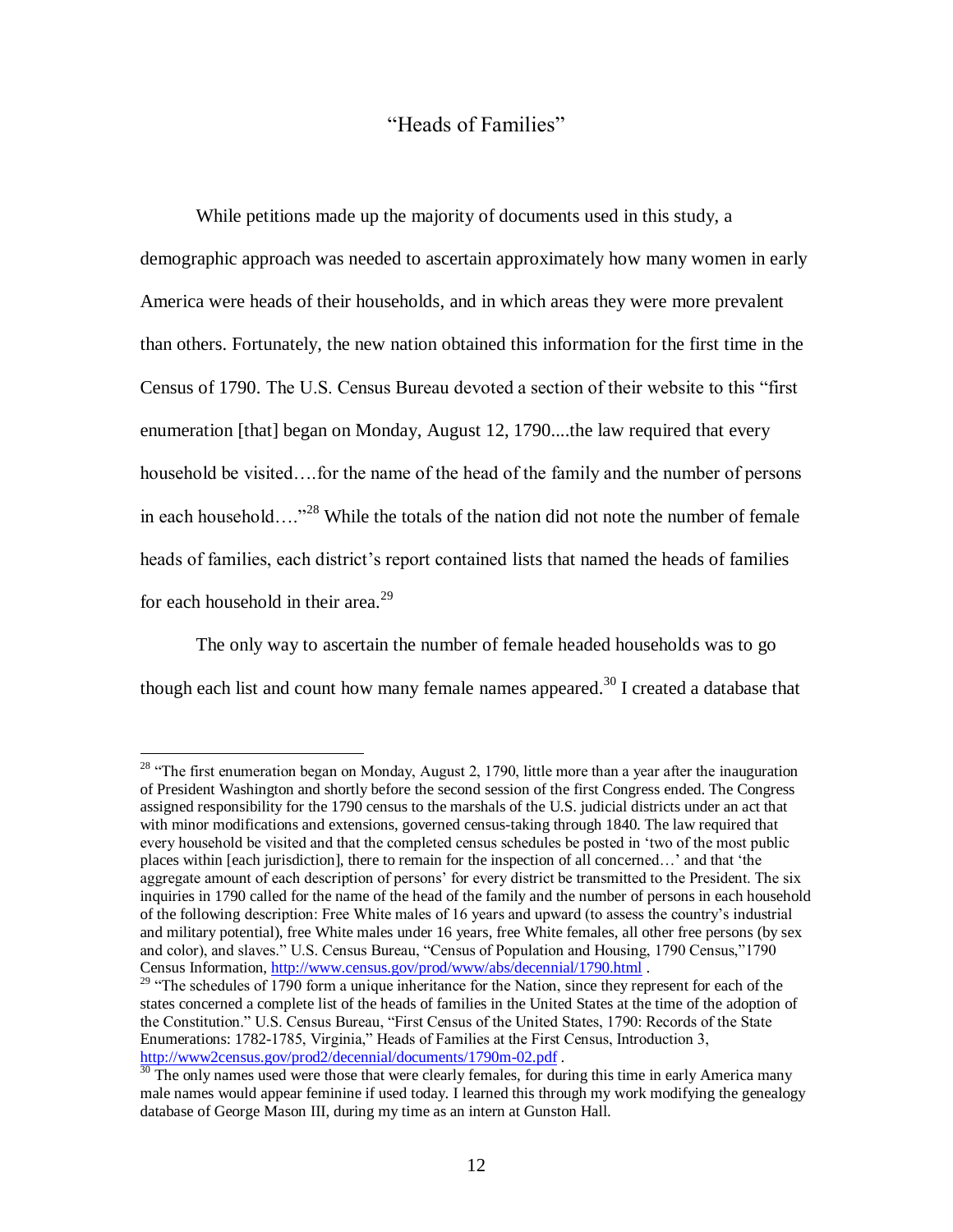## "Heads of Families"

While petitions made up the majority of documents used in this study, a demographic approach was needed to ascertain approximately how many women in early America were heads of their households, and in which areas they were more prevalent than others. Fortunately, the new nation obtained this information for the first time in the Census of 1790. The U.S. Census Bureau devoted a section of their website to this "first enumeration [that] began on Monday, August 12, 1790....the law required that every household be visited….for the name of the head of the family and the number of persons in each household…."[28] While the totals of the nation did not note the number of female heads of families, each district's report contained lists that named the heads of families for each household in their area.[29]

The only way to ascertain the number of female headed households was to go though each list and count how many female names appeared.[30] I created a database that

---

[28] "The first enumeration began on Monday, August 2, 1790, little more than a year after the inauguration of President Washington and shortly before the second session of the first Congress ended. The Congress assigned responsibility for the 1790 census to the marshals of the U.S. judicial districts under an act that with minor modifications and extensions, governed census-taking through 1840. The law required that every household be visited and that the completed census schedules be posted in 'two of the most public places within [each jurisdiction], there to remain for the inspection of all concerned…' and that 'the aggregate amount of each description of persons' for every district be transmitted to the President. The six inquiries in 1790 called for the name of the head of the family and the number of persons in each household of the following description: Free White males of 16 years and upward (to assess the country's industrial and military potential), free White males under 16 years, free White females, all other free persons (by sex and color), and slaves." U.S. Census Bureau, "Census of Population and Housing, 1790 Census,"1790 Census Information, http://www.census.gov/prod/www/abs/decennial/1790.html .

[29] "The schedules of 1790 form a unique inheritance for the Nation, since they represent for each of the states concerned a complete list of the heads of families in the United States at the time of the adoption of the Constitution." U.S. Census Bureau, "First Census of the United States, 1790: Records of the State Enumerations: 1782-1785, Virginia," Heads of Families at the First Census, Introduction 3, http://www2census.gov/prod2/decennial/documents/1790m-02.pdf .

[30] The only names used were those that were clearly females, for during this time in early America many male names would appear feminine if used today. I learned this through my work modifying the genealogy database of George Mason III, during my time as an intern at Gunston Hall.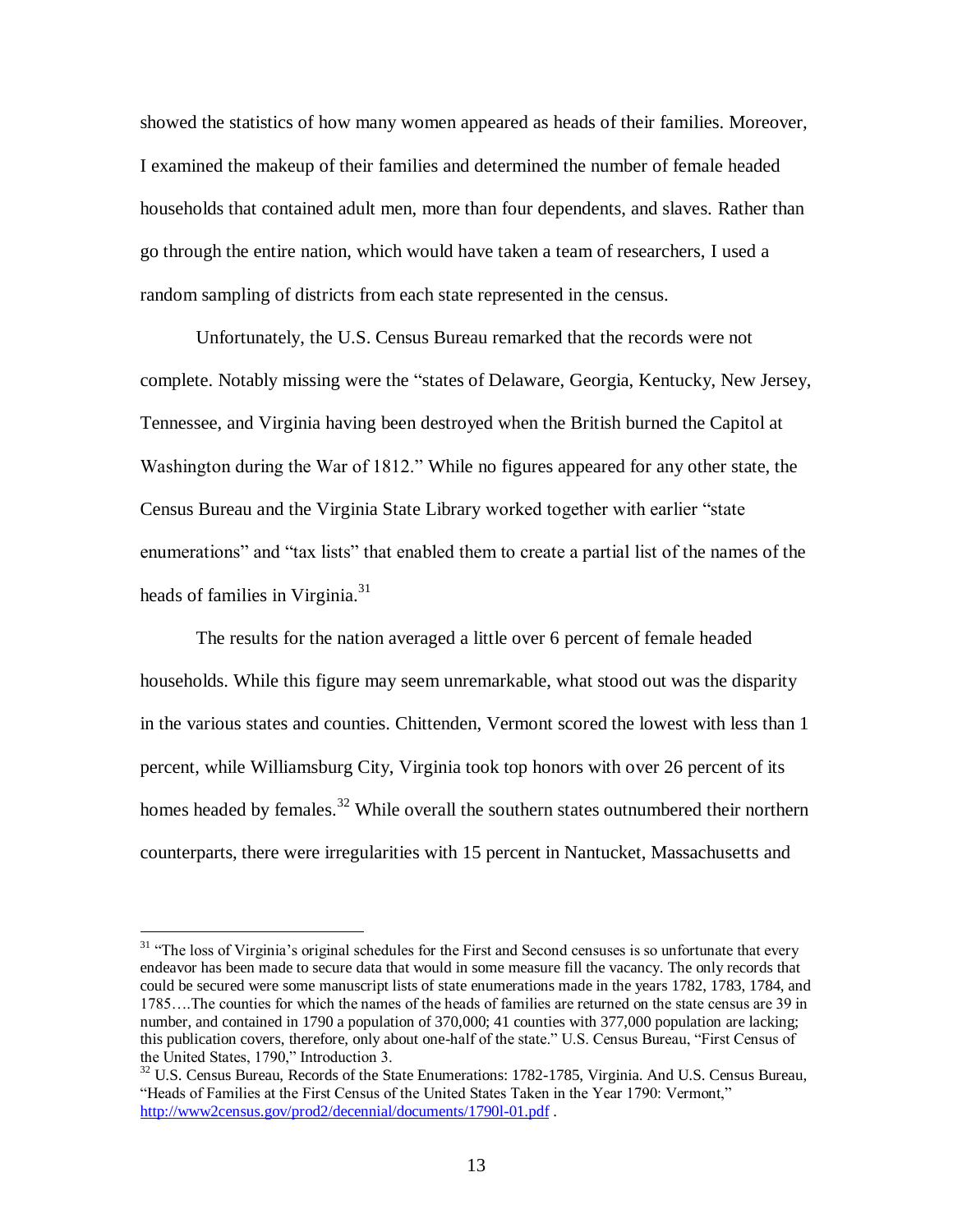showed the statistics of how many women appeared as heads of their families. Moreover, I examined the makeup of their families and determined the number of female headed households that contained adult men, more than four dependents, and slaves. Rather than go through the entire nation, which would have taken a team of researchers, I used a random sampling of districts from each state represented in the census.

Unfortunately, the U.S. Census Bureau remarked that the records were not complete. Notably missing were the "states of Delaware, Georgia, Kentucky, New Jersey, Tennessee, and Virginia having been destroyed when the British burned the Capitol at Washington during the War of 1812." While no figures appeared for any other state, the Census Bureau and the Virginia State Library worked together with earlier "state enumerations" and "tax lists" that enabled them to create a partial list of the names of the heads of families in Virginia.[31]

The results for the nation averaged a little over 6 percent of female headed households. While this figure may seem unremarkable, what stood out was the disparity in the various states and counties. Chittenden, Vermont scored the lowest with less than 1 percent, while Williamsburg City, Virginia took top honors with over 26 percent of its homes headed by females.[32] While overall the southern states outnumbered their northern counterparts, there were irregularities with 15 percent in Nantucket, Massachusetts and

---

[31] "The loss of Virginia's original schedules for the First and Second censuses is so unfortunate that every endeavor has been made to secure data that would in some measure fill the vacancy. The only records that could be secured were some manuscript lists of state enumerations made in the years 1782, 1783, 1784, and 1785….The counties for which the names of the heads of families are returned on the state census are 39 in number, and contained in 1790 a population of 370,000; 41 counties with 377,000 population are lacking; this publication covers, therefore, only about one-half of the state." U.S. Census Bureau, "First Census of the United States, 1790," Introduction 3.

[32] U.S. Census Bureau, Records of the State Enumerations: 1782-1785, Virginia. And U.S. Census Bureau, "Heads of Families at the First Census of the United States Taken in the Year 1790: Vermont," http://www2census.gov/prod2/decennial/documents/1790l-01.pdf .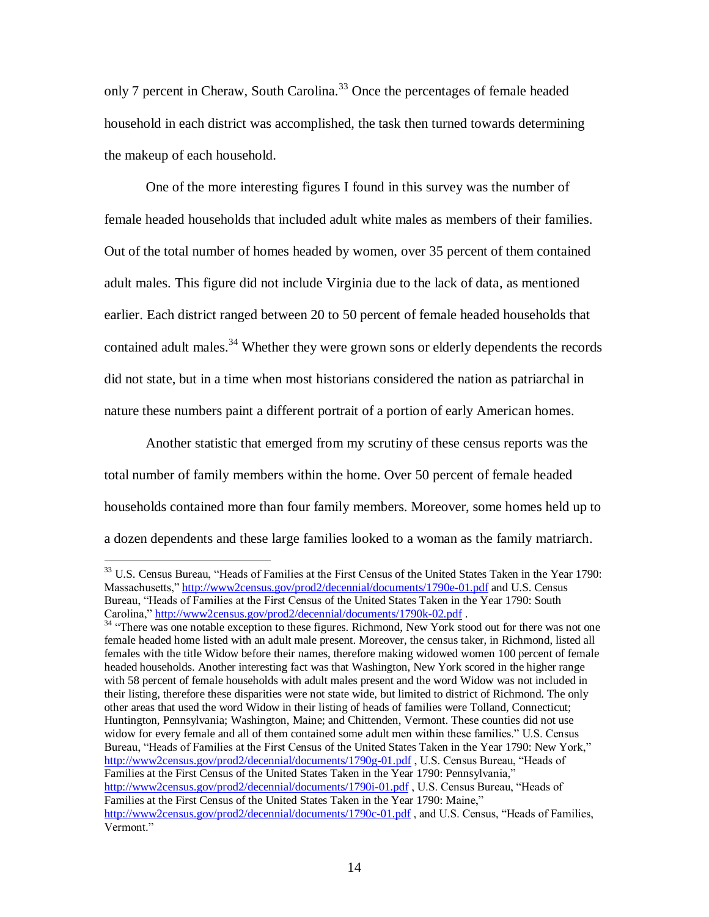only 7 percent in Cheraw, South Carolina.[33] Once the percentages of female headed household in each district was accomplished, the task then turned towards determining the makeup of each household.

One of the more interesting figures I found in this survey was the number of female headed households that included adult white males as members of their families. Out of the total number of homes headed by women, over 35 percent of them contained adult males. This figure did not include Virginia due to the lack of data, as mentioned earlier. Each district ranged between 20 to 50 percent of female headed households that contained adult males.[34] Whether they were grown sons or elderly dependents the records did not state, but in a time when most historians considered the nation as patriarchal in nature these numbers paint a different portrait of a portion of early American homes.

Another statistic that emerged from my scrutiny of these census reports was the total number of family members within the home. Over 50 percent of female headed households contained more than four family members. Moreover, some homes held up to a dozen dependents and these large families looked to a woman as the family matriarch.

---

[33] U.S. Census Bureau, "Heads of Families at the First Census of the United States Taken in the Year 1790: Massachusetts," http://www2census.gov/prod2/decennial/documents/1790e-01.pdf and U.S. Census Bureau, "Heads of Families at the First Census of the United States Taken in the Year 1790: South Carolina," http://www2census.gov/prod2/decennial/documents/1790k-02.pdf .

[34] "There was one notable exception to these figures. Richmond, New York stood out for there was not one female headed home listed with an adult male present. Moreover, the census taker, in Richmond, listed all females with the title Widow before their names, therefore making widowed women 100 percent of female headed households. Another interesting fact was that Washington, New York scored in the higher range with 58 percent of female households with adult males present and the word Widow was not included in their listing, therefore these disparities were not state wide, but limited to district of Richmond. The only other areas that used the word Widow in their listing of heads of families were Tolland, Connecticut; Huntington, Pennsylvania; Washington, Maine; and Chittenden, Vermont. These counties did not use widow for every female and all of them contained some adult men within these families." U.S. Census Bureau, "Heads of Families at the First Census of the United States Taken in the Year 1790: New York," http://www2census.gov/prod2/decennial/documents/1790g-01.pdf , U.S. Census Bureau, "Heads of Families at the First Census of the United States Taken in the Year 1790: Pennsylvania," http://www2census.gov/prod2/decennial/documents/1790i-01.pdf , U.S. Census Bureau, "Heads of Families at the First Census of the United States Taken in the Year 1790: Maine," http://www2census.gov/prod2/decennial/documents/1790c-01.pdf , and U.S. Census, "Heads of Families, Vermont."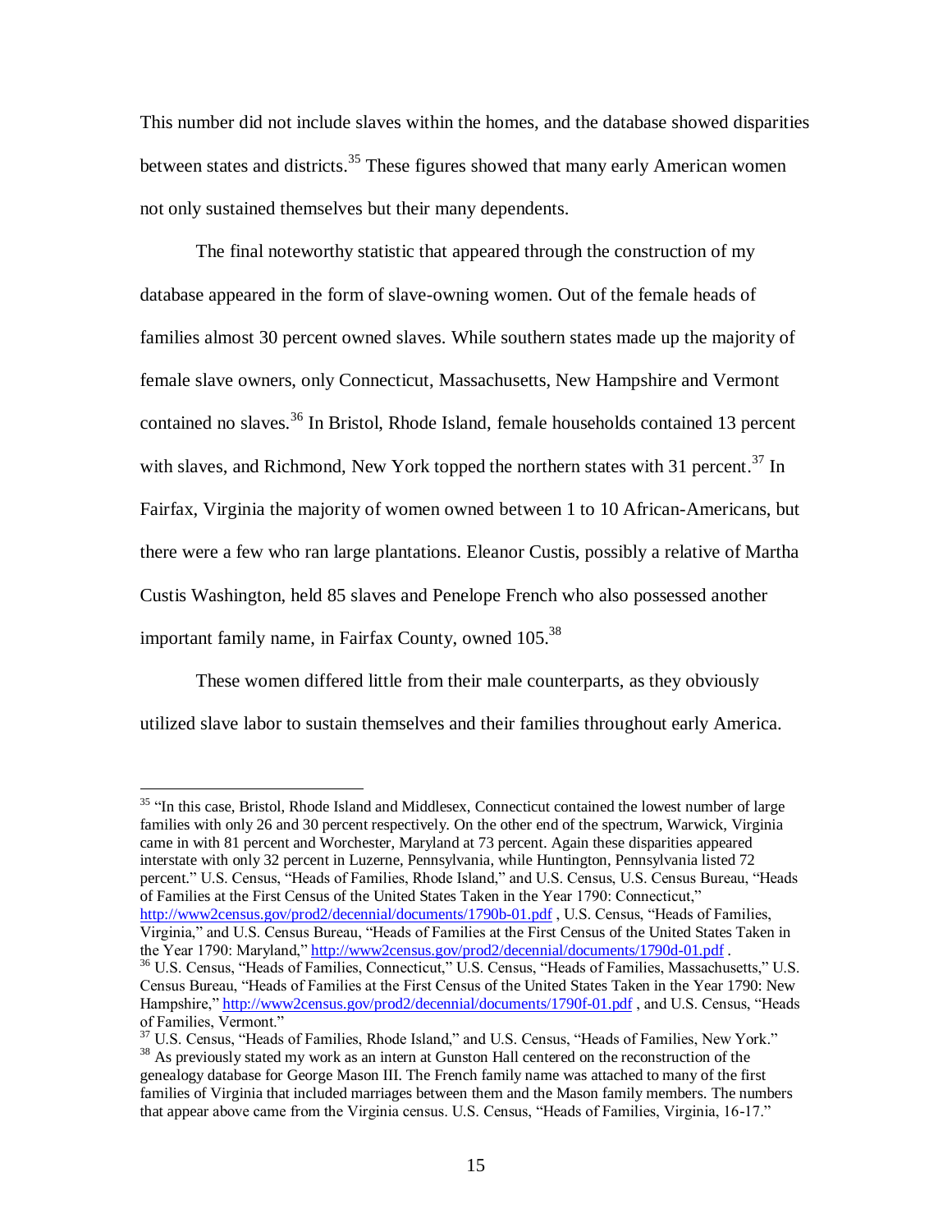This number did not include slaves within the homes, and the database showed disparities between states and districts.[35] These figures showed that many early American women not only sustained themselves but their many dependents.

The final noteworthy statistic that appeared through the construction of my database appeared in the form of slave-owning women. Out of the female heads of families almost 30 percent owned slaves. While southern states made up the majority of female slave owners, only Connecticut, Massachusetts, New Hampshire and Vermont contained no slaves.[36] In Bristol, Rhode Island, female households contained 13 percent with slaves, and Richmond, New York topped the northern states with 31 percent.[37] In Fairfax, Virginia the majority of women owned between 1 to 10 African-Americans, but there were a few who ran large plantations. Eleanor Custis, possibly a relative of Martha Custis Washington, held 85 slaves and Penelope French who also possessed another important family name, in Fairfax County, owned 105.[38]

These women differed little from their male counterparts, as they obviously utilized slave labor to sustain themselves and their families throughout early America.

---

[35] "In this case, Bristol, Rhode Island and Middlesex, Connecticut contained the lowest number of large families with only 26 and 30 percent respectively. On the other end of the spectrum, Warwick, Virginia came in with 81 percent and Worchester, Maryland at 73 percent. Again these disparities appeared interstate with only 32 percent in Luzerne, Pennsylvania, while Huntington, Pennsylvania listed 72 percent." U.S. Census, "Heads of Families, Rhode Island," and U.S. Census, U.S. Census Bureau, "Heads of Families at the First Census of the United States Taken in the Year 1790: Connecticut," http://www2census.gov/prod2/decennial/documents/1790b-01.pdf , U.S. Census, "Heads of Families, Virginia," and U.S. Census Bureau, "Heads of Families at the First Census of the United States Taken in the Year 1790: Maryland," http://www2census.gov/prod2/decennial/documents/1790d-01.pdf .

[36] U.S. Census, "Heads of Families, Connecticut," U.S. Census, "Heads of Families, Massachusetts," U.S. Census Bureau, "Heads of Families at the First Census of the United States Taken in the Year 1790: New Hampshire," http://www2census.gov/prod2/decennial/documents/1790f-01.pdf , and U.S. Census, "Heads of Families, Vermont."

[37] U.S. Census, "Heads of Families, Rhode Island," and U.S. Census, "Heads of Families, New York."

[38] As previously stated my work as an intern at Gunston Hall centered on the reconstruction of the genealogy database for George Mason III. The French family name was attached to many of the first families of Virginia that included marriages between them and the Mason family members. The numbers that appear above came from the Virginia census. U.S. Census, "Heads of Families, Virginia, 16-17."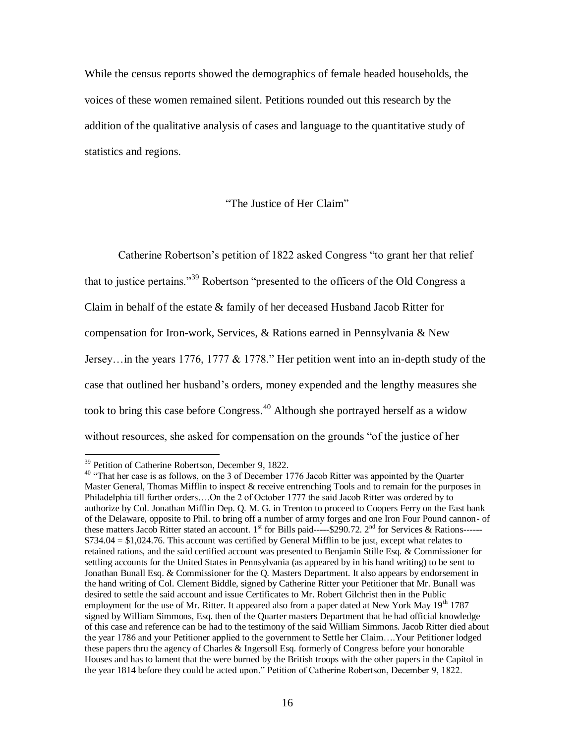While the census reports showed the demographics of female headed households, the voices of these women remained silent. Petitions rounded out this research by the addition of the qualitative analysis of cases and language to the quantitative study of statistics and regions.

## "The Justice of Her Claim"

Catherine Robertson's petition of 1822 asked Congress "to grant her that relief that to justice pertains."[39] Robertson "presented to the officers of the Old Congress a Claim in behalf of the estate & family of her deceased Husband Jacob Ritter for compensation for Iron-work, Services, & Rations earned in Pennsylvania & New Jersey…in the years 1776, 1777 & 1778." Her petition went into an in-depth study of the case that outlined her husband's orders, money expended and the lengthy measures she took to bring this case before Congress.[40] Although she portrayed herself as a widow without resources, she asked for compensation on the grounds "of the justice of her

---

[39] Petition of Catherine Robertson, December 9, 1822.

[40] "That her case is as follows, on the 3 of December 1776 Jacob Ritter was appointed by the Quarter Master General, Thomas Mifflin to inspect & receive entrenching Tools and to remain for the purposes in Philadelphia till further orders….On the 2 of October 1777 the said Jacob Ritter was ordered by to authorize by Col. Jonathan Mifflin Dep. Q. M. G. in Trenton to proceed to Coopers Ferry on the East bank of the Delaware, opposite to Phil. to bring off a number of army forges and one Iron Four Pound cannon- of these matters Jacob Ritter stated an account. 1st for Bills paid-----$290.72. 2nd for Services & Rations------$734.04 = $1,024.76. This account was certified by General Mifflin to be just, except what relates to retained rations, and the said certified account was presented to Benjamin Stille Esq. & Commissioner for settling accounts for the United States in Pennsylvania (as appeared by in his hand writing) to be sent to Jonathan Bunall Esq. & Commissioner for the Q. Masters Department. It also appears by endorsement in the hand writing of Col. Clement Biddle, signed by Catherine Ritter your Petitioner that Mr. Bunall was desired to settle the said account and issue Certificates to Mr. Robert Gilchrist then in the Public employment for the use of Mr. Ritter. It appeared also from a paper dated at New York May 19th 1787 signed by William Simmons, Esq. then of the Quarter masters Department that he had official knowledge of this case and reference can be had to the testimony of the said William Simmons. Jacob Ritter died about the year 1786 and your Petitioner applied to the government to Settle her Claim….Your Petitioner lodged these papers thru the agency of Charles & Ingersoll Esq. formerly of Congress before your honorable Houses and has to lament that the were burned by the British troops with the other papers in the Capitol in the year 1814 before they could be acted upon." Petition of Catherine Robertson, December 9, 1822.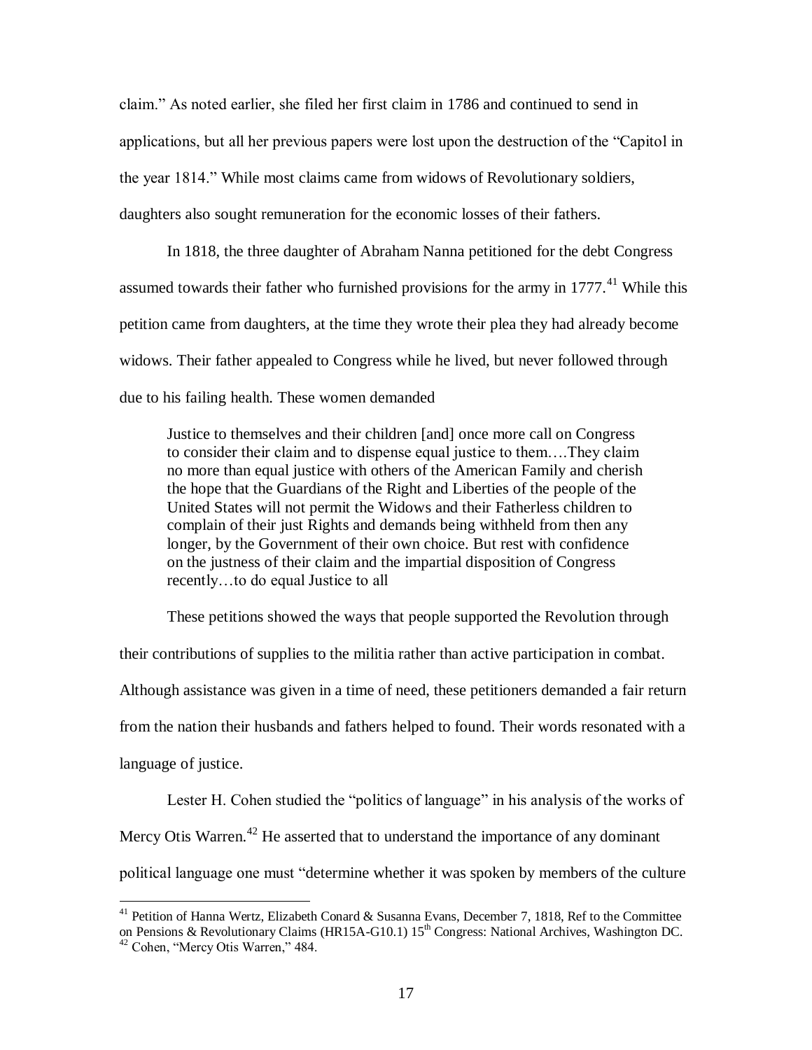claim." As noted earlier, she filed her first claim in 1786 and continued to send in applications, but all her previous papers were lost upon the destruction of the "Capitol in the year 1814." While most claims came from widows of Revolutionary soldiers, daughters also sought remuneration for the economic losses of their fathers.

In 1818, the three daughter of Abraham Nanna petitioned for the debt Congress assumed towards their father who furnished provisions for the army in 1777.[41] While this petition came from daughters, at the time they wrote their plea they had already become widows. Their father appealed to Congress while he lived, but never followed through due to his failing health. These women demanded

> Justice to themselves and their children [and] once more call on Congress to consider their claim and to dispense equal justice to them….They claim no more than equal justice with others of the American Family and cherish the hope that the Guardians of the Right and Liberties of the people of the United States will not permit the Widows and their Fatherless children to complain of their just Rights and demands being withheld from then any longer, by the Government of their own choice. But rest with confidence on the justness of their claim and the impartial disposition of Congress recently…to do equal Justice to all

These petitions showed the ways that people supported the Revolution through their contributions of supplies to the militia rather than active participation in combat. Although assistance was given in a time of need, these petitioners demanded a fair return from the nation their husbands and fathers helped to found. Their words resonated with a language of justice.

Lester H. Cohen studied the "politics of language" in his analysis of the works of Mercy Otis Warren.[42] He asserted that to understand the importance of any dominant political language one must "determine whether it was spoken by members of the culture

---

[41] Petition of Hanna Wertz, Elizabeth Conard & Susanna Evans, December 7, 1818, Ref to the Committee on Pensions & Revolutionary Claims (HR15A-G10.1) 15th Congress: National Archives, Washington DC.

[42] Cohen, "Mercy Otis Warren," 484.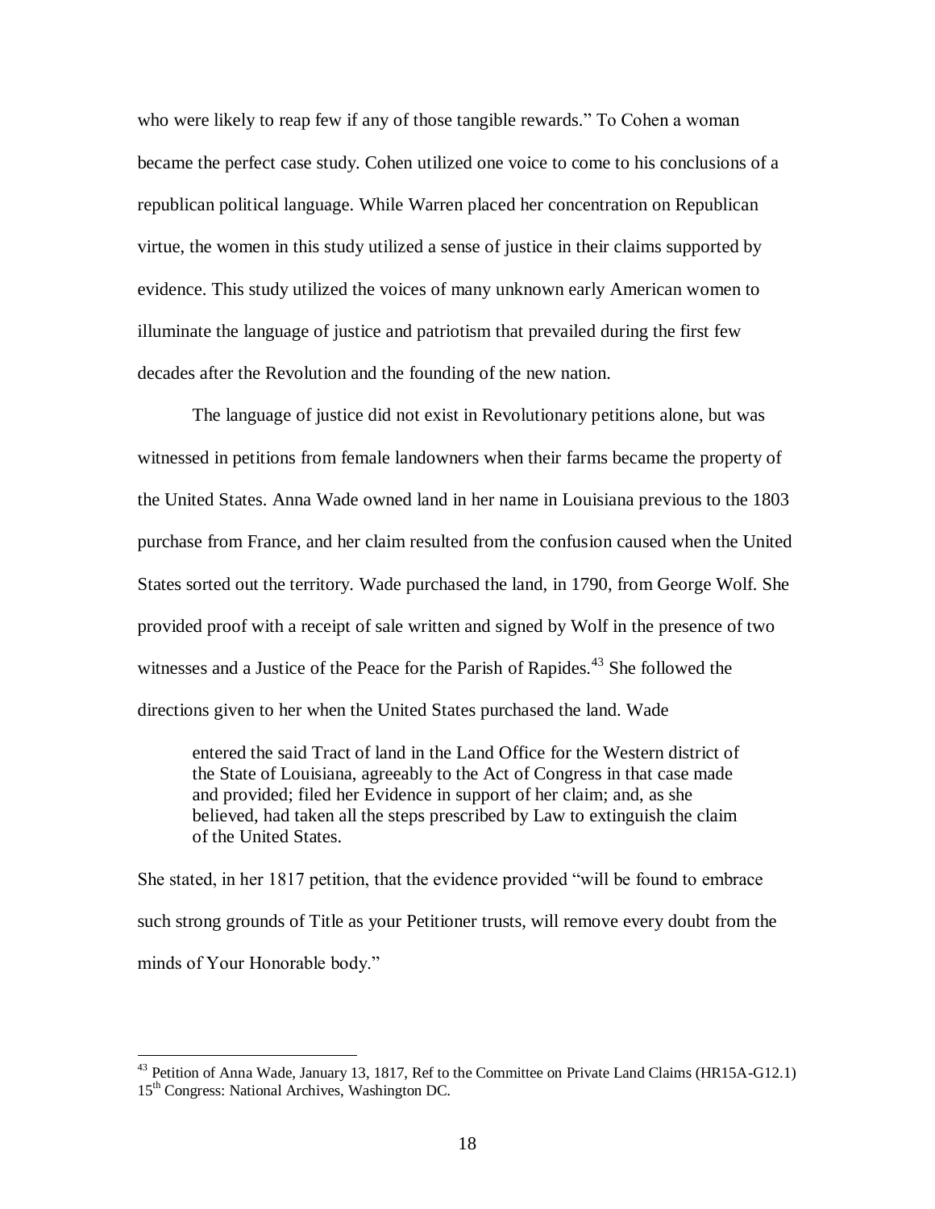who were likely to reap few if any of those tangible rewards." To Cohen a woman became the perfect case study. Cohen utilized one voice to come to his conclusions of a republican political language. While Warren placed her concentration on Republican virtue, the women in this study utilized a sense of justice in their claims supported by evidence. This study utilized the voices of many unknown early American women to illuminate the language of justice and patriotism that prevailed during the first few decades after the Revolution and the founding of the new nation.

The language of justice did not exist in Revolutionary petitions alone, but was witnessed in petitions from female landowners when their farms became the property of the United States. Anna Wade owned land in her name in Louisiana previous to the 1803 purchase from France, and her claim resulted from the confusion caused when the United States sorted out the territory. Wade purchased the land, in 1790, from George Wolf. She provided proof with a receipt of sale written and signed by Wolf in the presence of two witnesses and a Justice of the Peace for the Parish of Rapides.[43] She followed the directions given to her when the United States purchased the land. Wade

> entered the said Tract of land in the Land Office for the Western district of the State of Louisiana, agreeably to the Act of Congress in that case made and provided; filed her Evidence in support of her claim; and, as she believed, had taken all the steps prescribed by Law to extinguish the claim of the United States.

She stated, in her 1817 petition, that the evidence provided "will be found to embrace such strong grounds of Title as your Petitioner trusts, will remove every doubt from the minds of Your Honorable body."

[43] Petition of Anna Wade, January 13, 1817, Ref to the Committee on Private Land Claims (HR15A-G12.1) 15th Congress: National Archives, Washington DC.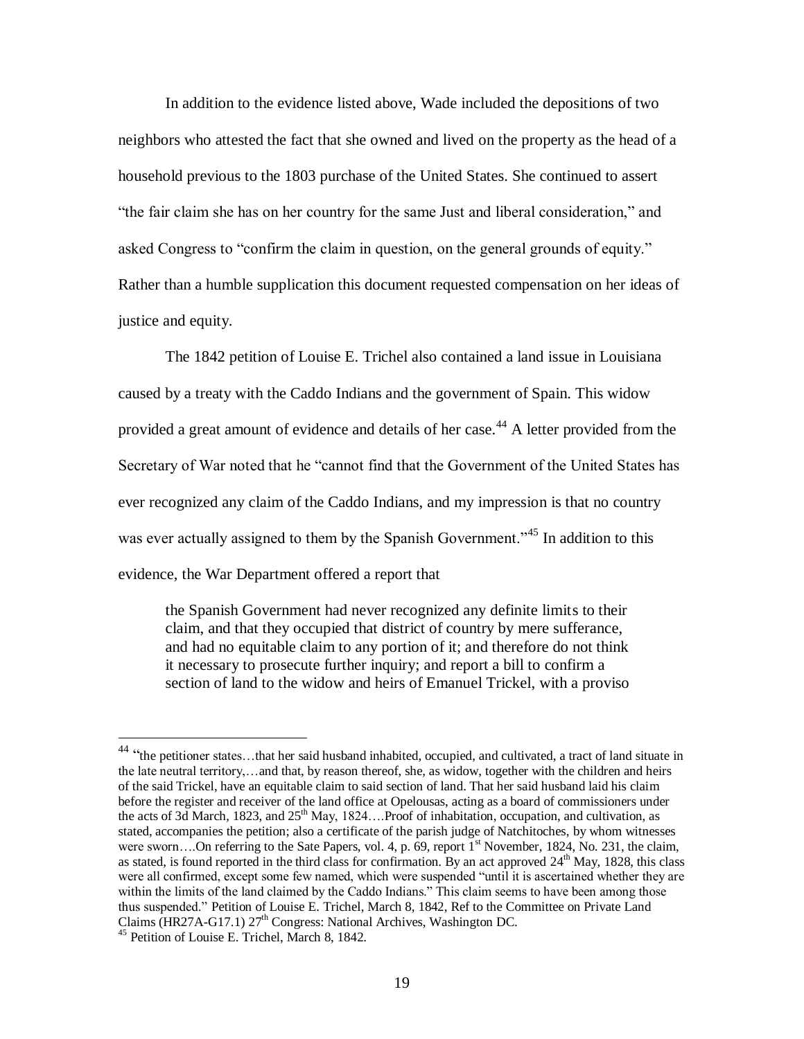In addition to the evidence listed above, Wade included the depositions of two neighbors who attested the fact that she owned and lived on the property as the head of a household previous to the 1803 purchase of the United States. She continued to assert "the fair claim she has on her country for the same Just and liberal consideration," and asked Congress to "confirm the claim in question, on the general grounds of equity." Rather than a humble supplication this document requested compensation on her ideas of justice and equity.

The 1842 petition of Louise E. Trichel also contained a land issue in Louisiana caused by a treaty with the Caddo Indians and the government of Spain. This widow provided a great amount of evidence and details of her case.[44] A letter provided from the Secretary of War noted that he "cannot find that the Government of the United States has ever recognized any claim of the Caddo Indians, and my impression is that no country was ever actually assigned to them by the Spanish Government."[45] In addition to this evidence, the War Department offered a report that

> the Spanish Government had never recognized any definite limits to their claim, and that they occupied that district of country by mere sufferance, and had no equitable claim to any portion of it; and therefore do not think it necessary to prosecute further inquiry; and report a bill to confirm a section of land to the widow and heirs of Emanuel Trickel, with a proviso

---

[44] "the petitioner states…that her said husband inhabited, occupied, and cultivated, a tract of land situate in the late neutral territory,…and that, by reason thereof, she, as widow, together with the children and heirs of the said Trickel, have an equitable claim to said section of land. That her said husband laid his claim before the register and receiver of the land office at Opelousas, acting as a board of commissioners under the acts of 3d March, 1823, and 25th May, 1824….Proof of inhabitation, occupation, and cultivation, as stated, accompanies the petition; also a certificate of the parish judge of Natchitoches, by whom witnesses were sworn….On referring to the Sate Papers, vol. 4, p. 69, report 1st November, 1824, No. 231, the claim, as stated, is found reported in the third class for confirmation. By an act approved 24th May, 1828, this class were all confirmed, except some few named, which were suspended "until it is ascertained whether they are within the limits of the land claimed by the Caddo Indians." This claim seems to have been among those thus suspended." Petition of Louise E. Trichel, March 8, 1842, Ref to the Committee on Private Land Claims (HR27A-G17.1) 27th Congress: National Archives, Washington DC.

[45] Petition of Louise E. Trichel, March 8, 1842.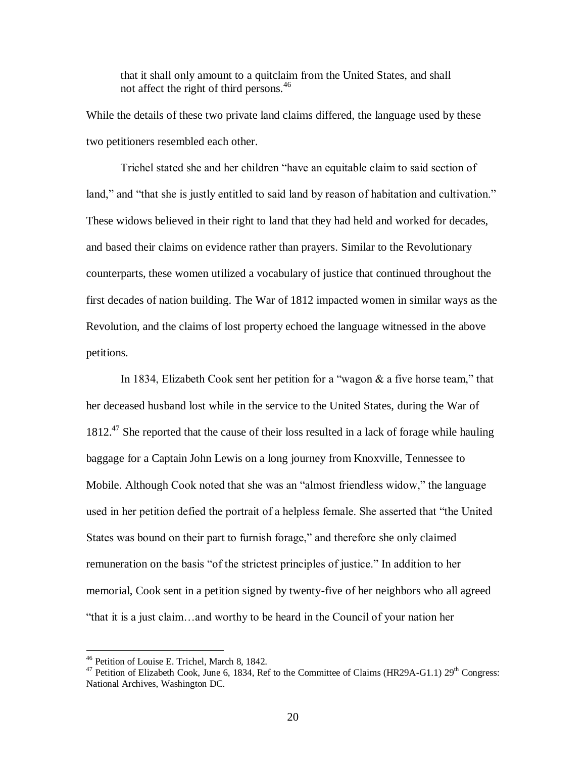> that it shall only amount to a quitclaim from the United States, and shall not affect the right of third persons.[46]

While the details of these two private land claims differed, the language used by these two petitioners resembled each other.

Trichel stated she and her children "have an equitable claim to said section of land," and "that she is justly entitled to said land by reason of habitation and cultivation." These widows believed in their right to land that they had held and worked for decades, and based their claims on evidence rather than prayers. Similar to the Revolutionary counterparts, these women utilized a vocabulary of justice that continued throughout the first decades of nation building. The War of 1812 impacted women in similar ways as the Revolution, and the claims of lost property echoed the language witnessed in the above petitions.

In 1834, Elizabeth Cook sent her petition for a "wagon & a five horse team," that her deceased husband lost while in the service to the United States, during the War of 1812.[47] She reported that the cause of their loss resulted in a lack of forage while hauling baggage for a Captain John Lewis on a long journey from Knoxville, Tennessee to Mobile. Although Cook noted that she was an "almost friendless widow," the language used in her petition defied the portrait of a helpless female. She asserted that "the United States was bound on their part to furnish forage," and therefore she only claimed remuneration on the basis "of the strictest principles of justice." In addition to her memorial, Cook sent in a petition signed by twenty-five of her neighbors who all agreed "that it is a just claim…and worthy to be heard in the Council of your nation her

---

[46] Petition of Louise E. Trichel, March 8, 1842.

[47] Petition of Elizabeth Cook, June 6, 1834, Ref to the Committee of Claims (HR29A-G1.1) 29th Congress: National Archives, Washington DC.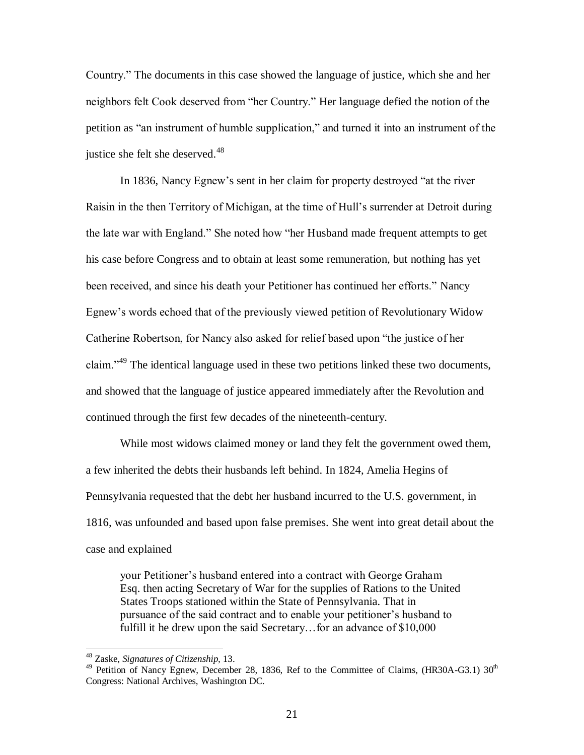Country." The documents in this case showed the language of justice, which she and her neighbors felt Cook deserved from "her Country." Her language defied the notion of the petition as "an instrument of humble supplication," and turned it into an instrument of the justice she felt she deserved.[48]

In 1836, Nancy Egnew's sent in her claim for property destroyed "at the river Raisin in the then Territory of Michigan, at the time of Hull's surrender at Detroit during the late war with England." She noted how "her Husband made frequent attempts to get his case before Congress and to obtain at least some remuneration, but nothing has yet been received, and since his death your Petitioner has continued her efforts." Nancy Egnew's words echoed that of the previously viewed petition of Revolutionary Widow Catherine Robertson, for Nancy also asked for relief based upon "the justice of her claim."[49] The identical language used in these two petitions linked these two documents, and showed that the language of justice appeared immediately after the Revolution and continued through the first few decades of the nineteenth-century.

While most widows claimed money or land they felt the government owed them, a few inherited the debts their husbands left behind. In 1824, Amelia Hegins of Pennsylvania requested that the debt her husband incurred to the U.S. government, in 1816, was unfounded and based upon false premises. She went into great detail about the case and explained

> your Petitioner's husband entered into a contract with George Graham Esq. then acting Secretary of War for the supplies of Rations to the United States Troops stationed within the State of Pennsylvania. That in pursuance of the said contract and to enable your petitioner's husband to fulfill it he drew upon the said Secretary…for an advance of $10,000

---

[48] Zaske, *Signatures of Citizenship*, 13.

[49] Petition of Nancy Egnew, December 28, 1836, Ref to the Committee of Claims, (HR30A-G3.1) 30th Congress: National Archives, Washington DC.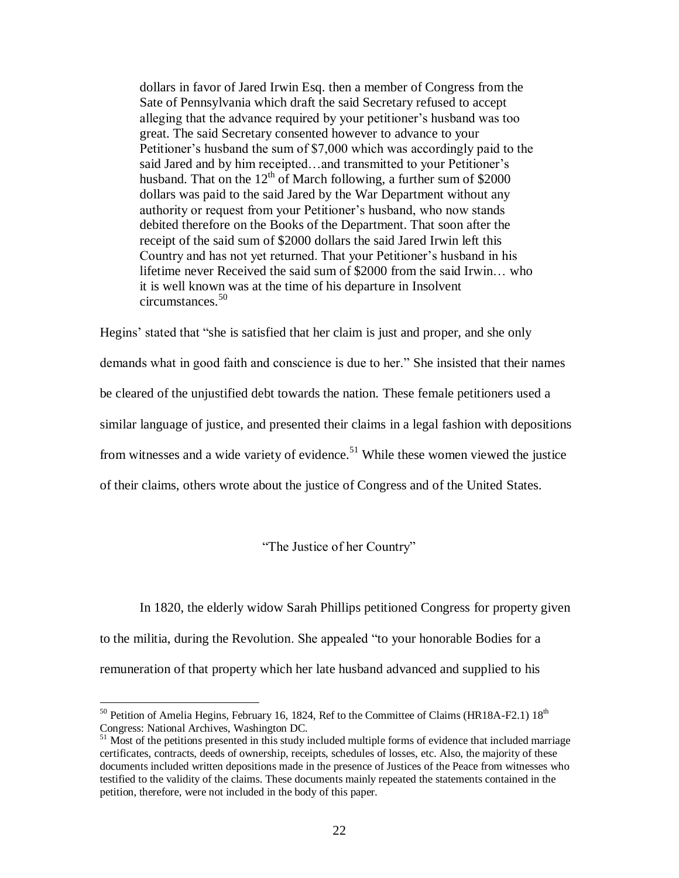> dollars in favor of Jared Irwin Esq. then a member of Congress from the Sate of Pennsylvania which draft the said Secretary refused to accept alleging that the advance required by your petitioner's husband was too great. The said Secretary consented however to advance to your Petitioner's husband the sum of $7,000 which was accordingly paid to the said Jared and by him receipted…and transmitted to your Petitioner's husband. That on the 12th of March following, a further sum of $2000 dollars was paid to the said Jared by the War Department without any authority or request from your Petitioner's husband, who now stands debited therefore on the Books of the Department. That soon after the receipt of the said sum of $2000 dollars the said Jared Irwin left this Country and has not yet returned. That your Petitioner's husband in his lifetime never Received the said sum of $2000 from the said Irwin… who it is well known was at the time of his departure in Insolvent circumstances.[50]

Hegins' stated that "she is satisfied that her claim is just and proper, and she only demands what in good faith and conscience is due to her." She insisted that their names be cleared of the unjustified debt towards the nation. These female petitioners used a similar language of justice, and presented their claims in a legal fashion with depositions from witnesses and a wide variety of evidence.[51] While these women viewed the justice of their claims, others wrote about the justice of Congress and of the United States.

## "The Justice of her Country"

In 1820, the elderly widow Sarah Phillips petitioned Congress for property given to the militia, during the Revolution. She appealed "to your honorable Bodies for a remuneration of that property which her late husband advanced and supplied to his

---

[50] Petition of Amelia Hegins, February 16, 1824, Ref to the Committee of Claims (HR18A-F2.1) 18th Congress: National Archives, Washington DC.

[51] Most of the petitions presented in this study included multiple forms of evidence that included marriage certificates, contracts, deeds of ownership, receipts, schedules of losses, etc. Also, the majority of these documents included written depositions made in the presence of Justices of the Peace from witnesses who testified to the validity of the claims. These documents mainly repeated the statements contained in the petition, therefore, were not included in the body of this paper.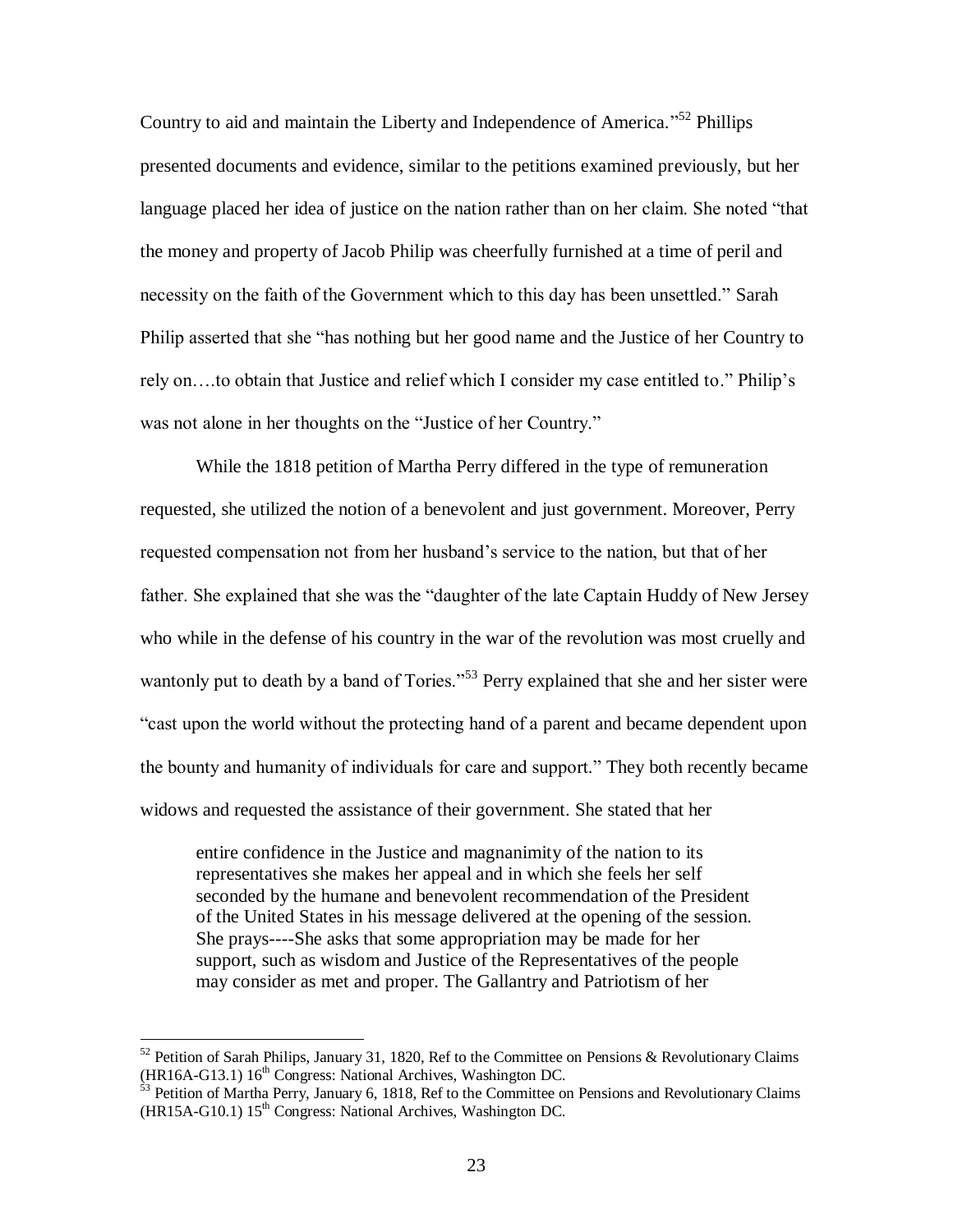Country to aid and maintain the Liberty and Independence of America."[52] Phillips presented documents and evidence, similar to the petitions examined previously, but her language placed her idea of justice on the nation rather than on her claim. She noted "that the money and property of Jacob Philip was cheerfully furnished at a time of peril and necessity on the faith of the Government which to this day has been unsettled." Sarah Philip asserted that she "has nothing but her good name and the Justice of her Country to rely on….to obtain that Justice and relief which I consider my case entitled to." Philip's was not alone in her thoughts on the "Justice of her Country."

While the 1818 petition of Martha Perry differed in the type of remuneration requested, she utilized the notion of a benevolent and just government. Moreover, Perry requested compensation not from her husband's service to the nation, but that of her father. She explained that she was the "daughter of the late Captain Huddy of New Jersey who while in the defense of his country in the war of the revolution was most cruelly and wantonly put to death by a band of Tories."[53] Perry explained that she and her sister were "cast upon the world without the protecting hand of a parent and became dependent upon the bounty and humanity of individuals for care and support." They both recently became widows and requested the assistance of their government. She stated that her

> entire confidence in the Justice and magnanimity of the nation to its representatives she makes her appeal and in which she feels her self seconded by the humane and benevolent recommendation of the President of the United States in his message delivered at the opening of the session. She prays----She asks that some appropriation may be made for her support, such as wisdom and Justice of the Representatives of the people may consider as met and proper. The Gallantry and Patriotism of her

---

[52] Petition of Sarah Philips, January 31, 1820, Ref to the Committee on Pensions & Revolutionary Claims (HR16A-G13.1) 16th Congress: National Archives, Washington DC.

[53] Petition of Martha Perry, January 6, 1818, Ref to the Committee on Pensions and Revolutionary Claims (HR15A-G10.1) 15th Congress: National Archives, Washington DC.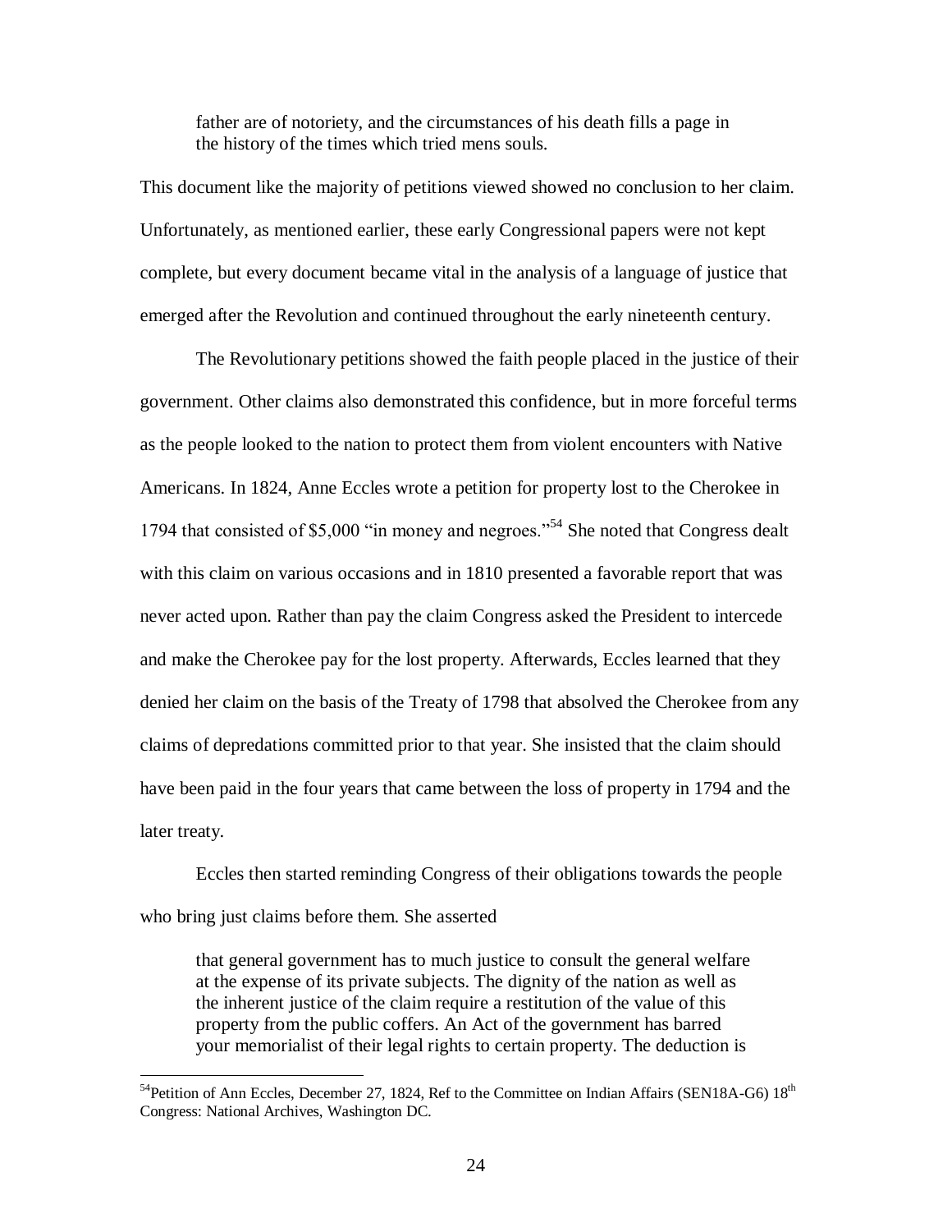> father are of notoriety, and the circumstances of his death fills a page in the history of the times which tried mens souls.

This document like the majority of petitions viewed showed no conclusion to her claim. Unfortunately, as mentioned earlier, these early Congressional papers were not kept complete, but every document became vital in the analysis of a language of justice that emerged after the Revolution and continued throughout the early nineteenth century.

The Revolutionary petitions showed the faith people placed in the justice of their government. Other claims also demonstrated this confidence, but in more forceful terms as the people looked to the nation to protect them from violent encounters with Native Americans. In 1824, Anne Eccles wrote a petition for property lost to the Cherokee in 1794 that consisted of $5,000 "in money and negroes."[54] She noted that Congress dealt with this claim on various occasions and in 1810 presented a favorable report that was never acted upon. Rather than pay the claim Congress asked the President to intercede and make the Cherokee pay for the lost property. Afterwards, Eccles learned that they denied her claim on the basis of the Treaty of 1798 that absolved the Cherokee from any claims of depredations committed prior to that year. She insisted that the claim should have been paid in the four years that came between the loss of property in 1794 and the later treaty.

Eccles then started reminding Congress of their obligations towards the people who bring just claims before them. She asserted

> that general government has to much justice to consult the general welfare at the expense of its private subjects. The dignity of the nation as well as the inherent justice of the claim require a restitution of the value of this property from the public coffers. An Act of the government has barred your memorialist of their legal rights to certain property. The deduction is

[54]Petition of Ann Eccles, December 27, 1824, Ref to the Committee on Indian Affairs (SEN18A-G6) 18th Congress: National Archives, Washington DC.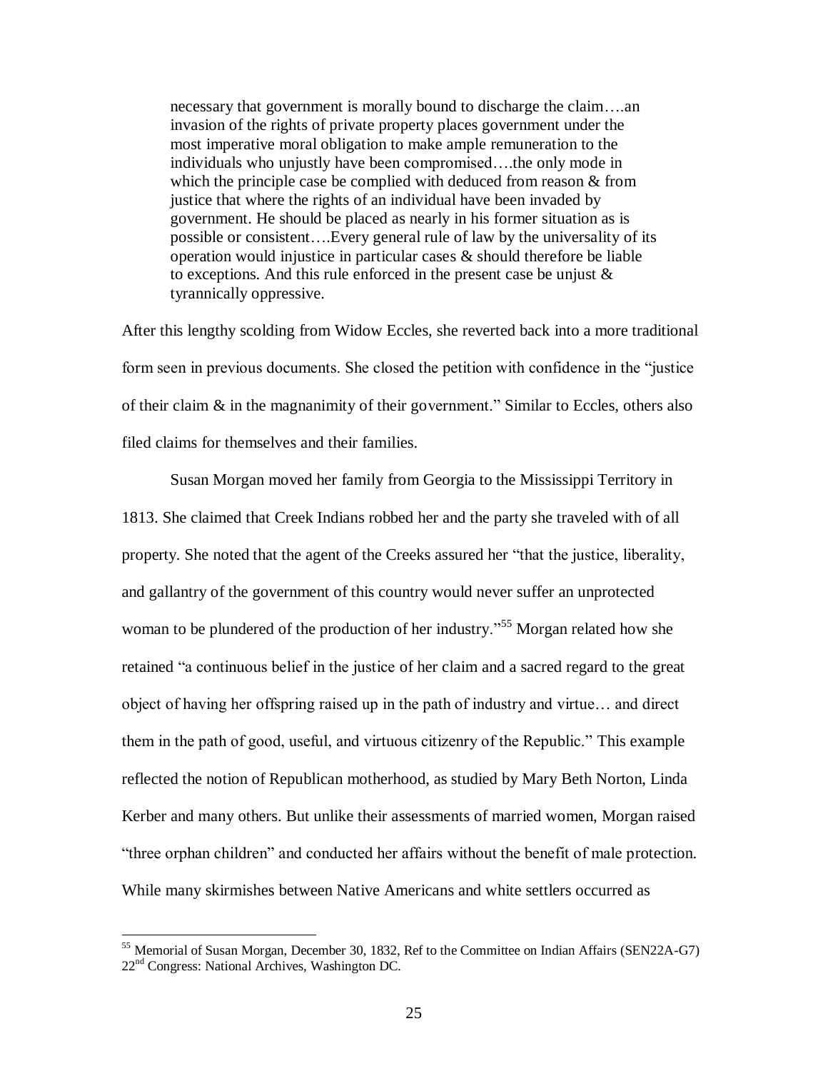> necessary that government is morally bound to discharge the claim….an invasion of the rights of private property places government under the most imperative moral obligation to make ample remuneration to the individuals who unjustly have been compromised….the only mode in which the principle case be complied with deduced from reason & from justice that where the rights of an individual have been invaded by government. He should be placed as nearly in his former situation as is possible or consistent….Every general rule of law by the universality of its operation would injustice in particular cases & should therefore be liable to exceptions. And this rule enforced in the present case be unjust & tyrannically oppressive.

After this lengthy scolding from Widow Eccles, she reverted back into a more traditional form seen in previous documents. She closed the petition with confidence in the "justice of their claim & in the magnanimity of their government." Similar to Eccles, others also filed claims for themselves and their families.

Susan Morgan moved her family from Georgia to the Mississippi Territory in 1813. She claimed that Creek Indians robbed her and the party she traveled with of all property. She noted that the agent of the Creeks assured her "that the justice, liberality, and gallantry of the government of this country would never suffer an unprotected woman to be plundered of the production of her industry."[55] Morgan related how she retained "a continuous belief in the justice of her claim and a sacred regard to the great object of having her offspring raised up in the path of industry and virtue… and direct them in the path of good, useful, and virtuous citizenry of the Republic." This example reflected the notion of Republican motherhood, as studied by Mary Beth Norton, Linda Kerber and many others. But unlike their assessments of married women, Morgan raised "three orphan children" and conducted her affairs without the benefit of male protection. While many skirmishes between Native Americans and white settlers occurred as

---

[55] Memorial of Susan Morgan, December 30, 1832, Ref to the Committee on Indian Affairs (SEN22A-G7) 22nd Congress: National Archives, Washington DC.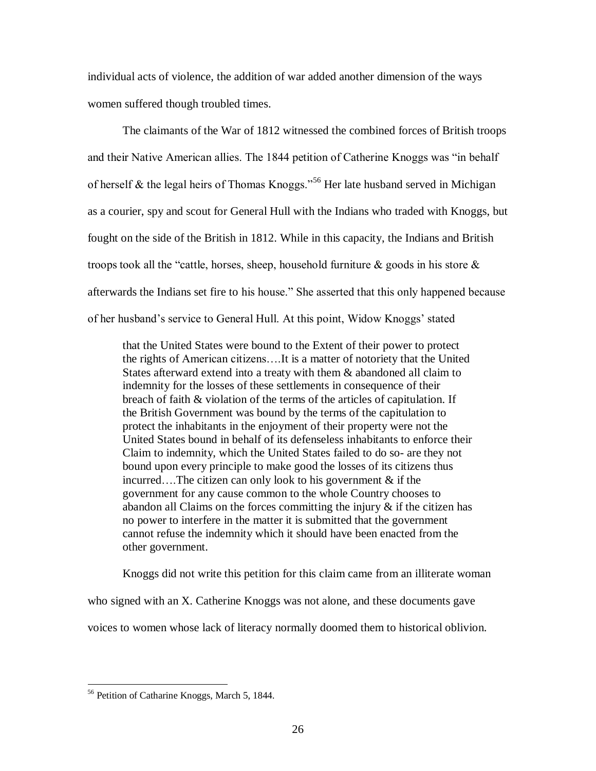individual acts of violence, the addition of war added another dimension of the ways women suffered though troubled times.

The claimants of the War of 1812 witnessed the combined forces of British troops and their Native American allies. The 1844 petition of Catherine Knoggs was "in behalf of herself & the legal heirs of Thomas Knoggs."[56] Her late husband served in Michigan as a courier, spy and scout for General Hull with the Indians who traded with Knoggs, but fought on the side of the British in 1812. While in this capacity, the Indians and British troops took all the "cattle, horses, sheep, household furniture & goods in his store & afterwards the Indians set fire to his house." She asserted that this only happened because of her husband's service to General Hull. At this point, Widow Knoggs' stated

> that the United States were bound to the Extent of their power to protect the rights of American citizens….It is a matter of notoriety that the United States afterward extend into a treaty with them & abandoned all claim to indemnity for the losses of these settlements in consequence of their breach of faith & violation of the terms of the articles of capitulation. If the British Government was bound by the terms of the capitulation to protect the inhabitants in the enjoyment of their property were not the United States bound in behalf of its defenseless inhabitants to enforce their Claim to indemnity, which the United States failed to do so- are they not bound upon every principle to make good the losses of its citizens thus incurred….The citizen can only look to his government & if the government for any cause common to the whole Country chooses to abandon all Claims on the forces committing the injury & if the citizen has no power to interfere in the matter it is submitted that the government cannot refuse the indemnity which it should have been enacted from the other government.

Knoggs did not write this petition for this claim came from an illiterate woman who signed with an X. Catherine Knoggs was not alone, and these documents gave voices to women whose lack of literacy normally doomed them to historical oblivion.

[56] Petition of Catharine Knoggs, March 5, 1844.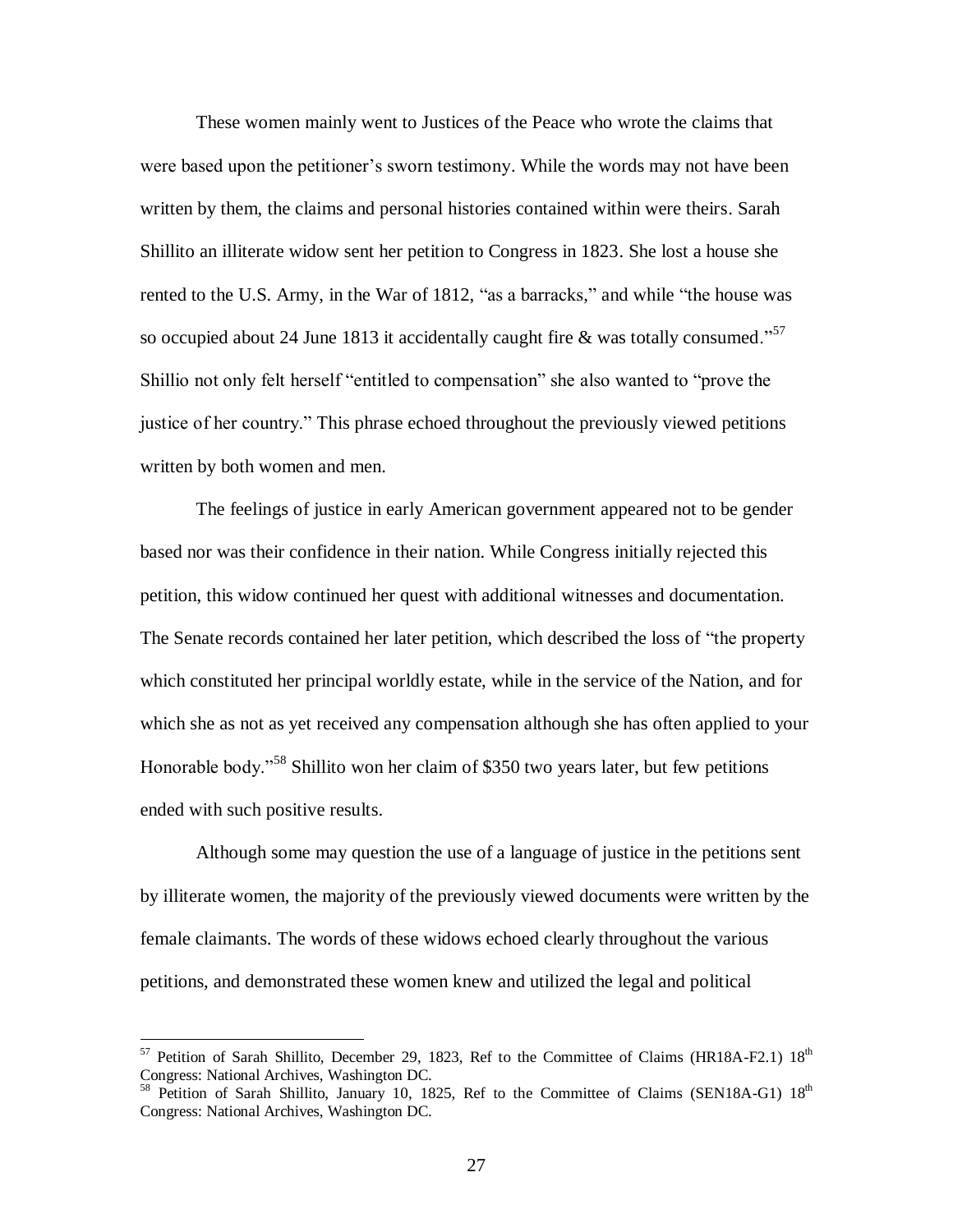These women mainly went to Justices of the Peace who wrote the claims that were based upon the petitioner's sworn testimony. While the words may not have been written by them, the claims and personal histories contained within were theirs. Sarah Shillito an illiterate widow sent her petition to Congress in 1823. She lost a house she rented to the U.S. Army, in the War of 1812, "as a barracks," and while "the house was so occupied about 24 June 1813 it accidentally caught fire & was totally consumed."[57] Shillio not only felt herself "entitled to compensation" she also wanted to "prove the justice of her country." This phrase echoed throughout the previously viewed petitions written by both women and men.

The feelings of justice in early American government appeared not to be gender based nor was their confidence in their nation. While Congress initially rejected this petition, this widow continued her quest with additional witnesses and documentation. The Senate records contained her later petition, which described the loss of "the property which constituted her principal worldly estate, while in the service of the Nation, and for which she as not as yet received any compensation although she has often applied to your Honorable body."[58] Shillito won her claim of $350 two years later, but few petitions ended with such positive results.

Although some may question the use of a language of justice in the petitions sent by illiterate women, the majority of the previously viewed documents were written by the female claimants. The words of these widows echoed clearly throughout the various petitions, and demonstrated these women knew and utilized the legal and political

---

[57] Petition of Sarah Shillito, December 29, 1823, Ref to the Committee of Claims (HR18A-F2.1) 18th Congress: National Archives, Washington DC.

[58] Petition of Sarah Shillito, January 10, 1825, Ref to the Committee of Claims (SEN18A-G1) 18th Congress: National Archives, Washington DC.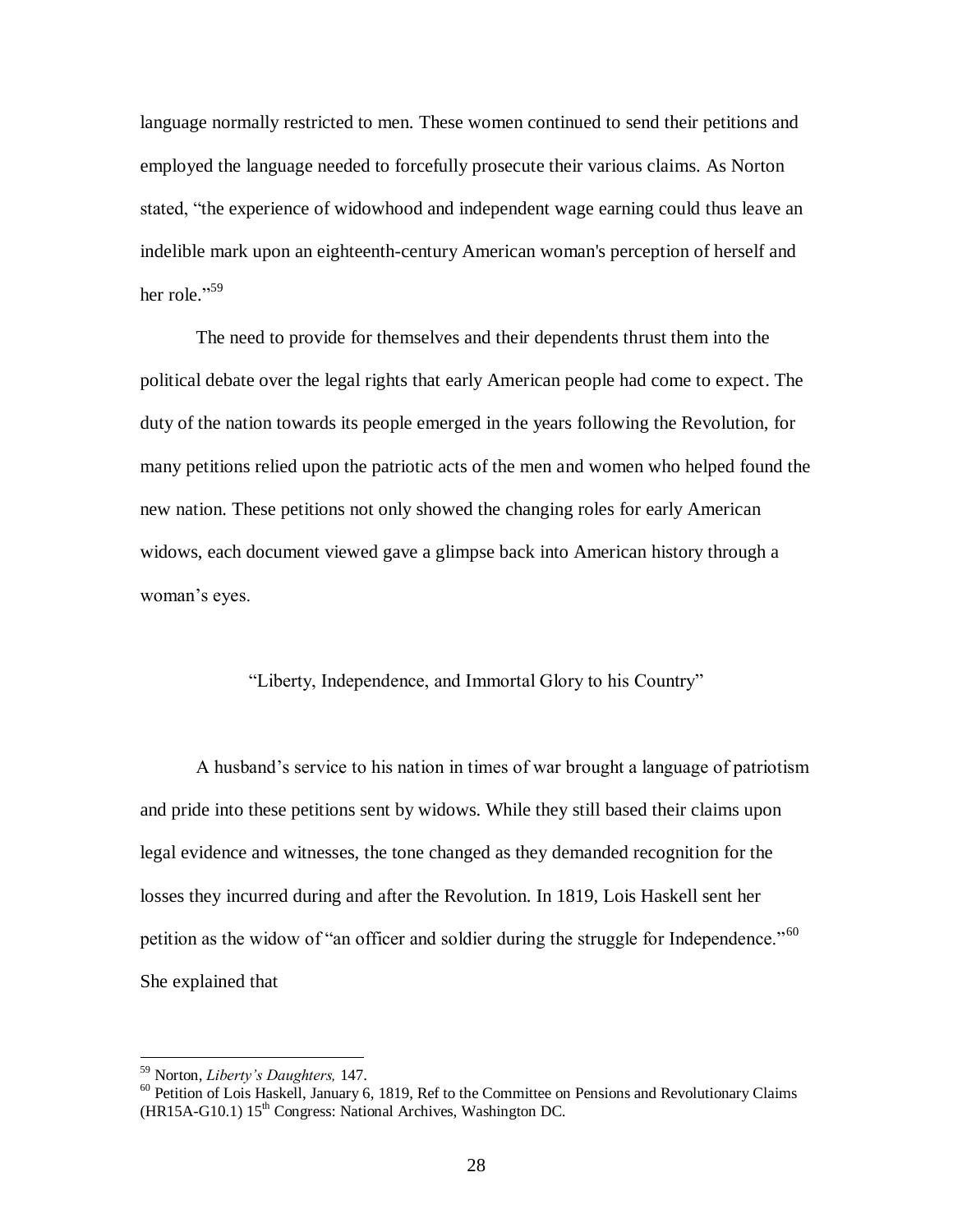language normally restricted to men. These women continued to send their petitions and employed the language needed to forcefully prosecute their various claims. As Norton stated, "the experience of widowhood and independent wage earning could thus leave an indelible mark upon an eighteenth-century American woman's perception of herself and her role."[59]

The need to provide for themselves and their dependents thrust them into the political debate over the legal rights that early American people had come to expect. The duty of the nation towards its people emerged in the years following the Revolution, for many petitions relied upon the patriotic acts of the men and women who helped found the new nation. These petitions not only showed the changing roles for early American widows, each document viewed gave a glimpse back into American history through a woman's eyes.

## "Liberty, Independence, and Immortal Glory to his Country"

A husband's service to his nation in times of war brought a language of patriotism and pride into these petitions sent by widows. While they still based their claims upon legal evidence and witnesses, the tone changed as they demanded recognition for the losses they incurred during and after the Revolution. In 1819, Lois Haskell sent her petition as the widow of "an officer and soldier during the struggle for Independence."[60] She explained that

---

[59] Norton, *Liberty's Daughters,* 147.

[60] Petition of Lois Haskell, January 6, 1819, Ref to the Committee on Pensions and Revolutionary Claims (HR15A-G10.1) 15th Congress: National Archives, Washington DC.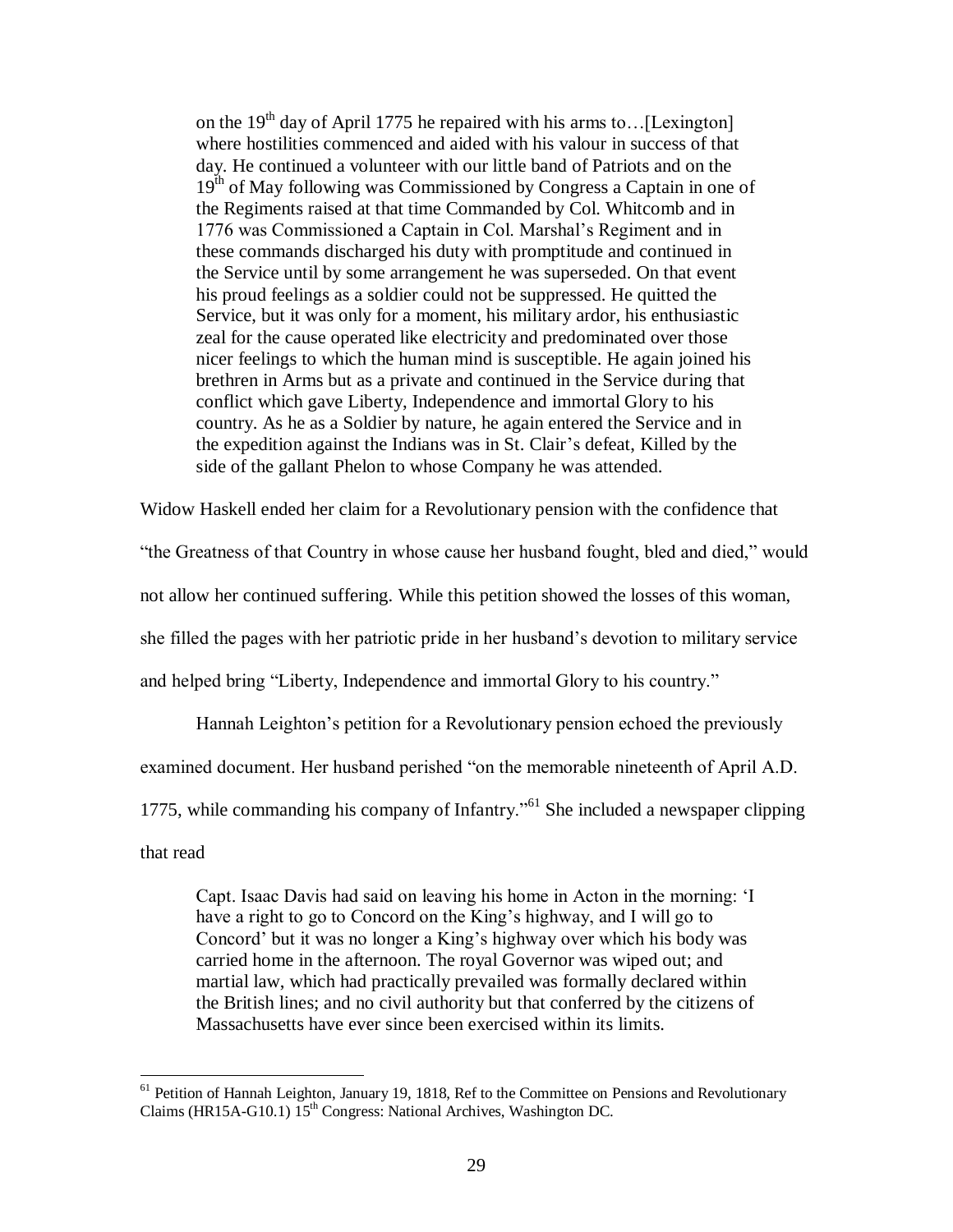> on the 19th day of April 1775 he repaired with his arms to…[Lexington] where hostilities commenced and aided with his valour in success of that day. He continued a volunteer with our little band of Patriots and on the 19th of May following was Commissioned by Congress a Captain in one of the Regiments raised at that time Commanded by Col. Whitcomb and in 1776 was Commissioned a Captain in Col. Marshal's Regiment and in these commands discharged his duty with promptitude and continued in the Service until by some arrangement he was superseded. On that event his proud feelings as a soldier could not be suppressed. He quitted the Service, but it was only for a moment, his military ardor, his enthusiastic zeal for the cause operated like electricity and predominated over those nicer feelings to which the human mind is susceptible. He again joined his brethren in Arms but as a private and continued in the Service during that conflict which gave Liberty, Independence and immortal Glory to his country. As he as a Soldier by nature, he again entered the Service and in the expedition against the Indians was in St. Clair's defeat, Killed by the side of the gallant Phelon to whose Company he was attended.

Widow Haskell ended her claim for a Revolutionary pension with the confidence that "the Greatness of that Country in whose cause her husband fought, bled and died," would not allow her continued suffering. While this petition showed the losses of this woman, she filled the pages with her patriotic pride in her husband's devotion to military service and helped bring "Liberty, Independence and immortal Glory to his country."

Hannah Leighton's petition for a Revolutionary pension echoed the previously examined document. Her husband perished "on the memorable nineteenth of April A.D. 1775, while commanding his company of Infantry."[61] She included a newspaper clipping that read

> Capt. Isaac Davis had said on leaving his home in Acton in the morning: 'I have a right to go to Concord on the King's highway, and I will go to Concord' but it was no longer a King's highway over which his body was carried home in the afternoon. The royal Governor was wiped out; and martial law, which had practically prevailed was formally declared within the British lines; and no civil authority but that conferred by the citizens of Massachusetts have ever since been exercised within its limits.

---

[61] Petition of Hannah Leighton, January 19, 1818, Ref to the Committee on Pensions and Revolutionary Claims (HR15A-G10.1) 15th Congress: National Archives, Washington DC.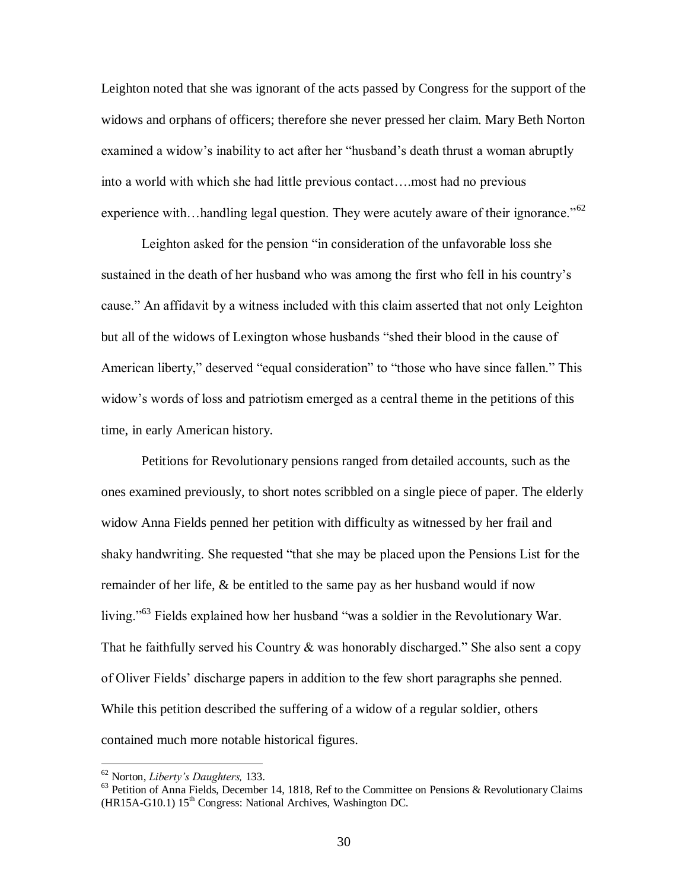Leighton noted that she was ignorant of the acts passed by Congress for the support of the widows and orphans of officers; therefore she never pressed her claim. Mary Beth Norton examined a widow's inability to act after her "husband's death thrust a woman abruptly into a world with which she had little previous contact….most had no previous experience with…handling legal question. They were acutely aware of their ignorance."[62]

Leighton asked for the pension "in consideration of the unfavorable loss she sustained in the death of her husband who was among the first who fell in his country's cause." An affidavit by a witness included with this claim asserted that not only Leighton but all of the widows of Lexington whose husbands "shed their blood in the cause of American liberty," deserved "equal consideration" to "those who have since fallen." This widow's words of loss and patriotism emerged as a central theme in the petitions of this time, in early American history.

Petitions for Revolutionary pensions ranged from detailed accounts, such as the ones examined previously, to short notes scribbled on a single piece of paper. The elderly widow Anna Fields penned her petition with difficulty as witnessed by her frail and shaky handwriting. She requested "that she may be placed upon the Pensions List for the remainder of her life, & be entitled to the same pay as her husband would if now living."[63] Fields explained how her husband "was a soldier in the Revolutionary War. That he faithfully served his Country & was honorably discharged." She also sent a copy of Oliver Fields' discharge papers in addition to the few short paragraphs she penned. While this petition described the suffering of a widow of a regular soldier, others contained much more notable historical figures.

---

[62] Norton, *Liberty's Daughters,* 133.

[63] Petition of Anna Fields, December 14, 1818, Ref to the Committee on Pensions & Revolutionary Claims (HR15A-G10.1) 15th Congress: National Archives, Washington DC.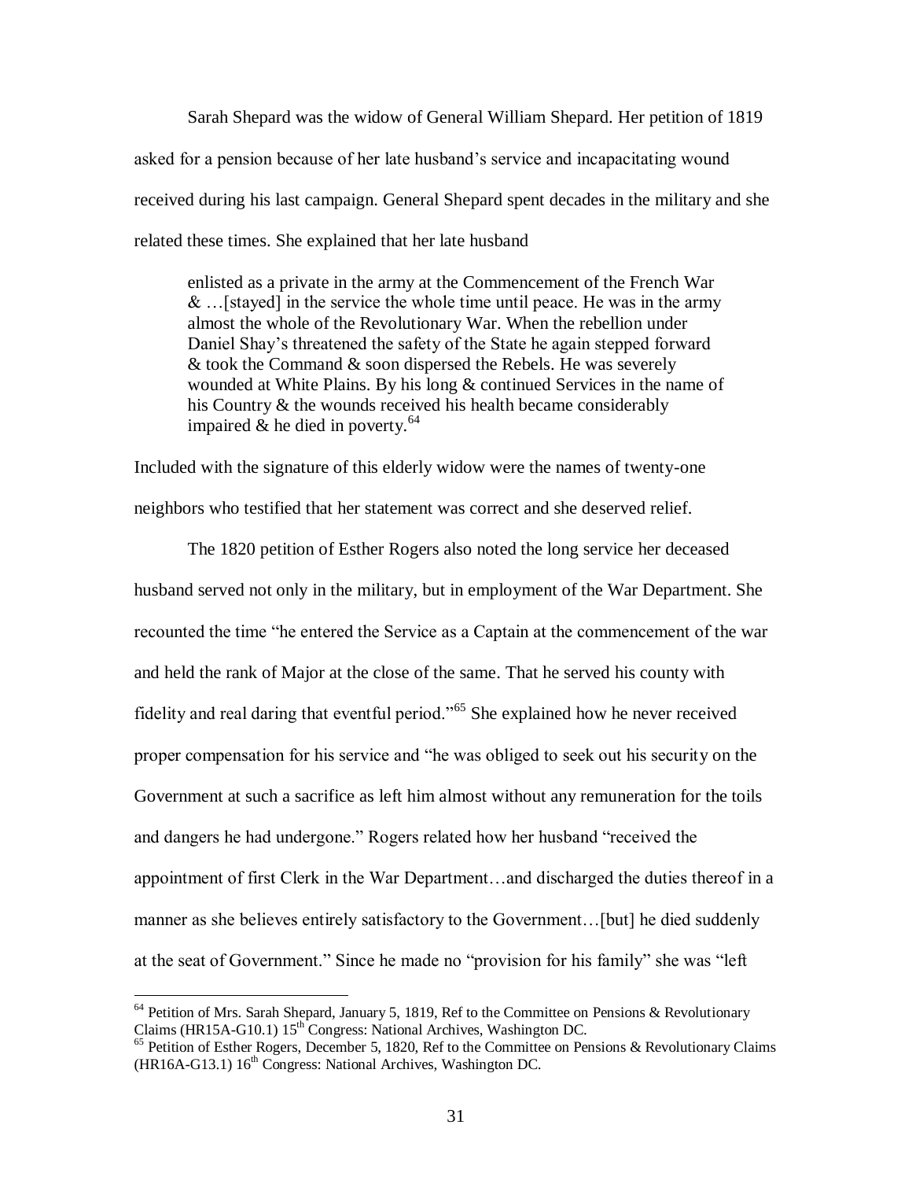Sarah Shepard was the widow of General William Shepard. Her petition of 1819 asked for a pension because of her late husband's service and incapacitating wound received during his last campaign. General Shepard spent decades in the military and she related these times. She explained that her late husband

> enlisted as a private in the army at the Commencement of the French War & …[stayed] in the service the whole time until peace. He was in the army almost the whole of the Revolutionary War. When the rebellion under Daniel Shay's threatened the safety of the State he again stepped forward & took the Command & soon dispersed the Rebels. He was severely wounded at White Plains. By his long & continued Services in the name of his Country & the wounds received his health became considerably impaired & he died in poverty.[64]

Included with the signature of this elderly widow were the names of twenty-one neighbors who testified that her statement was correct and she deserved relief.

The 1820 petition of Esther Rogers also noted the long service her deceased husband served not only in the military, but in employment of the War Department. She recounted the time "he entered the Service as a Captain at the commencement of the war and held the rank of Major at the close of the same. That he served his county with fidelity and real daring that eventful period."[65] She explained how he never received proper compensation for his service and "he was obliged to seek out his security on the Government at such a sacrifice as left him almost without any remuneration for the toils and dangers he had undergone." Rogers related how her husband "received the appointment of first Clerk in the War Department…and discharged the duties thereof in a manner as she believes entirely satisfactory to the Government…[but] he died suddenly at the seat of Government." Since he made no "provision for his family" she was "left

---

[64] Petition of Mrs. Sarah Shepard, January 5, 1819, Ref to the Committee on Pensions & Revolutionary Claims (HR15A-G10.1) 15th Congress: National Archives, Washington DC.

[65] Petition of Esther Rogers, December 5, 1820, Ref to the Committee on Pensions & Revolutionary Claims (HR16A-G13.1) 16th Congress: National Archives, Washington DC.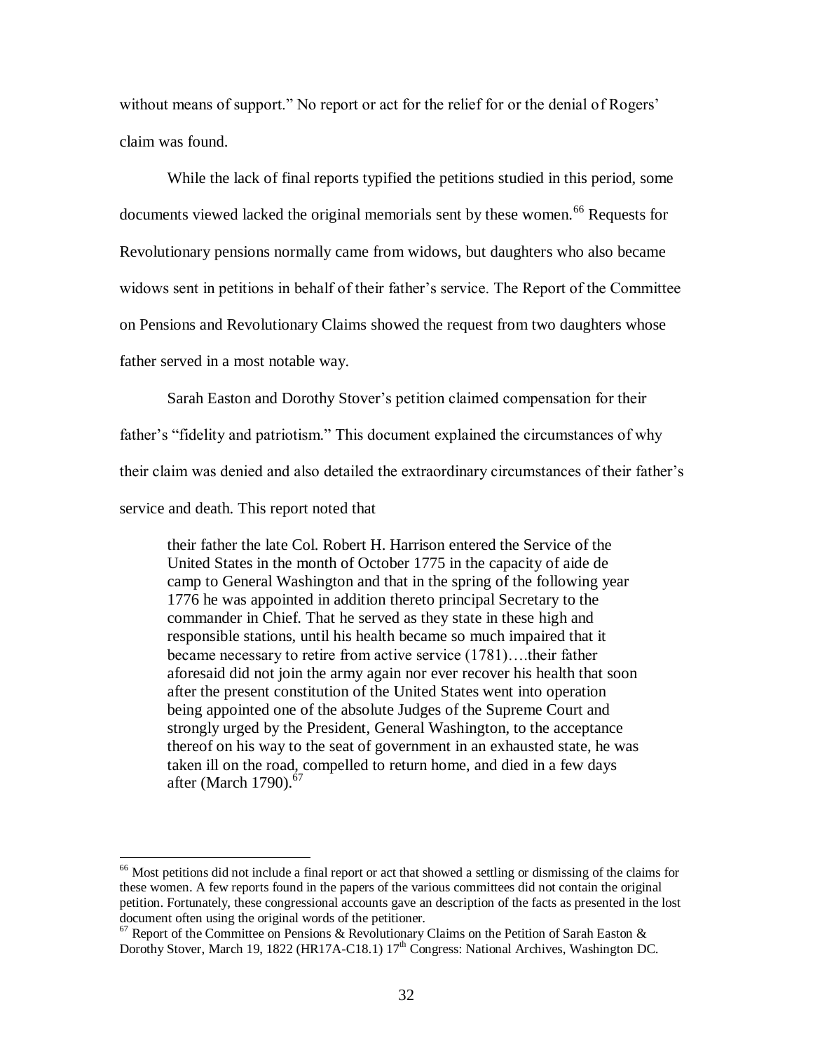without means of support." No report or act for the relief for or the denial of Rogers' claim was found.

While the lack of final reports typified the petitions studied in this period, some documents viewed lacked the original memorials sent by these women.[66] Requests for Revolutionary pensions normally came from widows, but daughters who also became widows sent in petitions in behalf of their father's service. The Report of the Committee on Pensions and Revolutionary Claims showed the request from two daughters whose father served in a most notable way.

Sarah Easton and Dorothy Stover's petition claimed compensation for their father's "fidelity and patriotism." This document explained the circumstances of why their claim was denied and also detailed the extraordinary circumstances of their father's service and death. This report noted that

> their father the late Col. Robert H. Harrison entered the Service of the United States in the month of October 1775 in the capacity of aide de camp to General Washington and that in the spring of the following year 1776 he was appointed in addition thereto principal Secretary to the commander in Chief. That he served as they state in these high and responsible stations, until his health became so much impaired that it became necessary to retire from active service (1781)….their father aforesaid did not join the army again nor ever recover his health that soon after the present constitution of the United States went into operation being appointed one of the absolute Judges of the Supreme Court and strongly urged by the President, General Washington, to the acceptance thereof on his way to the seat of government in an exhausted state, he was taken ill on the road, compelled to return home, and died in a few days after (March 1790).[67]

---

[66] Most petitions did not include a final report or act that showed a settling or dismissing of the claims for these women. A few reports found in the papers of the various committees did not contain the original petition. Fortunately, these congressional accounts gave an description of the facts as presented in the lost document often using the original words of the petitioner.

[67] Report of the Committee on Pensions & Revolutionary Claims on the Petition of Sarah Easton & Dorothy Stover, March 19, 1822 (HR17A-C18.1) 17th Congress: National Archives, Washington DC.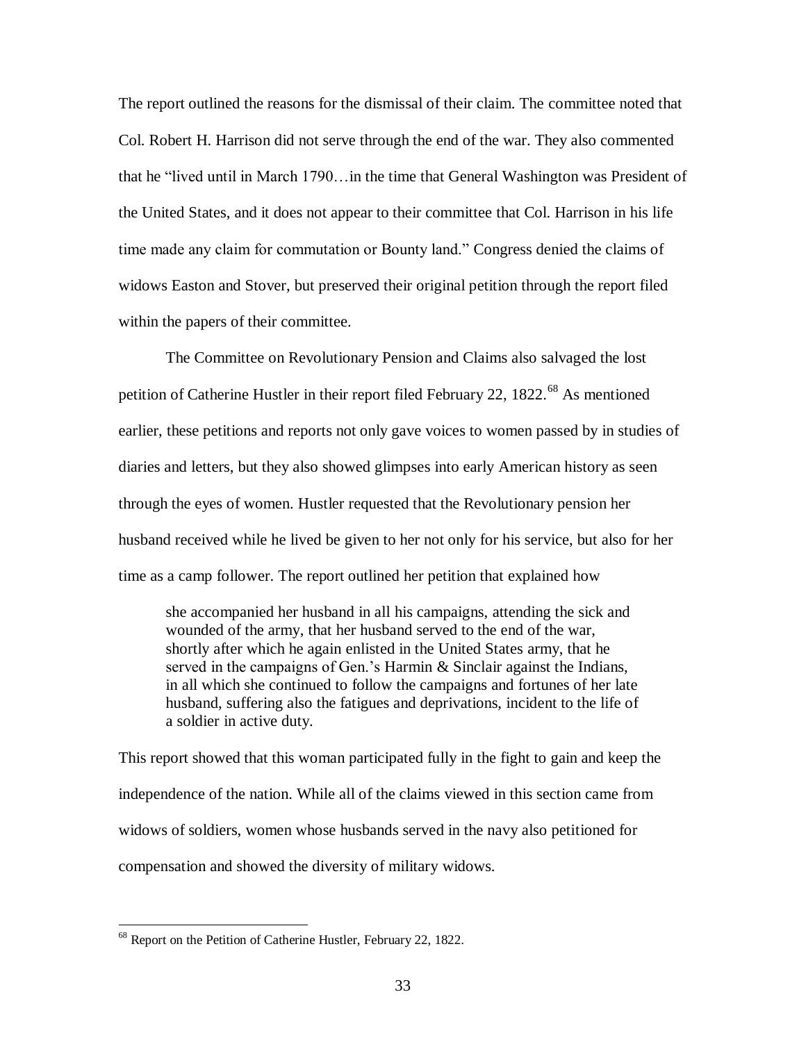The report outlined the reasons for the dismissal of their claim. The committee noted that Col. Robert H. Harrison did not serve through the end of the war. They also commented that he "lived until in March 1790…in the time that General Washington was President of the United States, and it does not appear to their committee that Col. Harrison in his life time made any claim for commutation or Bounty land." Congress denied the claims of widows Easton and Stover, but preserved their original petition through the report filed within the papers of their committee.

The Committee on Revolutionary Pension and Claims also salvaged the lost petition of Catherine Hustler in their report filed February 22, 1822.[68] As mentioned earlier, these petitions and reports not only gave voices to women passed by in studies of diaries and letters, but they also showed glimpses into early American history as seen through the eyes of women. Hustler requested that the Revolutionary pension her husband received while he lived be given to her not only for his service, but also for her time as a camp follower. The report outlined her petition that explained how

> she accompanied her husband in all his campaigns, attending the sick and wounded of the army, that her husband served to the end of the war, shortly after which he again enlisted in the United States army, that he served in the campaigns of Gen.'s Harmin & Sinclair against the Indians, in all which she continued to follow the campaigns and fortunes of her late husband, suffering also the fatigues and deprivations, incident to the life of a soldier in active duty.

This report showed that this woman participated fully in the fight to gain and keep the independence of the nation. While all of the claims viewed in this section came from widows of soldiers, women whose husbands served in the navy also petitioned for compensation and showed the diversity of military widows.

[68] Report on the Petition of Catherine Hustler, February 22, 1822.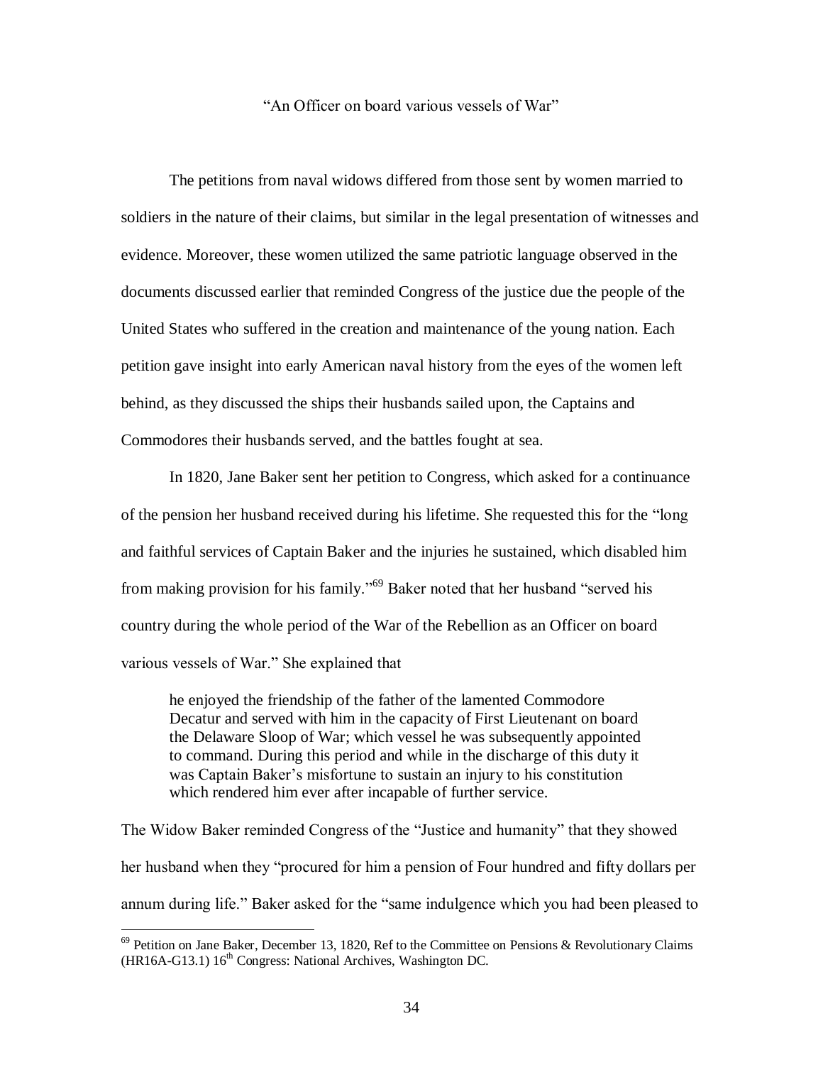## "An Officer on board various vessels of War"

The petitions from naval widows differed from those sent by women married to soldiers in the nature of their claims, but similar in the legal presentation of witnesses and evidence. Moreover, these women utilized the same patriotic language observed in the documents discussed earlier that reminded Congress of the justice due the people of the United States who suffered in the creation and maintenance of the young nation. Each petition gave insight into early American naval history from the eyes of the women left behind, as they discussed the ships their husbands sailed upon, the Captains and Commodores their husbands served, and the battles fought at sea.

In 1820, Jane Baker sent her petition to Congress, which asked for a continuance of the pension her husband received during his lifetime. She requested this for the "long and faithful services of Captain Baker and the injuries he sustained, which disabled him from making provision for his family."[69] Baker noted that her husband "served his country during the whole period of the War of the Rebellion as an Officer on board various vessels of War." She explained that

> he enjoyed the friendship of the father of the lamented Commodore Decatur and served with him in the capacity of First Lieutenant on board the Delaware Sloop of War; which vessel he was subsequently appointed to command. During this period and while in the discharge of this duty it was Captain Baker's misfortune to sustain an injury to his constitution which rendered him ever after incapable of further service.

The Widow Baker reminded Congress of the "Justice and humanity" that they showed her husband when they "procured for him a pension of Four hundred and fifty dollars per annum during life." Baker asked for the "same indulgence which you had been pleased to

---

[69] Petition on Jane Baker, December 13, 1820, Ref to the Committee on Pensions & Revolutionary Claims (HR16A-G13.1) 16th Congress: National Archives, Washington DC.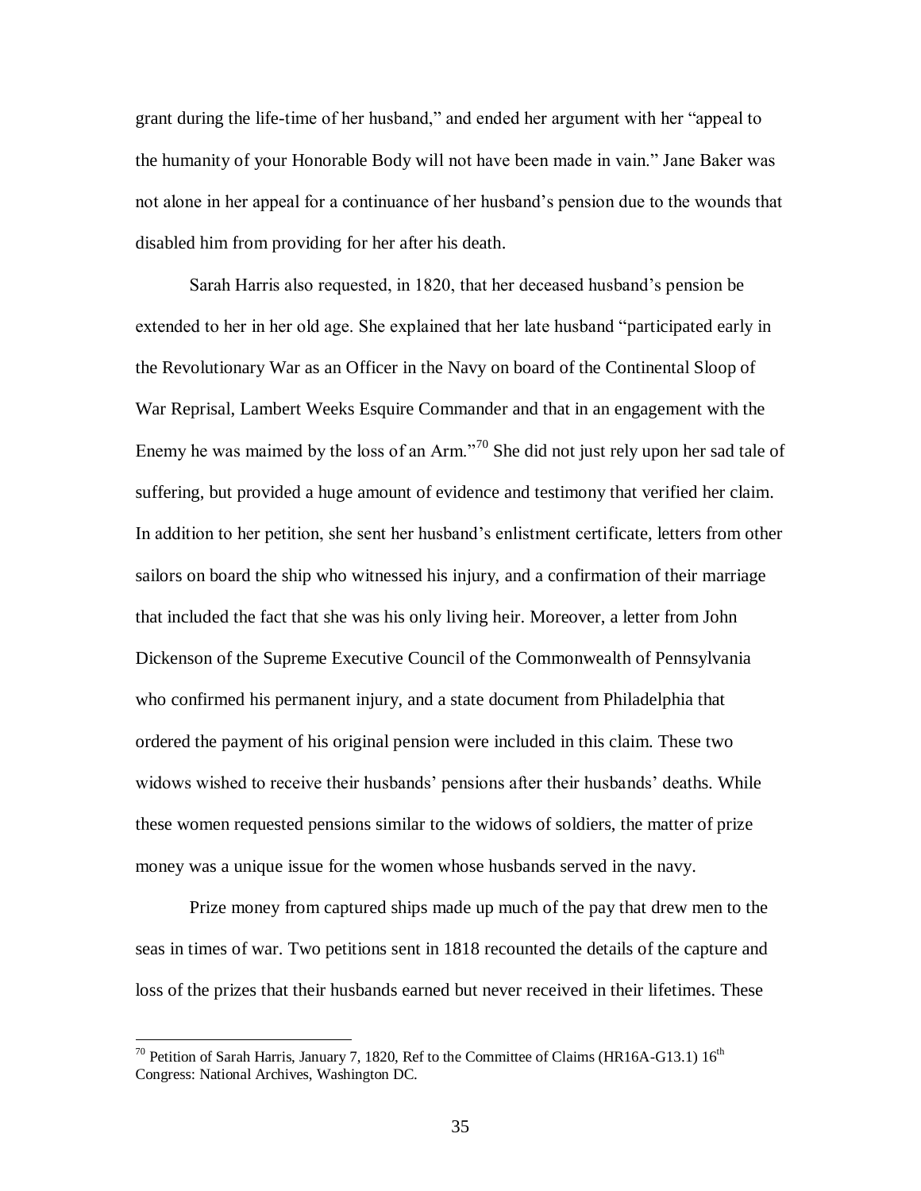grant during the life-time of her husband," and ended her argument with her "appeal to the humanity of your Honorable Body will not have been made in vain." Jane Baker was not alone in her appeal for a continuance of her husband's pension due to the wounds that disabled him from providing for her after his death.

Sarah Harris also requested, in 1820, that her deceased husband's pension be extended to her in her old age. She explained that her late husband "participated early in the Revolutionary War as an Officer in the Navy on board of the Continental Sloop of War Reprisal, Lambert Weeks Esquire Commander and that in an engagement with the Enemy he was maimed by the loss of an Arm."[70] She did not just rely upon her sad tale of suffering, but provided a huge amount of evidence and testimony that verified her claim. In addition to her petition, she sent her husband's enlistment certificate, letters from other sailors on board the ship who witnessed his injury, and a confirmation of their marriage that included the fact that she was his only living heir. Moreover, a letter from John Dickenson of the Supreme Executive Council of the Commonwealth of Pennsylvania who confirmed his permanent injury, and a state document from Philadelphia that ordered the payment of his original pension were included in this claim. These two widows wished to receive their husbands' pensions after their husbands' deaths. While these women requested pensions similar to the widows of soldiers, the matter of prize money was a unique issue for the women whose husbands served in the navy.

Prize money from captured ships made up much of the pay that drew men to the seas in times of war. Two petitions sent in 1818 recounted the details of the capture and loss of the prizes that their husbands earned but never received in their lifetimes. These

---

[70] Petition of Sarah Harris, January 7, 1820, Ref to the Committee of Claims (HR16A-G13.1) 16th Congress: National Archives, Washington DC.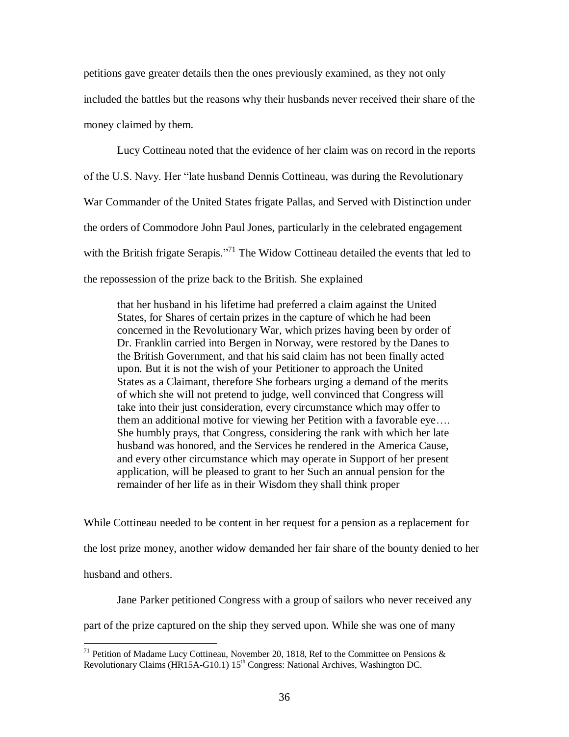petitions gave greater details then the ones previously examined, as they not only included the battles but the reasons why their husbands never received their share of the money claimed by them.

Lucy Cottineau noted that the evidence of her claim was on record in the reports of the U.S. Navy. Her "late husband Dennis Cottineau, was during the Revolutionary War Commander of the United States frigate Pallas, and Served with Distinction under the orders of Commodore John Paul Jones, particularly in the celebrated engagement with the British frigate Serapis."[71] The Widow Cottineau detailed the events that led to the repossession of the prize back to the British. She explained

> that her husband in his lifetime had preferred a claim against the United States, for Shares of certain prizes in the capture of which he had been concerned in the Revolutionary War, which prizes having been by order of Dr. Franklin carried into Bergen in Norway, were restored by the Danes to the British Government, and that his said claim has not been finally acted upon. But it is not the wish of your Petitioner to approach the United States as a Claimant, therefore She forbears urging a demand of the merits of which she will not pretend to judge, well convinced that Congress will take into their just consideration, every circumstance which may offer to them an additional motive for viewing her Petition with a favorable eye…. She humbly prays, that Congress, considering the rank with which her late husband was honored, and the Services he rendered in the America Cause, and every other circumstance which may operate in Support of her present application, will be pleased to grant to her Such an annual pension for the remainder of her life as in their Wisdom they shall think proper

While Cottineau needed to be content in her request for a pension as a replacement for the lost prize money, another widow demanded her fair share of the bounty denied to her husband and others.

Jane Parker petitioned Congress with a group of sailors who never received any part of the prize captured on the ship they served upon. While she was one of many

---

[71] Petition of Madame Lucy Cottineau, November 20, 1818, Ref to the Committee on Pensions & Revolutionary Claims (HR15A-G10.1) 15th Congress: National Archives, Washington DC.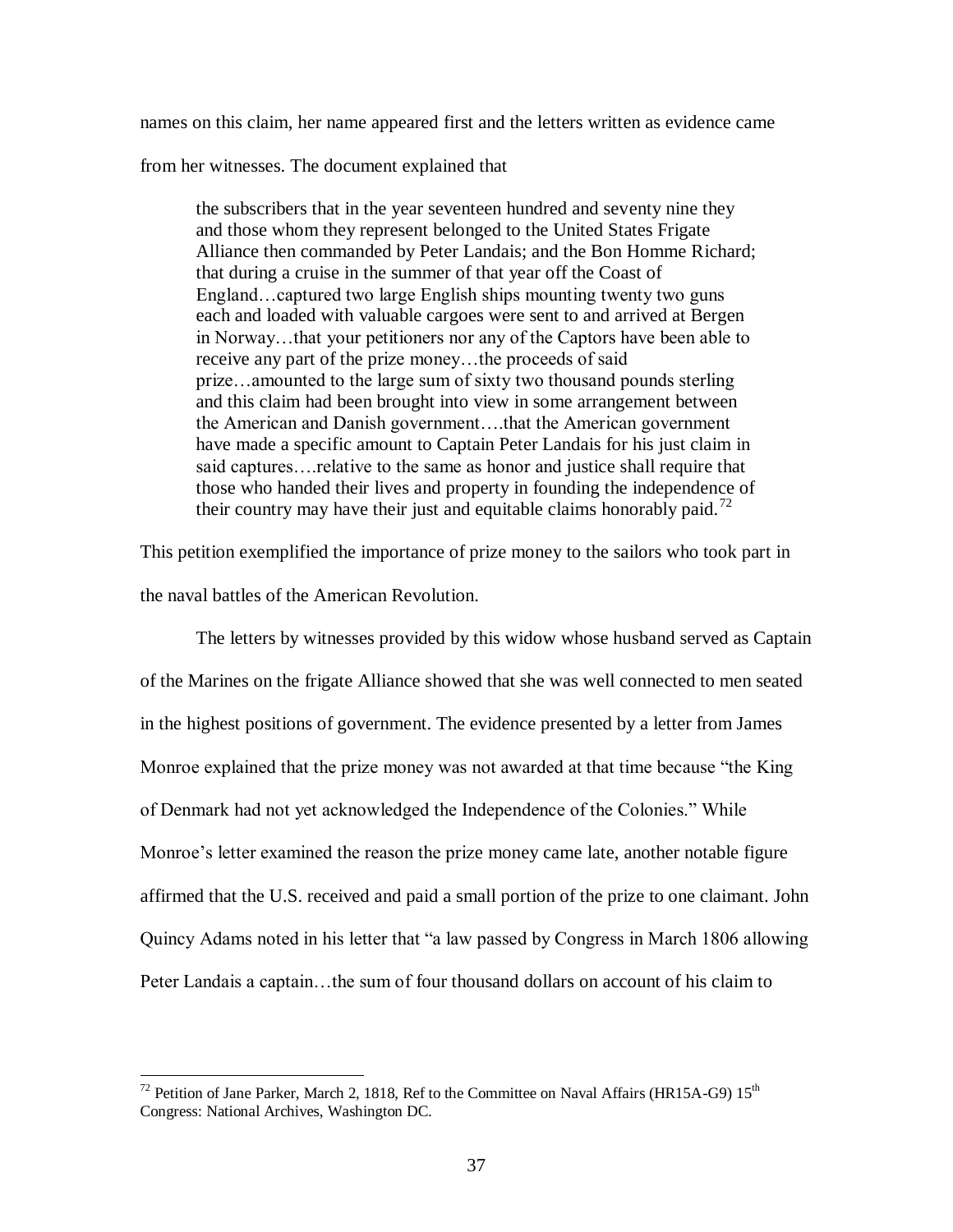names on this claim, her name appeared first and the letters written as evidence came from her witnesses. The document explained that

> the subscribers that in the year seventeen hundred and seventy nine they and those whom they represent belonged to the United States Frigate Alliance then commanded by Peter Landais; and the Bon Homme Richard; that during a cruise in the summer of that year off the Coast of England…captured two large English ships mounting twenty two guns each and loaded with valuable cargoes were sent to and arrived at Bergen in Norway…that your petitioners nor any of the Captors have been able to receive any part of the prize money…the proceeds of said prize…amounted to the large sum of sixty two thousand pounds sterling and this claim had been brought into view in some arrangement between the American and Danish government….that the American government have made a specific amount to Captain Peter Landais for his just claim in said captures….relative to the same as honor and justice shall require that those who handed their lives and property in founding the independence of their country may have their just and equitable claims honorably paid.[72]

This petition exemplified the importance of prize money to the sailors who took part in the naval battles of the American Revolution.

The letters by witnesses provided by this widow whose husband served as Captain of the Marines on the frigate Alliance showed that she was well connected to men seated in the highest positions of government. The evidence presented by a letter from James Monroe explained that the prize money was not awarded at that time because "the King of Denmark had not yet acknowledged the Independence of the Colonies." While Monroe's letter examined the reason the prize money came late, another notable figure affirmed that the U.S. received and paid a small portion of the prize to one claimant. John Quincy Adams noted in his letter that "a law passed by Congress in March 1806 allowing Peter Landais a captain…the sum of four thousand dollars on account of his claim to

---

[72] Petition of Jane Parker, March 2, 1818, Ref to the Committee on Naval Affairs (HR15A-G9) 15th Congress: National Archives, Washington DC.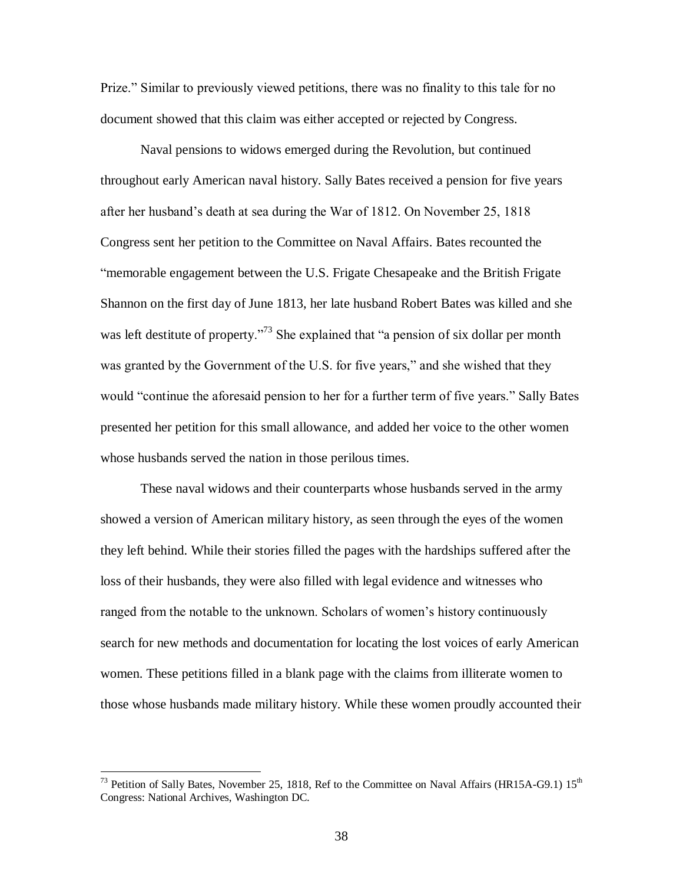Prize." Similar to previously viewed petitions, there was no finality to this tale for no document showed that this claim was either accepted or rejected by Congress.

Naval pensions to widows emerged during the Revolution, but continued throughout early American naval history. Sally Bates received a pension for five years after her husband's death at sea during the War of 1812. On November 25, 1818 Congress sent her petition to the Committee on Naval Affairs. Bates recounted the "memorable engagement between the U.S. Frigate Chesapeake and the British Frigate Shannon on the first day of June 1813, her late husband Robert Bates was killed and she was left destitute of property."[73] She explained that "a pension of six dollar per month was granted by the Government of the U.S. for five years," and she wished that they would "continue the aforesaid pension to her for a further term of five years." Sally Bates presented her petition for this small allowance, and added her voice to the other women whose husbands served the nation in those perilous times.

These naval widows and their counterparts whose husbands served in the army showed a version of American military history, as seen through the eyes of the women they left behind. While their stories filled the pages with the hardships suffered after the loss of their husbands, they were also filled with legal evidence and witnesses who ranged from the notable to the unknown. Scholars of women's history continuously search for new methods and documentation for locating the lost voices of early American women. These petitions filled in a blank page with the claims from illiterate women to those whose husbands made military history. While these women proudly accounted their

---

[73] Petition of Sally Bates, November 25, 1818, Ref to the Committee on Naval Affairs (HR15A-G9.1) 15th Congress: National Archives, Washington DC.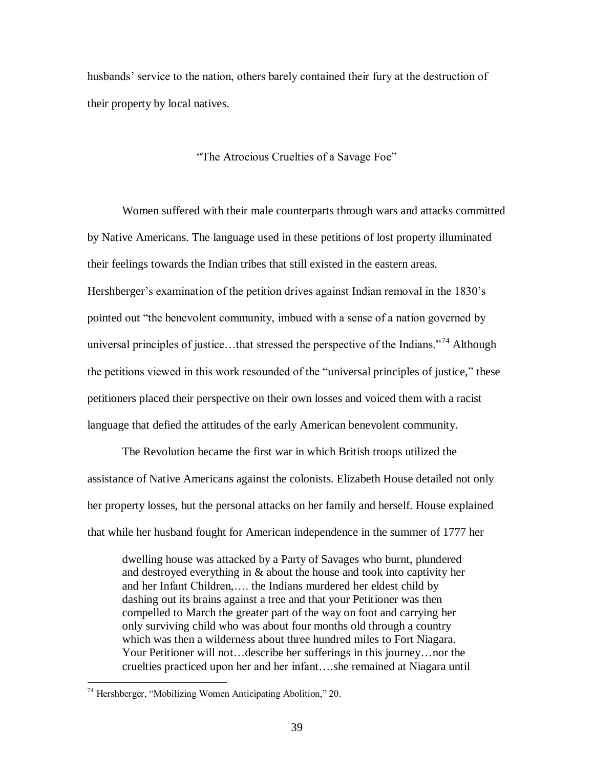husbands' service to the nation, others barely contained their fury at the destruction of their property by local natives.

## "The Atrocious Cruelties of a Savage Foe"

Women suffered with their male counterparts through wars and attacks committed by Native Americans. The language used in these petitions of lost property illuminated their feelings towards the Indian tribes that still existed in the eastern areas. Hershberger's examination of the petition drives against Indian removal in the 1830's pointed out "the benevolent community, imbued with a sense of a nation governed by universal principles of justice…that stressed the perspective of the Indians."[74] Although the petitions viewed in this work resounded of the "universal principles of justice," these petitioners placed their perspective on their own losses and voiced them with a racist language that defied the attitudes of the early American benevolent community.

The Revolution became the first war in which British troops utilized the assistance of Native Americans against the colonists. Elizabeth House detailed not only her property losses, but the personal attacks on her family and herself. House explained that while her husband fought for American independence in the summer of 1777 her

> dwelling house was attacked by a Party of Savages who burnt, plundered and destroyed everything in & about the house and took into captivity her and her Infant Children,…. the Indians murdered her eldest child by dashing out its brains against a tree and that your Petitioner was then compelled to March the greater part of the way on foot and carrying her only surviving child who was about four months old through a country which was then a wilderness about three hundred miles to Fort Niagara. Your Petitioner will not…describe her sufferings in this journey…nor the cruelties practiced upon her and her infant….she remained at Niagara until

---

[74] Hershberger, "Mobilizing Women Anticipating Abolition," 20.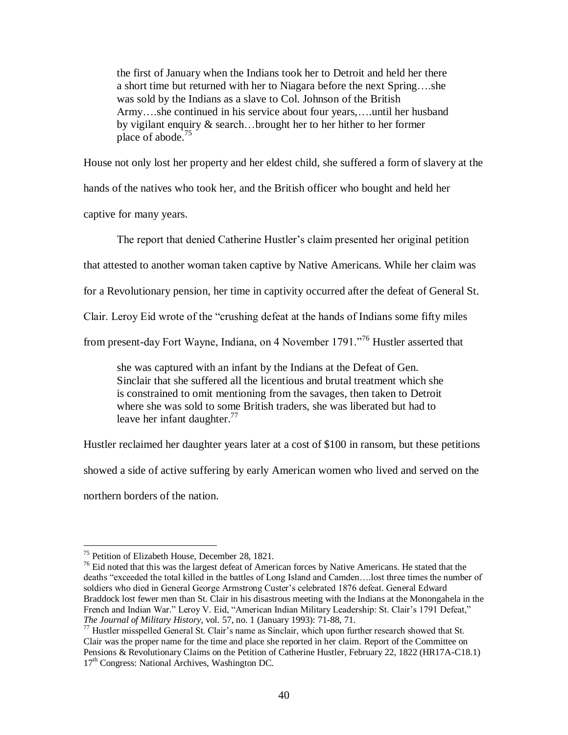> the first of January when the Indians took her to Detroit and held her there a short time but returned with her to Niagara before the next Spring….she was sold by the Indians as a slave to Col. Johnson of the British Army….she continued in his service about four years,….until her husband by vigilant enquiry & search…brought her to her hither to her former place of abode.[75]

House not only lost her property and her eldest child, she suffered a form of slavery at the hands of the natives who took her, and the British officer who bought and held her captive for many years.

The report that denied Catherine Hustler's claim presented her original petition that attested to another woman taken captive by Native Americans. While her claim was for a Revolutionary pension, her time in captivity occurred after the defeat of General St. Clair. Leroy Eid wrote of the "crushing defeat at the hands of Indians some fifty miles from present-day Fort Wayne, Indiana, on 4 November 1791."[76] Hustler asserted that

> she was captured with an infant by the Indians at the Defeat of Gen. Sinclair that she suffered all the licentious and brutal treatment which she is constrained to omit mentioning from the savages, then taken to Detroit where she was sold to some British traders, she was liberated but had to leave her infant daughter.[77]

Hustler reclaimed her daughter years later at a cost of $100 in ransom, but these petitions showed a side of active suffering by early American women who lived and served on the northern borders of the nation.

---

[75] Petition of Elizabeth House, December 28, 1821.

[76] Eid noted that this was the largest defeat of American forces by Native Americans. He stated that the deaths "exceeded the total killed in the battles of Long Island and Camden….lost three times the number of soldiers who died in General George Armstrong Custer's celebrated 1876 defeat. General Edward Braddock lost fewer men than St. Clair in his disastrous meeting with the Indians at the Monongahela in the French and Indian War." Leroy V. Eid, "American Indian Military Leadership: St. Clair's 1791 Defeat," *The Journal of Military History*, vol. 57, no. 1 (January 1993): 71-88, 71.

[77] Hustler misspelled General St. Clair's name as Sinclair, which upon further research showed that St. Clair was the proper name for the time and place she reported in her claim. Report of the Committee on Pensions & Revolutionary Claims on the Petition of Catherine Hustler, February 22, 1822 (HR17A-C18.1) 17th Congress: National Archives, Washington DC.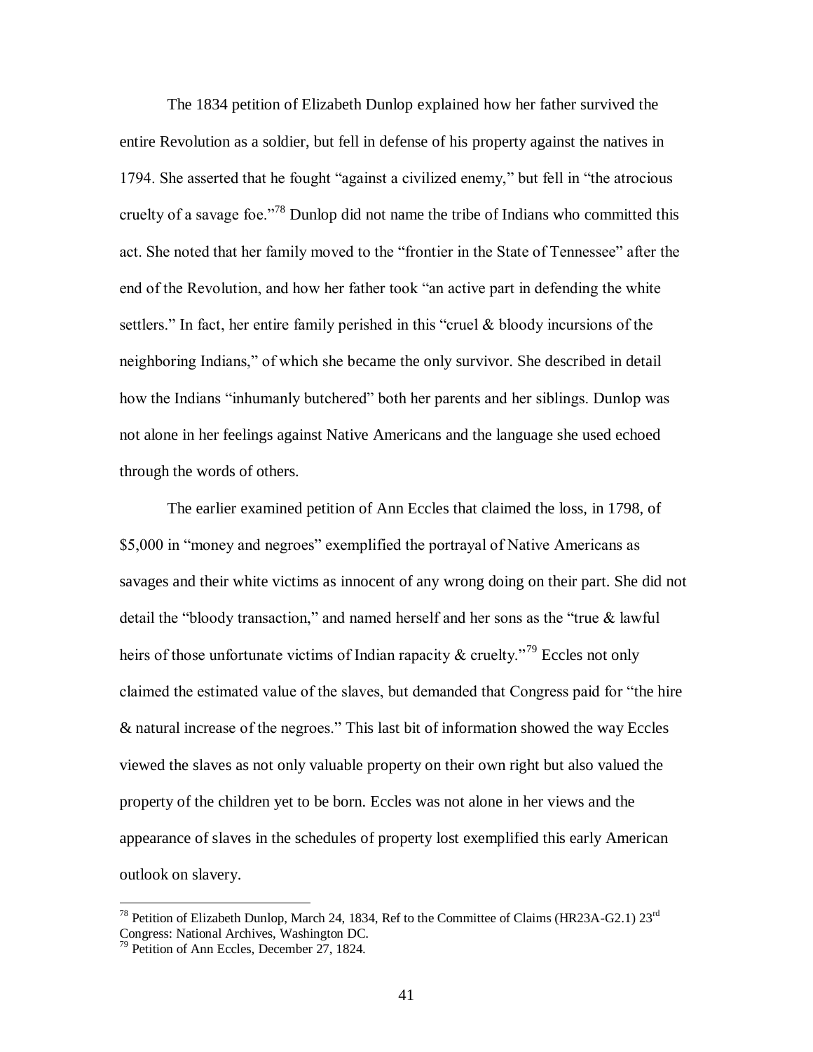The 1834 petition of Elizabeth Dunlop explained how her father survived the entire Revolution as a soldier, but fell in defense of his property against the natives in 1794. She asserted that he fought "against a civilized enemy," but fell in "the atrocious cruelty of a savage foe."[78] Dunlop did not name the tribe of Indians who committed this act. She noted that her family moved to the "frontier in the State of Tennessee" after the end of the Revolution, and how her father took "an active part in defending the white settlers." In fact, her entire family perished in this "cruel & bloody incursions of the neighboring Indians," of which she became the only survivor. She described in detail how the Indians "inhumanly butchered" both her parents and her siblings. Dunlop was not alone in her feelings against Native Americans and the language she used echoed through the words of others.

The earlier examined petition of Ann Eccles that claimed the loss, in 1798, of $5,000 in "money and negroes" exemplified the portrayal of Native Americans as savages and their white victims as innocent of any wrong doing on their part. She did not detail the "bloody transaction," and named herself and her sons as the "true & lawful heirs of those unfortunate victims of Indian rapacity & cruelty."[79] Eccles not only claimed the estimated value of the slaves, but demanded that Congress paid for "the hire & natural increase of the negroes." This last bit of information showed the way Eccles viewed the slaves as not only valuable property on their own right but also valued the property of the children yet to be born. Eccles was not alone in her views and the appearance of slaves in the schedules of property lost exemplified this early American outlook on slavery.

---

[78] Petition of Elizabeth Dunlop, March 24, 1834, Ref to the Committee of Claims (HR23A-G2.1) 23rd Congress: National Archives, Washington DC.

[79] Petition of Ann Eccles, December 27, 1824.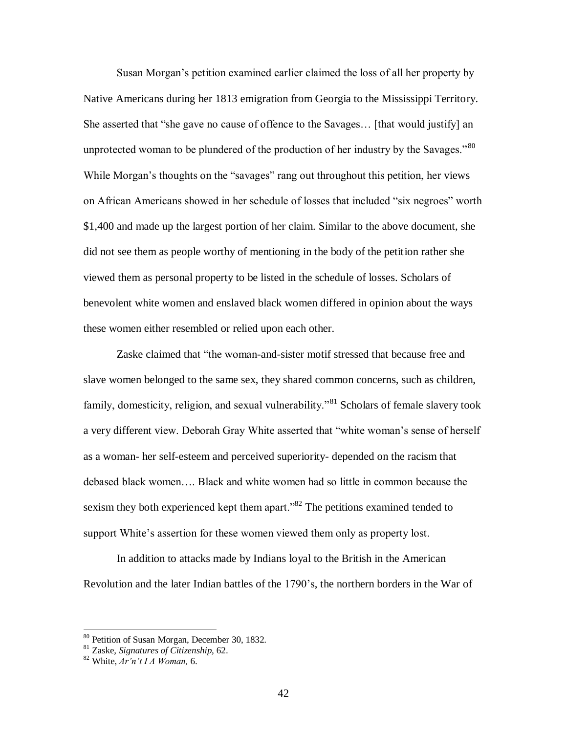Susan Morgan's petition examined earlier claimed the loss of all her property by Native Americans during her 1813 emigration from Georgia to the Mississippi Territory. She asserted that "she gave no cause of offence to the Savages… [that would justify] an unprotected woman to be plundered of the production of her industry by the Savages."[80] While Morgan's thoughts on the "savages" rang out throughout this petition, her views on African Americans showed in her schedule of losses that included "six negroes" worth $1,400 and made up the largest portion of her claim. Similar to the above document, she did not see them as people worthy of mentioning in the body of the petition rather she viewed them as personal property to be listed in the schedule of losses. Scholars of benevolent white women and enslaved black women differed in opinion about the ways these women either resembled or relied upon each other.

Zaske claimed that "the woman-and-sister motif stressed that because free and slave women belonged to the same sex, they shared common concerns, such as children, family, domesticity, religion, and sexual vulnerability."[81] Scholars of female slavery took a very different view. Deborah Gray White asserted that "white woman's sense of herself as a woman- her self-esteem and perceived superiority- depended on the racism that debased black women…. Black and white women had so little in common because the sexism they both experienced kept them apart."[82] The petitions examined tended to support White's assertion for these women viewed them only as property lost.

In addition to attacks made by Indians loyal to the British in the American Revolution and the later Indian battles of the 1790's, the northern borders in the War of

---

[80] Petition of Susan Morgan, December 30, 1832.

[81] Zaske, *Signatures of Citizenship,* 62.

[82] White, *Ar'n't I A Woman,* 6.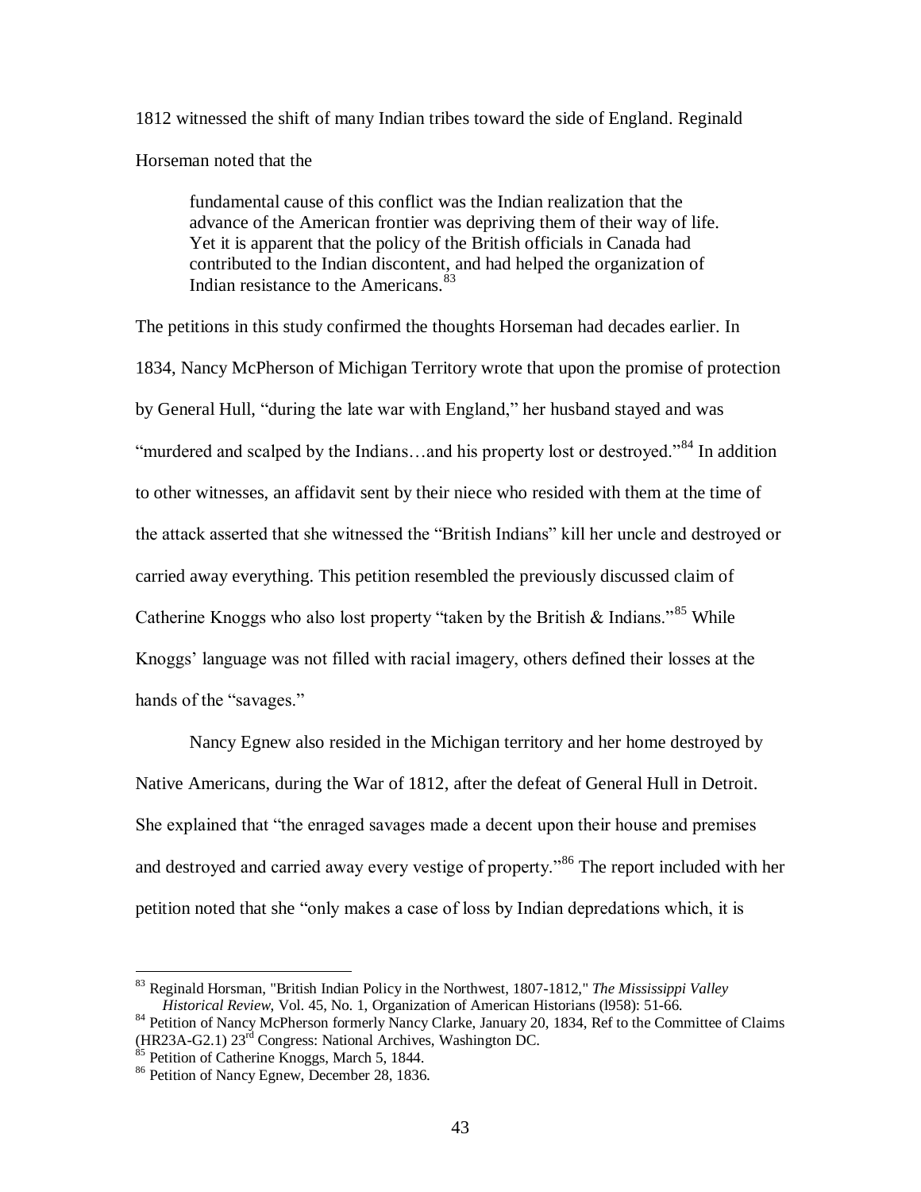1812 witnessed the shift of many Indian tribes toward the side of England. Reginald Horseman noted that the

> fundamental cause of this conflict was the Indian realization that the advance of the American frontier was depriving them of their way of life. Yet it is apparent that the policy of the British officials in Canada had contributed to the Indian discontent, and had helped the organization of Indian resistance to the Americans.[83]

The petitions in this study confirmed the thoughts Horseman had decades earlier. In 1834, Nancy McPherson of Michigan Territory wrote that upon the promise of protection by General Hull, "during the late war with England," her husband stayed and was "murdered and scalped by the Indians…and his property lost or destroyed."[84] In addition to other witnesses, an affidavit sent by their niece who resided with them at the time of the attack asserted that she witnessed the "British Indians" kill her uncle and destroyed or carried away everything. This petition resembled the previously discussed claim of Catherine Knoggs who also lost property "taken by the British & Indians."[85] While Knoggs' language was not filled with racial imagery, others defined their losses at the hands of the "savages."

Nancy Egnew also resided in the Michigan territory and her home destroyed by Native Americans, during the War of 1812, after the defeat of General Hull in Detroit. She explained that "the enraged savages made a decent upon their house and premises and destroyed and carried away every vestige of property."[86] The report included with her petition noted that she "only makes a case of loss by Indian depredations which, it is

---

[83] Reginald Horsman, "British Indian Policy in the Northwest, 1807-1812," *The Mississippi Valley Historical Review*, Vol. 45, No. 1, Organization of American Historians (l958): 51-66.

[84] Petition of Nancy McPherson formerly Nancy Clarke, January 20, 1834, Ref to the Committee of Claims (HR23A-G2.1) 23rd Congress: National Archives, Washington DC.

[85] Petition of Catherine Knoggs, March 5, 1844.

[86] Petition of Nancy Egnew, December 28, 1836.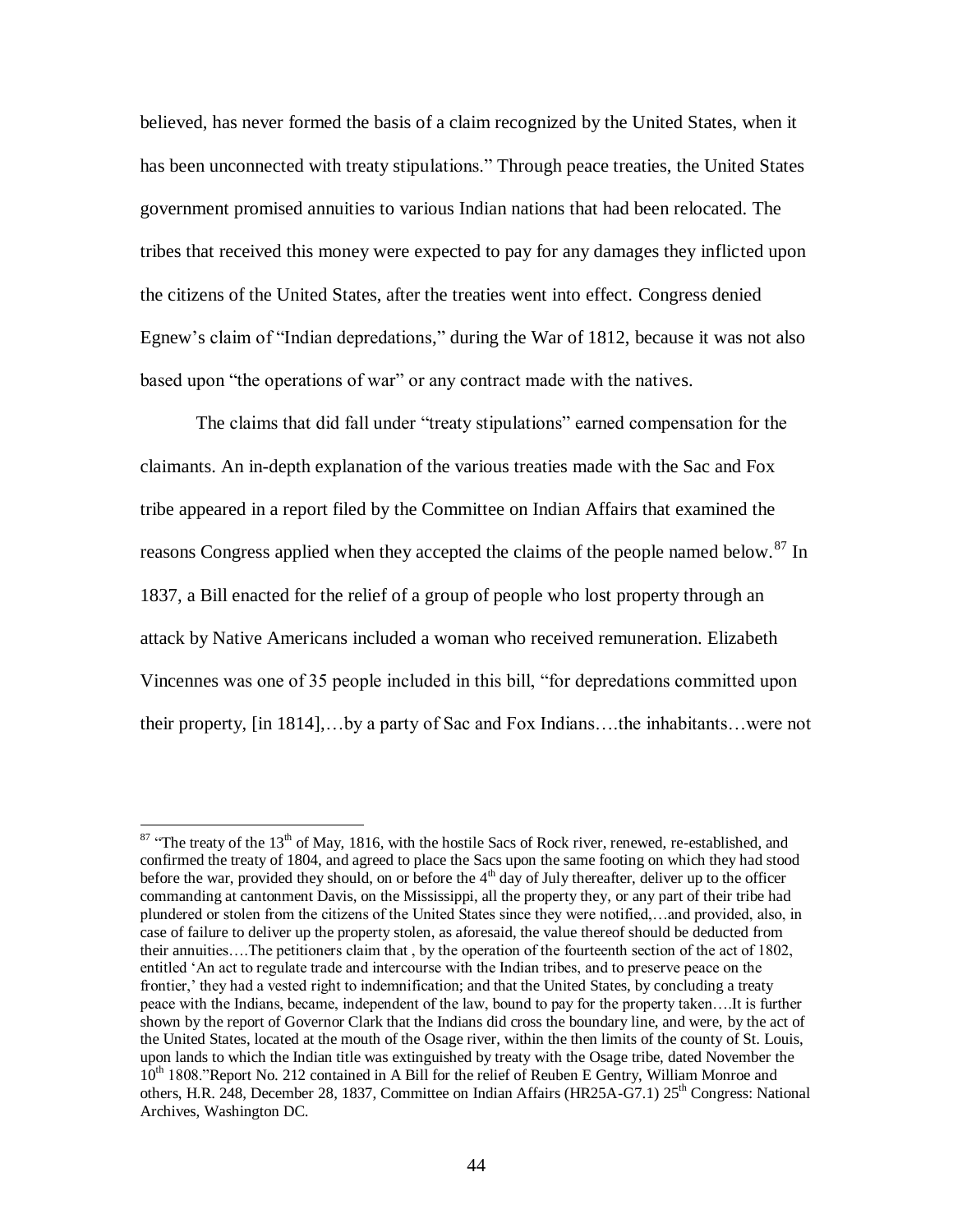believed, has never formed the basis of a claim recognized by the United States, when it has been unconnected with treaty stipulations." Through peace treaties, the United States government promised annuities to various Indian nations that had been relocated. The tribes that received this money were expected to pay for any damages they inflicted upon the citizens of the United States, after the treaties went into effect. Congress denied Egnew's claim of "Indian depredations," during the War of 1812, because it was not also based upon "the operations of war" or any contract made with the natives.

The claims that did fall under "treaty stipulations" earned compensation for the claimants. An in-depth explanation of the various treaties made with the Sac and Fox tribe appeared in a report filed by the Committee on Indian Affairs that examined the reasons Congress applied when they accepted the claims of the people named below.[87] In 1837, a Bill enacted for the relief of a group of people who lost property through an attack by Native Americans included a woman who received remuneration. Elizabeth Vincennes was one of 35 people included in this bill, "for depredations committed upon their property, [in 1814],…by a party of Sac and Fox Indians….the inhabitants…were not

---

[87] "The treaty of the 13th of May, 1816, with the hostile Sacs of Rock river, renewed, re-established, and confirmed the treaty of 1804, and agreed to place the Sacs upon the same footing on which they had stood before the war, provided they should, on or before the 4th day of July thereafter, deliver up to the officer commanding at cantonment Davis, on the Mississippi, all the property they, or any part of their tribe had plundered or stolen from the citizens of the United States since they were notified,…and provided, also, in case of failure to deliver up the property stolen, as aforesaid, the value thereof should be deducted from their annuities….The petitioners claim that , by the operation of the fourteenth section of the act of 1802, entitled 'An act to regulate trade and intercourse with the Indian tribes, and to preserve peace on the frontier,' they had a vested right to indemnification; and that the United States, by concluding a treaty peace with the Indians, became, independent of the law, bound to pay for the property taken….It is further shown by the report of Governor Clark that the Indians did cross the boundary line, and were, by the act of the United States, located at the mouth of the Osage river, within the then limits of the county of St. Louis, upon lands to which the Indian title was extinguished by treaty with the Osage tribe, dated November the 10th 1808."Report No. 212 contained in A Bill for the relief of Reuben E Gentry, William Monroe and others, H.R. 248, December 28, 1837, Committee on Indian Affairs (HR25A-G7.1) 25th Congress: National Archives, Washington DC.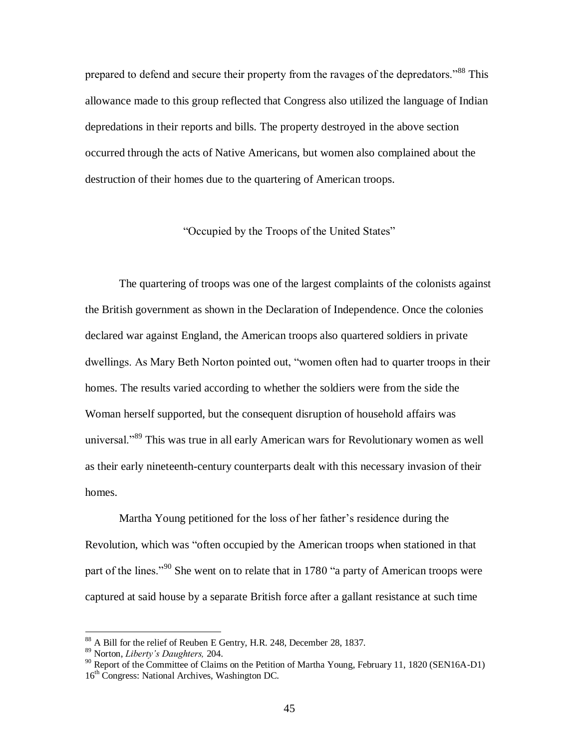prepared to defend and secure their property from the ravages of the depredators."[88] This allowance made to this group reflected that Congress also utilized the language of Indian depredations in their reports and bills. The property destroyed in the above section occurred through the acts of Native Americans, but women also complained about the destruction of their homes due to the quartering of American troops.

### "Occupied by the Troops of the United States"

The quartering of troops was one of the largest complaints of the colonists against the British government as shown in the Declaration of Independence. Once the colonies declared war against England, the American troops also quartered soldiers in private dwellings. As Mary Beth Norton pointed out, "women often had to quarter troops in their homes. The results varied according to whether the soldiers were from the side the Woman herself supported, but the consequent disruption of household affairs was universal."[89] This was true in all early American wars for Revolutionary women as well as their early nineteenth-century counterparts dealt with this necessary invasion of their homes.

Martha Young petitioned for the loss of her father's residence during the Revolution, which was "often occupied by the American troops when stationed in that part of the lines."[90] She went on to relate that in 1780 "a party of American troops were captured at said house by a separate British force after a gallant resistance at such time

---

[88] A Bill for the relief of Reuben E Gentry, H.R. 248, December 28, 1837.

[89] Norton, *Liberty's Daughters,* 204.

[90] Report of the Committee of Claims on the Petition of Martha Young, February 11, 1820 (SEN16A-D1) 16th Congress: National Archives, Washington DC.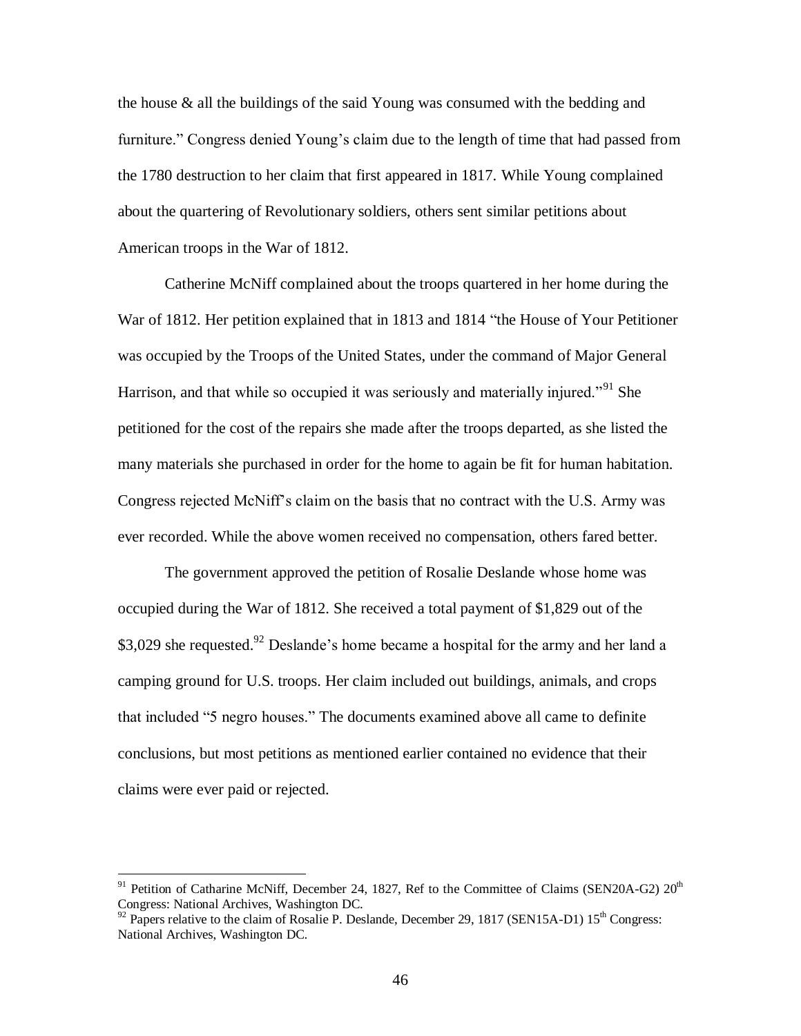the house & all the buildings of the said Young was consumed with the bedding and furniture." Congress denied Young's claim due to the length of time that had passed from the 1780 destruction to her claim that first appeared in 1817. While Young complained about the quartering of Revolutionary soldiers, others sent similar petitions about American troops in the War of 1812.

Catherine McNiff complained about the troops quartered in her home during the War of 1812. Her petition explained that in 1813 and 1814 "the House of Your Petitioner was occupied by the Troops of the United States, under the command of Major General Harrison, and that while so occupied it was seriously and materially injured."[91] She petitioned for the cost of the repairs she made after the troops departed, as she listed the many materials she purchased in order for the home to again be fit for human habitation. Congress rejected McNiff's claim on the basis that no contract with the U.S. Army was ever recorded. While the above women received no compensation, others fared better.

The government approved the petition of Rosalie Deslande whose home was occupied during the War of 1812. She received a total payment of $1,829 out of the $3,029 she requested.[92] Deslande's home became a hospital for the army and her land a camping ground for U.S. troops. Her claim included out buildings, animals, and crops that included "5 negro houses." The documents examined above all came to definite conclusions, but most petitions as mentioned earlier contained no evidence that their claims were ever paid or rejected.

---

[91] Petition of Catharine McNiff, December 24, 1827, Ref to the Committee of Claims (SEN20A-G2) 20th Congress: National Archives, Washington DC.

[92] Papers relative to the claim of Rosalie P. Deslande, December 29, 1817 (SEN15A-D1) 15th Congress: National Archives, Washington DC.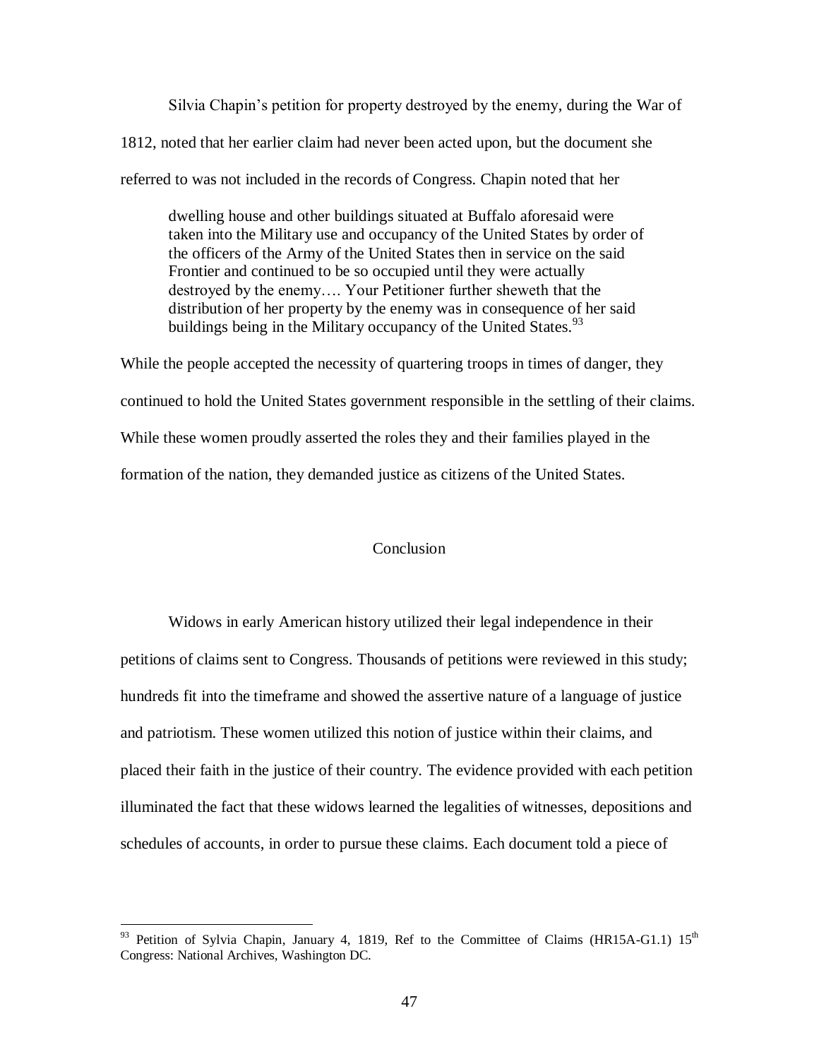Silvia Chapin's petition for property destroyed by the enemy, during the War of 1812, noted that her earlier claim had never been acted upon, but the document she referred to was not included in the records of Congress. Chapin noted that her

> dwelling house and other buildings situated at Buffalo aforesaid were taken into the Military use and occupancy of the United States by order of the officers of the Army of the United States then in service on the said Frontier and continued to be so occupied until they were actually destroyed by the enemy…. Your Petitioner further sheweth that the distribution of her property by the enemy was in consequence of her said buildings being in the Military occupancy of the United States.[93]

While the people accepted the necessity of quartering troops in times of danger, they continued to hold the United States government responsible in the settling of their claims. While these women proudly asserted the roles they and their families played in the formation of the nation, they demanded justice as citizens of the United States.

## Conclusion

Widows in early American history utilized their legal independence in their petitions of claims sent to Congress. Thousands of petitions were reviewed in this study; hundreds fit into the timeframe and showed the assertive nature of a language of justice and patriotism. These women utilized this notion of justice within their claims, and placed their faith in the justice of their country. The evidence provided with each petition illuminated the fact that these widows learned the legalities of witnesses, depositions and schedules of accounts, in order to pursue these claims. Each document told a piece of

---

[93] Petition of Sylvia Chapin, January 4, 1819, Ref to the Committee of Claims (HR15A-G1.1) 15th Congress: National Archives, Washington DC.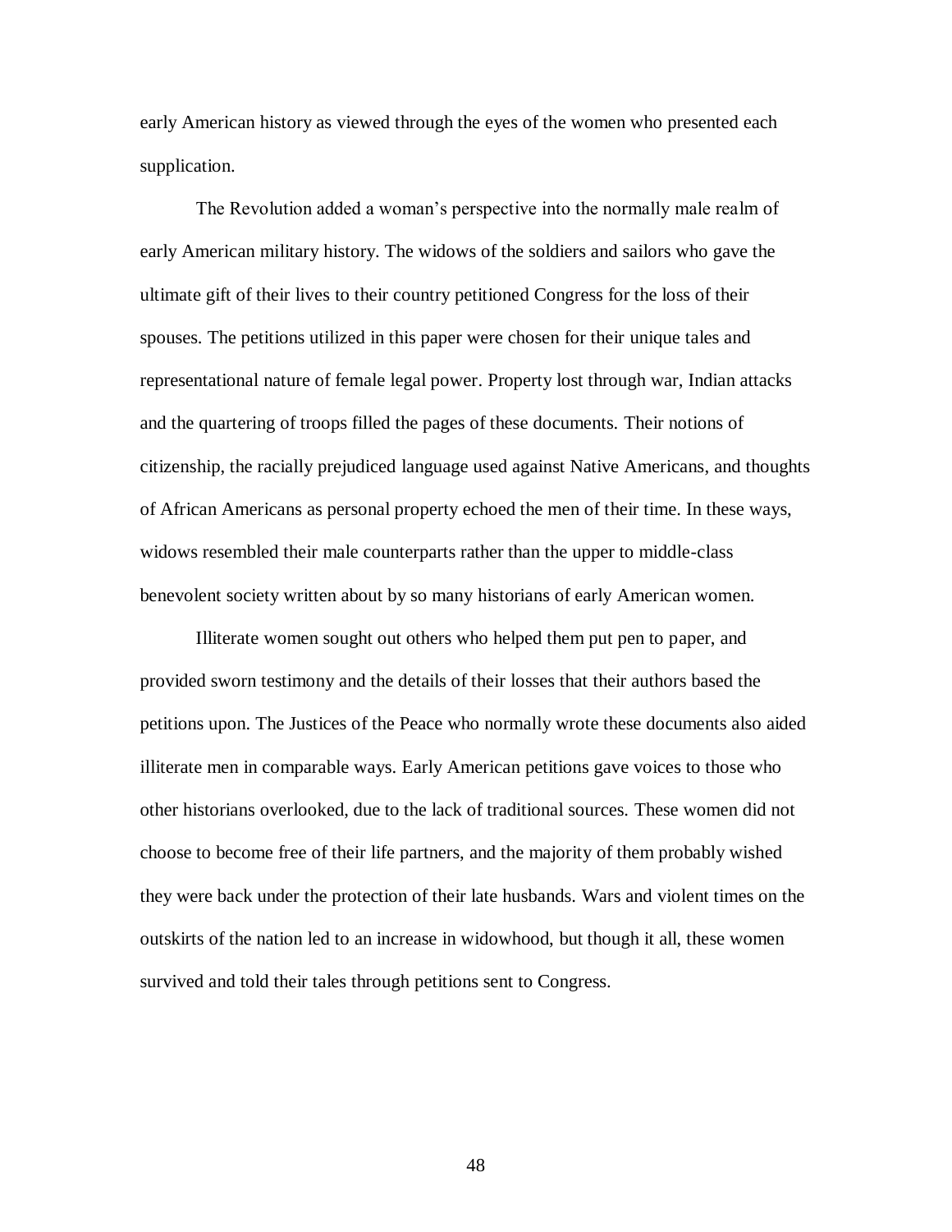early American history as viewed through the eyes of the women who presented each supplication.

The Revolution added a woman's perspective into the normally male realm of early American military history. The widows of the soldiers and sailors who gave the ultimate gift of their lives to their country petitioned Congress for the loss of their spouses. The petitions utilized in this paper were chosen for their unique tales and representational nature of female legal power. Property lost through war, Indian attacks and the quartering of troops filled the pages of these documents. Their notions of citizenship, the racially prejudiced language used against Native Americans, and thoughts of African Americans as personal property echoed the men of their time. In these ways, widows resembled their male counterparts rather than the upper to middle-class benevolent society written about by so many historians of early American women.

Illiterate women sought out others who helped them put pen to paper, and provided sworn testimony and the details of their losses that their authors based the petitions upon. The Justices of the Peace who normally wrote these documents also aided illiterate men in comparable ways. Early American petitions gave voices to those who other historians overlooked, due to the lack of traditional sources. These women did not choose to become free of their life partners, and the majority of them probably wished they were back under the protection of their late husbands. Wars and violent times on the outskirts of the nation led to an increase in widowhood, but though it all, these women survived and told their tales through petitions sent to Congress.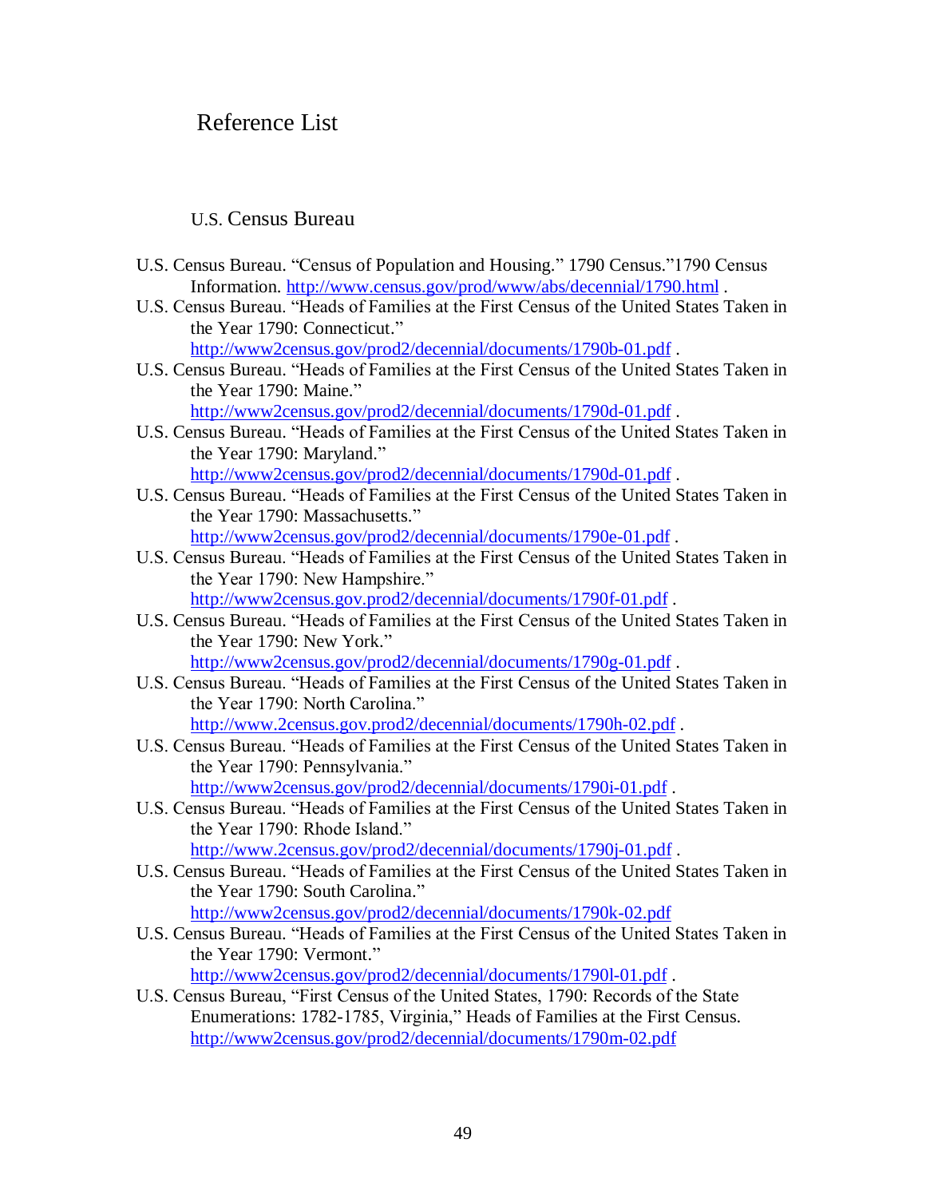# Reference List

## U.S. Census Bureau

U.S. Census Bureau. "Census of Population and Housing." 1790 Census."1790 Census Information. http://www.census.gov/prod/www/abs/decennial/1790.html .

U.S. Census Bureau. "Heads of Families at the First Census of the United States Taken in the Year 1790: Connecticut." http://www2census.gov/prod2/decennial/documents/1790b-01.pdf .

U.S. Census Bureau. "Heads of Families at the First Census of the United States Taken in the Year 1790: Maine." http://www2census.gov/prod2/decennial/documents/1790d-01.pdf .

U.S. Census Bureau. "Heads of Families at the First Census of the United States Taken in the Year 1790: Maryland." http://www2census.gov/prod2/decennial/documents/1790d-01.pdf .

U.S. Census Bureau. "Heads of Families at the First Census of the United States Taken in the Year 1790: Massachusetts." http://www2census.gov/prod2/decennial/documents/1790e-01.pdf .

U.S. Census Bureau. "Heads of Families at the First Census of the United States Taken in the Year 1790: New Hampshire." http://www2census.gov.prod2/decennial/documents/1790f-01.pdf .

U.S. Census Bureau. "Heads of Families at the First Census of the United States Taken in the Year 1790: New York." http://www2census.gov/prod2/decennial/documents/1790g-01.pdf .

U.S. Census Bureau. "Heads of Families at the First Census of the United States Taken in the Year 1790: North Carolina." http://www.2census.gov.prod2/decennial/documents/1790h-02.pdf .

U.S. Census Bureau. "Heads of Families at the First Census of the United States Taken in the Year 1790: Pennsylvania." http://www2census.gov/prod2/decennial/documents/1790i-01.pdf .

U.S. Census Bureau. "Heads of Families at the First Census of the United States Taken in the Year 1790: Rhode Island." http://www.2census.gov/prod2/decennial/documents/1790j-01.pdf .

U.S. Census Bureau. "Heads of Families at the First Census of the United States Taken in the Year 1790: South Carolina." http://www2census.gov/prod2/decennial/documents/1790k-02.pdf

U.S. Census Bureau. "Heads of Families at the First Census of the United States Taken in the Year 1790: Vermont." http://www2census.gov/prod2/decennial/documents/1790l-01.pdf .

U.S. Census Bureau, "First Census of the United States, 1790: Records of the State Enumerations: 1782-1785, Virginia," Heads of Families at the First Census. http://www2census.gov/prod2/decennial/documents/1790m-02.pdf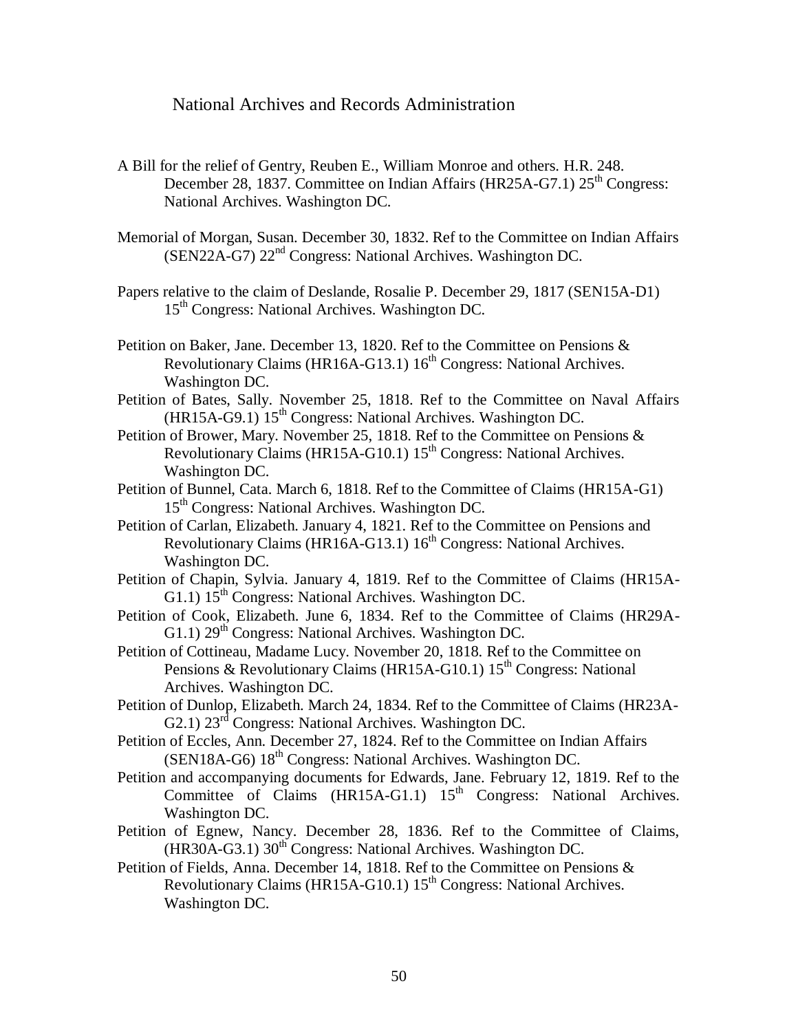National Archives and Records Administration

A Bill for the relief of Gentry, Reuben E., William Monroe and others. H.R. 248. December 28, 1837. Committee on Indian Affairs (HR25A-G7.1) 25th Congress: National Archives. Washington DC.

Memorial of Morgan, Susan. December 30, 1832. Ref to the Committee on Indian Affairs (SEN22A-G7) 22nd Congress: National Archives. Washington DC.

Papers relative to the claim of Deslande, Rosalie P. December 29, 1817 (SEN15A-D1) 15th Congress: National Archives. Washington DC.

Petition on Baker, Jane. December 13, 1820. Ref to the Committee on Pensions & Revolutionary Claims (HR16A-G13.1) 16th Congress: National Archives. Washington DC.

Petition of Bates, Sally. November 25, 1818. Ref to the Committee on Naval Affairs (HR15A-G9.1) 15th Congress: National Archives. Washington DC.

Petition of Brower, Mary. November 25, 1818. Ref to the Committee on Pensions & Revolutionary Claims (HR15A-G10.1) 15th Congress: National Archives. Washington DC.

Petition of Bunnel, Cata. March 6, 1818. Ref to the Committee of Claims (HR15A-G1) 15th Congress: National Archives. Washington DC.

Petition of Carlan, Elizabeth. January 4, 1821. Ref to the Committee on Pensions and Revolutionary Claims (HR16A-G13.1) 16th Congress: National Archives. Washington DC.

Petition of Chapin, Sylvia. January 4, 1819. Ref to the Committee of Claims (HR15A-G1.1) 15th Congress: National Archives. Washington DC.

Petition of Cook, Elizabeth. June 6, 1834. Ref to the Committee of Claims (HR29A-G1.1) 29th Congress: National Archives. Washington DC.

Petition of Cottineau, Madame Lucy. November 20, 1818. Ref to the Committee on Pensions & Revolutionary Claims (HR15A-G10.1) 15th Congress: National Archives. Washington DC.

Petition of Dunlop, Elizabeth. March 24, 1834. Ref to the Committee of Claims (HR23A-G2.1) 23rd Congress: National Archives. Washington DC.

Petition of Eccles, Ann. December 27, 1824. Ref to the Committee on Indian Affairs (SEN18A-G6) 18th Congress: National Archives. Washington DC.

Petition and accompanying documents for Edwards, Jane. February 12, 1819. Ref to the Committee of Claims (HR15A-G1.1) 15th Congress: National Archives. Washington DC.

Petition of Egnew, Nancy. December 28, 1836. Ref to the Committee of Claims, (HR30A-G3.1) 30th Congress: National Archives. Washington DC.

Petition of Fields, Anna. December 14, 1818. Ref to the Committee on Pensions & Revolutionary Claims (HR15A-G10.1) 15th Congress: National Archives. Washington DC.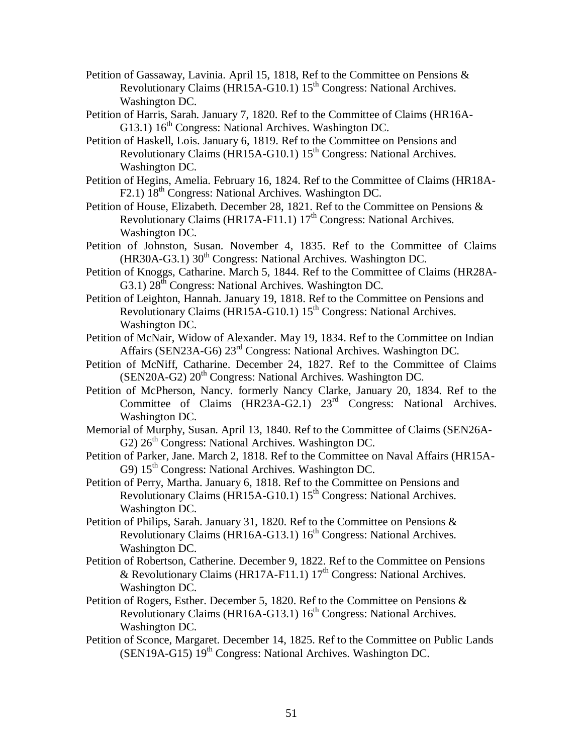Petition of Gassaway, Lavinia. April 15, 1818, Ref to the Committee on Pensions & Revolutionary Claims (HR15A-G10.1) 15th Congress: National Archives. Washington DC.

Petition of Harris, Sarah. January 7, 1820. Ref to the Committee of Claims (HR16A-G13.1) 16th Congress: National Archives. Washington DC.

Petition of Haskell, Lois. January 6, 1819. Ref to the Committee on Pensions and Revolutionary Claims (HR15A-G10.1) 15th Congress: National Archives. Washington DC.

Petition of Hegins, Amelia. February 16, 1824. Ref to the Committee of Claims (HR18A-F2.1) 18th Congress: National Archives. Washington DC.

Petition of House, Elizabeth. December 28, 1821. Ref to the Committee on Pensions & Revolutionary Claims (HR17A-F11.1) 17th Congress: National Archives. Washington DC.

Petition of Johnston, Susan. November 4, 1835. Ref to the Committee of Claims (HR30A-G3.1) 30th Congress: National Archives. Washington DC.

Petition of Knoggs, Catharine. March 5, 1844. Ref to the Committee of Claims (HR28A-G3.1) 28th Congress: National Archives. Washington DC.

Petition of Leighton, Hannah. January 19, 1818. Ref to the Committee on Pensions and Revolutionary Claims (HR15A-G10.1) 15th Congress: National Archives. Washington DC.

Petition of McNair, Widow of Alexander. May 19, 1834. Ref to the Committee on Indian Affairs (SEN23A-G6) 23rd Congress: National Archives. Washington DC.

Petition of McNiff, Catharine. December 24, 1827. Ref to the Committee of Claims (SEN20A-G2) 20th Congress: National Archives. Washington DC.

Petition of McPherson, Nancy. formerly Nancy Clarke, January 20, 1834. Ref to the Committee of Claims (HR23A-G2.1) 23rd Congress: National Archives. Washington DC.

Memorial of Murphy, Susan. April 13, 1840. Ref to the Committee of Claims (SEN26A-G2) 26th Congress: National Archives. Washington DC.

Petition of Parker, Jane. March 2, 1818. Ref to the Committee on Naval Affairs (HR15A-G9) 15th Congress: National Archives. Washington DC.

Petition of Perry, Martha. January 6, 1818. Ref to the Committee on Pensions and Revolutionary Claims (HR15A-G10.1) 15th Congress: National Archives. Washington DC.

Petition of Philips, Sarah. January 31, 1820. Ref to the Committee on Pensions & Revolutionary Claims (HR16A-G13.1) 16th Congress: National Archives. Washington DC.

Petition of Robertson, Catherine. December 9, 1822. Ref to the Committee on Pensions & Revolutionary Claims (HR17A-F11.1) 17th Congress: National Archives. Washington DC.

Petition of Rogers, Esther. December 5, 1820. Ref to the Committee on Pensions & Revolutionary Claims (HR16A-G13.1) 16th Congress: National Archives. Washington DC.

Petition of Sconce, Margaret. December 14, 1825. Ref to the Committee on Public Lands (SEN19A-G15) 19th Congress: National Archives. Washington DC.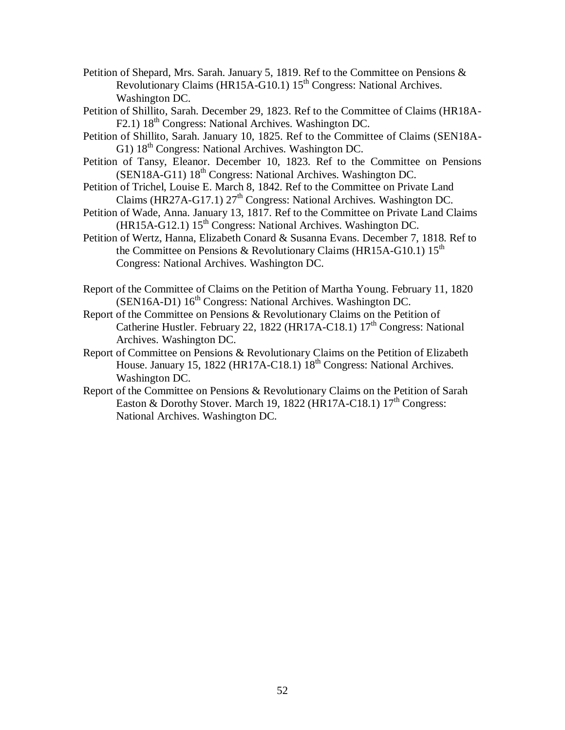Petition of Shepard, Mrs. Sarah. January 5, 1819. Ref to the Committee on Pensions & Revolutionary Claims (HR15A-G10.1) 15th Congress: National Archives. Washington DC.

Petition of Shillito, Sarah. December 29, 1823. Ref to the Committee of Claims (HR18A-F2.1) 18th Congress: National Archives. Washington DC.

Petition of Shillito, Sarah. January 10, 1825. Ref to the Committee of Claims (SEN18A-G1) 18th Congress: National Archives. Washington DC.

Petition of Tansy, Eleanor. December 10, 1823. Ref to the Committee on Pensions (SEN18A-G11) 18th Congress: National Archives. Washington DC.

Petition of Trichel, Louise E. March 8, 1842. Ref to the Committee on Private Land Claims (HR27A-G17.1) 27th Congress: National Archives. Washington DC.

Petition of Wade, Anna. January 13, 1817. Ref to the Committee on Private Land Claims (HR15A-G12.1) 15th Congress: National Archives. Washington DC.

Petition of Wertz, Hanna, Elizabeth Conard & Susanna Evans. December 7, 1818. Ref to the Committee on Pensions & Revolutionary Claims (HR15A-G10.1) 15th Congress: National Archives. Washington DC.

Report of the Committee of Claims on the Petition of Martha Young. February 11, 1820 (SEN16A-D1) 16th Congress: National Archives. Washington DC.

Report of the Committee on Pensions & Revolutionary Claims on the Petition of Catherine Hustler. February 22, 1822 (HR17A-C18.1) 17th Congress: National Archives. Washington DC.

Report of Committee on Pensions & Revolutionary Claims on the Petition of Elizabeth House. January 15, 1822 (HR17A-C18.1) 18th Congress: National Archives. Washington DC.

Report of the Committee on Pensions & Revolutionary Claims on the Petition of Sarah Easton & Dorothy Stover. March 19, 1822 (HR17A-C18.1) 17th Congress: National Archives. Washington DC.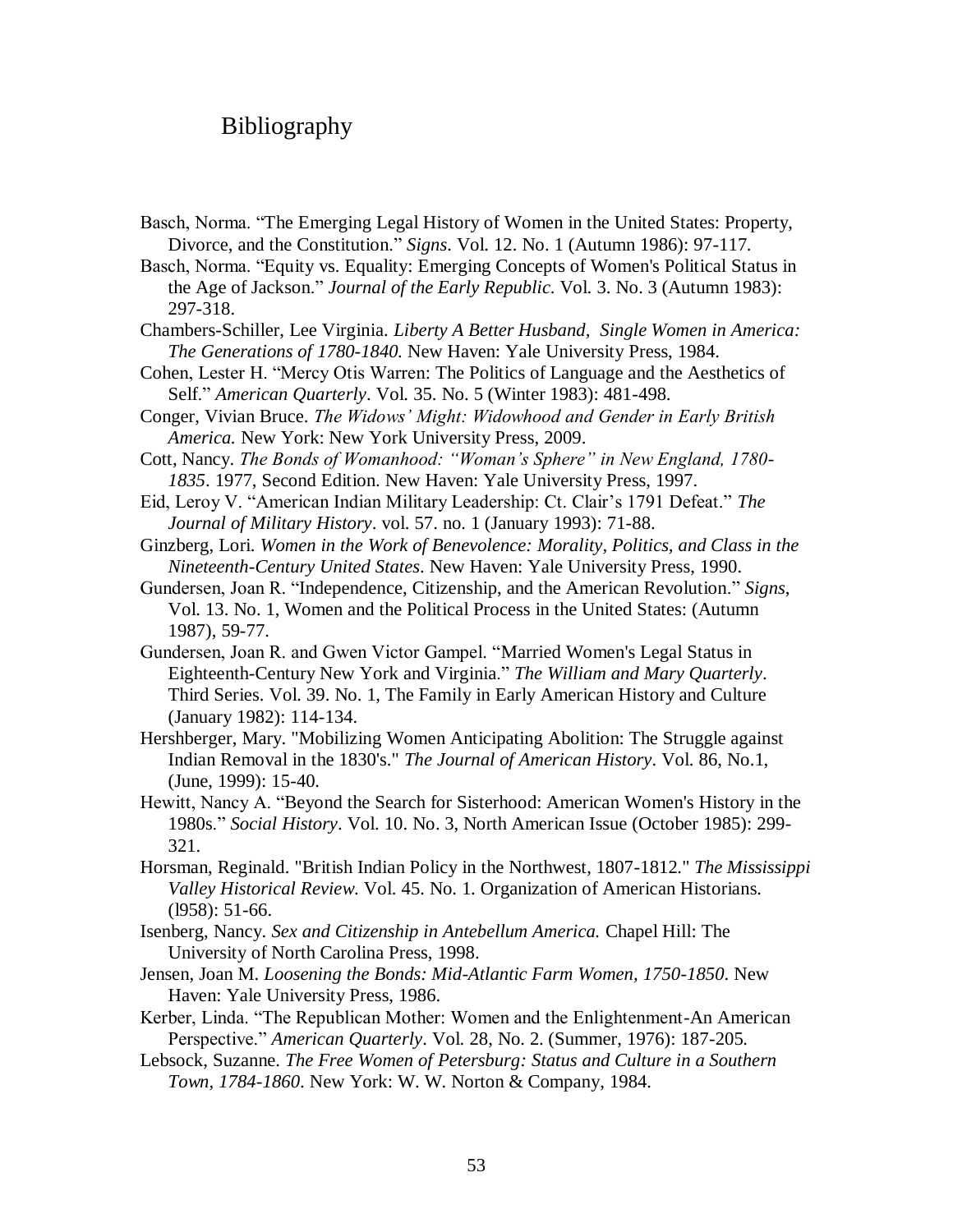# Bibliography

Basch, Norma. “The Emerging Legal History of Women in the United States: Property, Divorce, and the Constitution.” *Signs*. Vol. 12. No. 1 (Autumn 1986): 97-117.

Basch, Norma. “Equity vs. Equality: Emerging Concepts of Women's Political Status in the Age of Jackson.” *Journal of the Early Republic*. Vol. 3. No. 3 (Autumn 1983): 297-318.

Chambers-Schiller, Lee Virginia. *Liberty A Better Husband, Single Women in America: The Generations of 1780-1840*. New Haven: Yale University Press, 1984.

Cohen, Lester H. “Mercy Otis Warren: The Politics of Language and the Aesthetics of Self.” *American Quarterly*. Vol. 35. No. 5 (Winter 1983): 481-498.

Conger, Vivian Bruce. *The Widows' Might: Widowhood and Gender in Early British America.* New York: New York University Press, 2009.

Cott, Nancy. *The Bonds of Womanhood: “Woman's Sphere” in New England, 1780-1835*. 1977, Second Edition. New Haven: Yale University Press, 1997.

Eid, Leroy V. “American Indian Military Leadership: Ct. Clair's 1791 Defeat.” *The Journal of Military History*. vol. 57. no. 1 (January 1993): 71-88.

Ginzberg, Lori. *Women in the Work of Benevolence: Morality, Politics, and Class in the Nineteenth-Century United States*. New Haven: Yale University Press, 1990.

Gundersen, Joan R. “Independence, Citizenship, and the American Revolution.” *Signs*, Vol. 13. No. 1, Women and the Political Process in the United States: (Autumn 1987), 59-77.

Gundersen, Joan R. and Gwen Victor Gampel. “Married Women's Legal Status in Eighteenth-Century New York and Virginia.” *The William and Mary Quarterly*. Third Series. Vol. 39. No. 1, The Family in Early American History and Culture (January 1982): 114-134.

Hershberger, Mary. "Mobilizing Women Anticipating Abolition: The Struggle against Indian Removal in the 1830's." *The Journal of American History*. Vol. 86, No.1, (June, 1999): 15-40.

Hewitt, Nancy A. “Beyond the Search for Sisterhood: American Women's History in the 1980s.” *Social History*. Vol. 10. No. 3, North American Issue (October 1985): 299-321.

Horsman, Reginald. "British Indian Policy in the Northwest, 1807-1812." *The Mississippi Valley Historical Review.* Vol. 45. No. 1. Organization of American Historians. (l958): 51-66.

Isenberg, Nancy. *Sex and Citizenship in Antebellum America.* Chapel Hill: The University of North Carolina Press, 1998.

Jensen, Joan M. *Loosening the Bonds: Mid-Atlantic Farm Women, 1750-1850*. New Haven: Yale University Press, 1986.

Kerber, Linda. “The Republican Mother: Women and the Enlightenment-An American Perspective.” *American Quarterly*. Vol. 28, No. 2. (Summer, 1976): 187-205.

Lebsock, Suzanne. *The Free Women of Petersburg: Status and Culture in a Southern Town, 1784-1860*. New York: W. W. Norton & Company, 1984.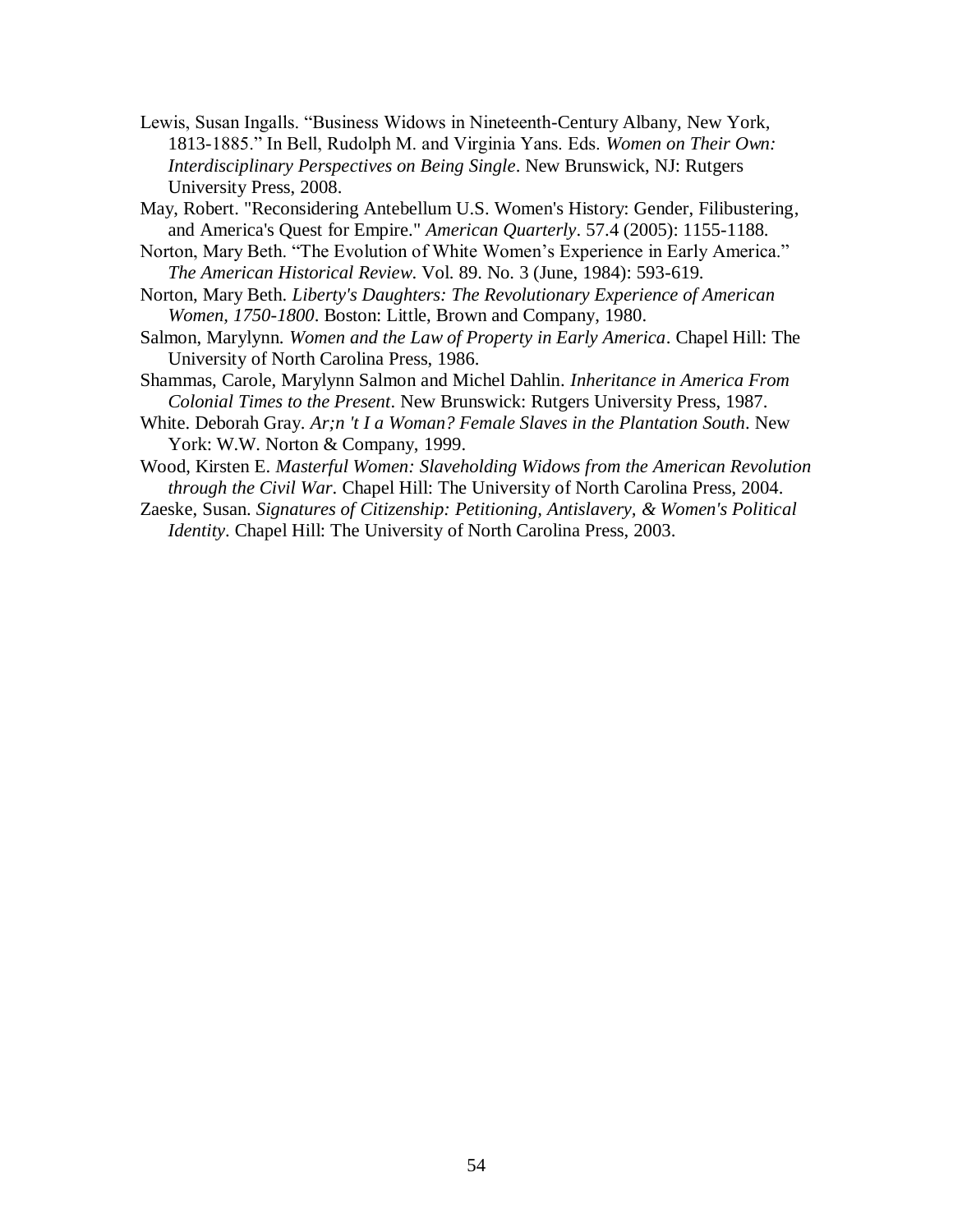Lewis, Susan Ingalls. "Business Widows in Nineteenth-Century Albany, New York, 1813-1885." In Bell, Rudolph M. and Virginia Yans. Eds. *Women on Their Own: Interdisciplinary Perspectives on Being Single*. New Brunswick, NJ: Rutgers University Press, 2008.

May, Robert. "Reconsidering Antebellum U.S. Women's History: Gender, Filibustering, and America's Quest for Empire." *American Quarterly*. 57.4 (2005): 1155-1188.

Norton, Mary Beth. "The Evolution of White Women's Experience in Early America." *The American Historical Review*. Vol. 89. No. 3 (June, 1984): 593-619.

Norton, Mary Beth. *Liberty's Daughters: The Revolutionary Experience of American Women, 1750-1800*. Boston: Little, Brown and Company, 1980.

Salmon, Marylynn. *Women and the Law of Property in Early America*. Chapel Hill: The University of North Carolina Press, 1986.

Shammas, Carole, Marylynn Salmon and Michel Dahlin. *Inheritance in America From Colonial Times to the Present*. New Brunswick: Rutgers University Press, 1987.

White. Deborah Gray. *Ar;n 't I a Woman? Female Slaves in the Plantation South*. New York: W.W. Norton & Company, 1999.

Wood, Kirsten E. *Masterful Women: Slaveholding Widows from the American Revolution through the Civil War*. Chapel Hill: The University of North Carolina Press, 2004.

Zaeske, Susan. *Signatures of Citizenship: Petitioning, Antislavery, & Women's Political Identity*. Chapel Hill: The University of North Carolina Press, 2003.